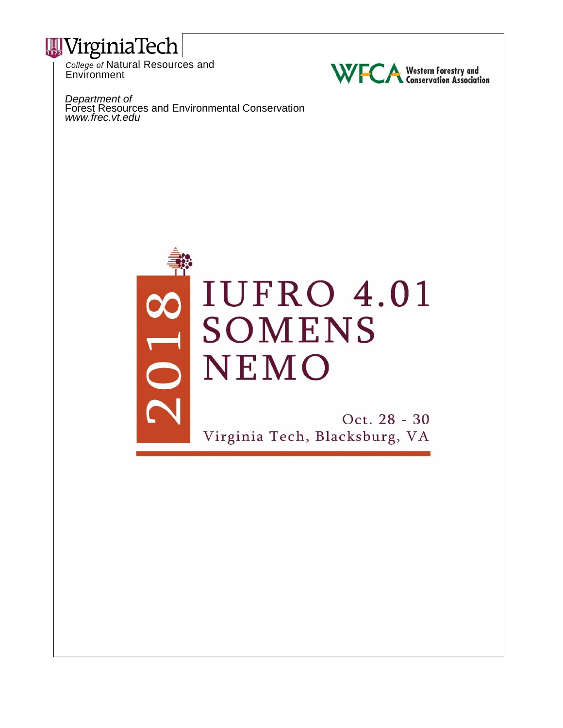VirginiaTech

*College of* Natural Resources and Environment

Western Forestry and Conservation Association

*Department of*
Forest Resources and Environmental Conservation
*www.frec.vt.edu*

# 2018 IUFRO 4.01 SOMENS NEMO

Oct. 28 - 30

Virginia Tech, Blacksburg, VA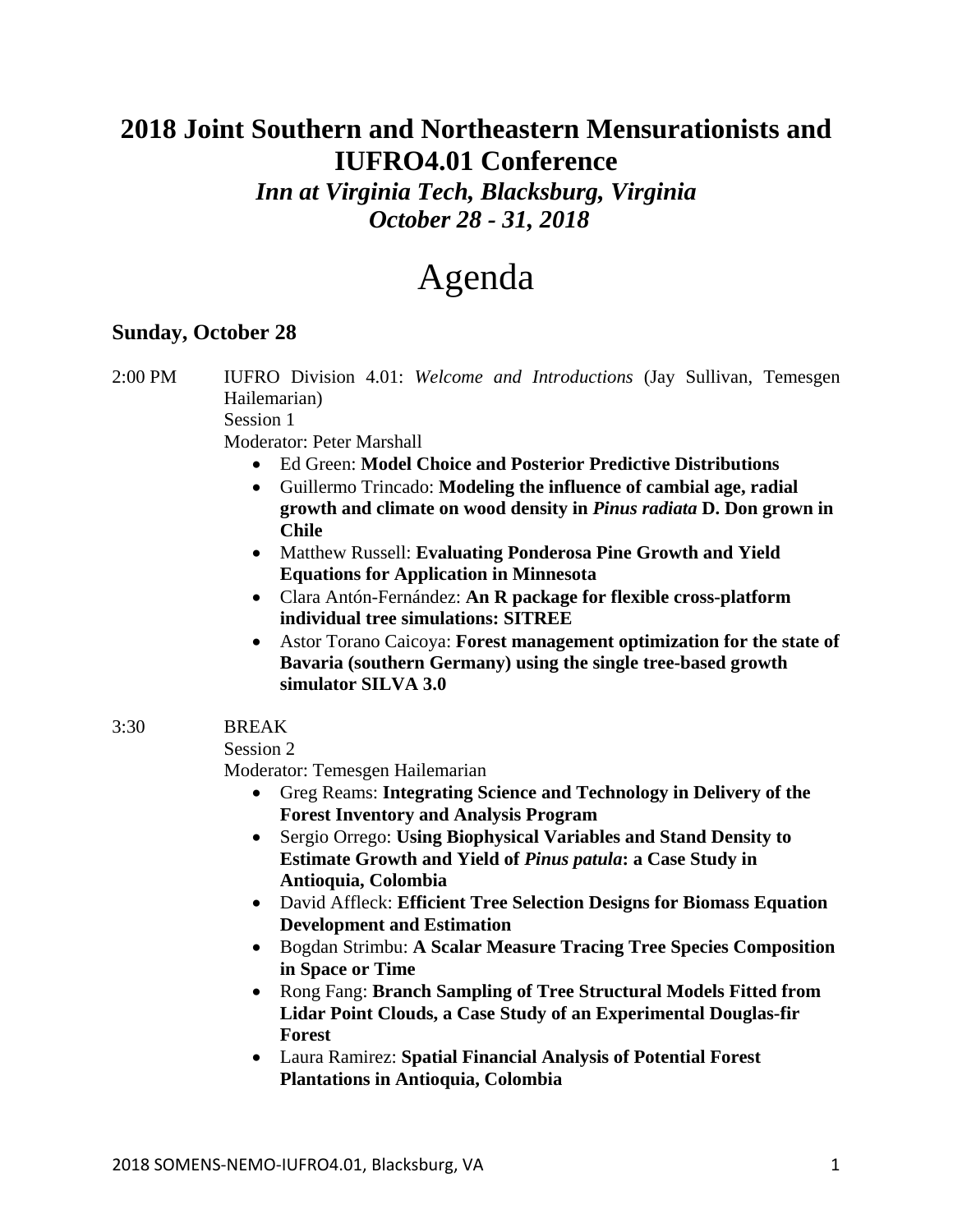# 2018 Joint Southern and Northeastern Mensurationists and IUFRO4.01 Conference

***Inn at Virginia Tech, Blacksburg, Virginia***
***October 28 - 31, 2018***

# Agenda

## Sunday, October 28

2:00 PM IUFRO Division 4.01: *Welcome and Introductions* (Jay Sullivan, Temesgen Hailemarian)
Session 1
Moderator: Peter Marshall

- Ed Green: **Model Choice and Posterior Predictive Distributions**
- Guillermo Trincado: **Modeling the influence of cambial age, radial growth and climate on wood density in *Pinus radiata* D. Don grown in Chile**
- Matthew Russell: **Evaluating Ponderosa Pine Growth and Yield Equations for Application in Minnesota**
- Clara Antón-Fernández: **An R package for flexible cross-platform individual tree simulations: SITREE**
- Astor Torano Caicoya: **Forest management optimization for the state of Bavaria (southern Germany) using the single tree-based growth simulator SILVA 3.0**

3:30 BREAK
Session 2
Moderator: Temesgen Hailemarian

- Greg Reams: **Integrating Science and Technology in Delivery of the Forest Inventory and Analysis Program**
- Sergio Orrego: **Using Biophysical Variables and Stand Density to Estimate Growth and Yield of *Pinus patula*: a Case Study in Antioquia, Colombia**
- David Affleck: **Efficient Tree Selection Designs for Biomass Equation Development and Estimation**
- Bogdan Strimbu: **A Scalar Measure Tracing Tree Species Composition in Space or Time**
- Rong Fang: **Branch Sampling of Tree Structural Models Fitted from Lidar Point Clouds, a Case Study of an Experimental Douglas-fir Forest**
- Laura Ramirez: **Spatial Financial Analysis of Potential Forest Plantations in Antioquia, Colombia**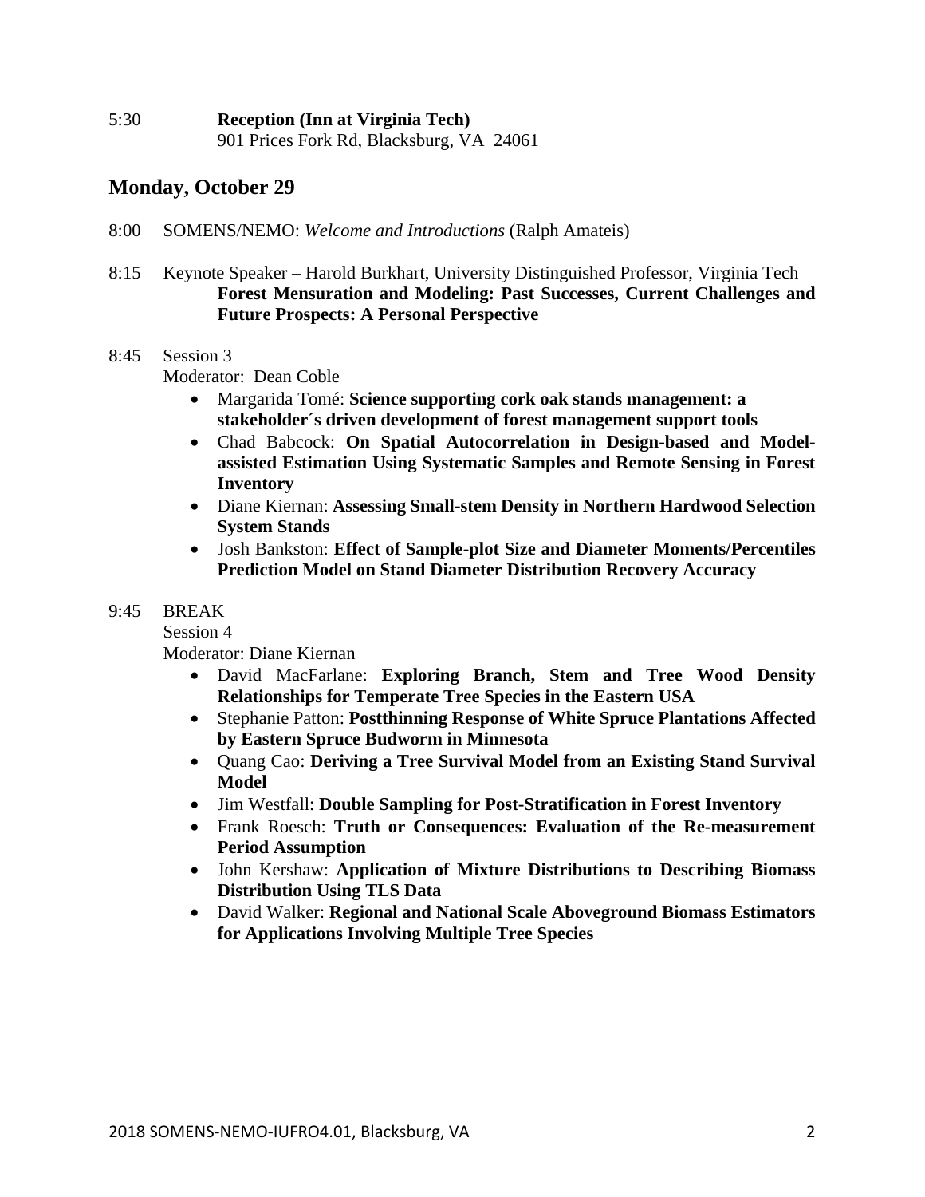5:30 **Reception (Inn at Virginia Tech)**
901 Prices Fork Rd, Blacksburg, VA 24061

## Monday, October 29

8:00 SOMENS/NEMO: *Welcome and Introductions* (Ralph Amateis)

8:15 Keynote Speaker – Harold Burkhart, University Distinguished Professor, Virginia Tech
**Forest Mensuration and Modeling: Past Successes, Current Challenges and Future Prospects: A Personal Perspective**

8:45 Session 3
Moderator: Dean Coble

- Margarida Tomé: **Science supporting cork oak stands management: a stakeholder´s driven development of forest management support tools**
- Chad Babcock: **On Spatial Autocorrelation in Design-based and Model-assisted Estimation Using Systematic Samples and Remote Sensing in Forest Inventory**
- Diane Kiernan: **Assessing Small-stem Density in Northern Hardwood Selection System Stands**
- Josh Bankston: **Effect of Sample-plot Size and Diameter Moments/Percentiles Prediction Model on Stand Diameter Distribution Recovery Accuracy**

9:45 BREAK
Session 4
Moderator: Diane Kiernan

- David MacFarlane: **Exploring Branch, Stem and Tree Wood Density Relationships for Temperate Tree Species in the Eastern USA**
- Stephanie Patton: **Postthinning Response of White Spruce Plantations Affected by Eastern Spruce Budworm in Minnesota**
- Quang Cao: **Deriving a Tree Survival Model from an Existing Stand Survival Model**
- Jim Westfall: **Double Sampling for Post-Stratification in Forest Inventory**
- Frank Roesch: **Truth or Consequences: Evaluation of the Re-measurement Period Assumption**
- John Kershaw: **Application of Mixture Distributions to Describing Biomass Distribution Using TLS Data**
- David Walker: **Regional and National Scale Aboveground Biomass Estimators for Applications Involving Multiple Tree Species**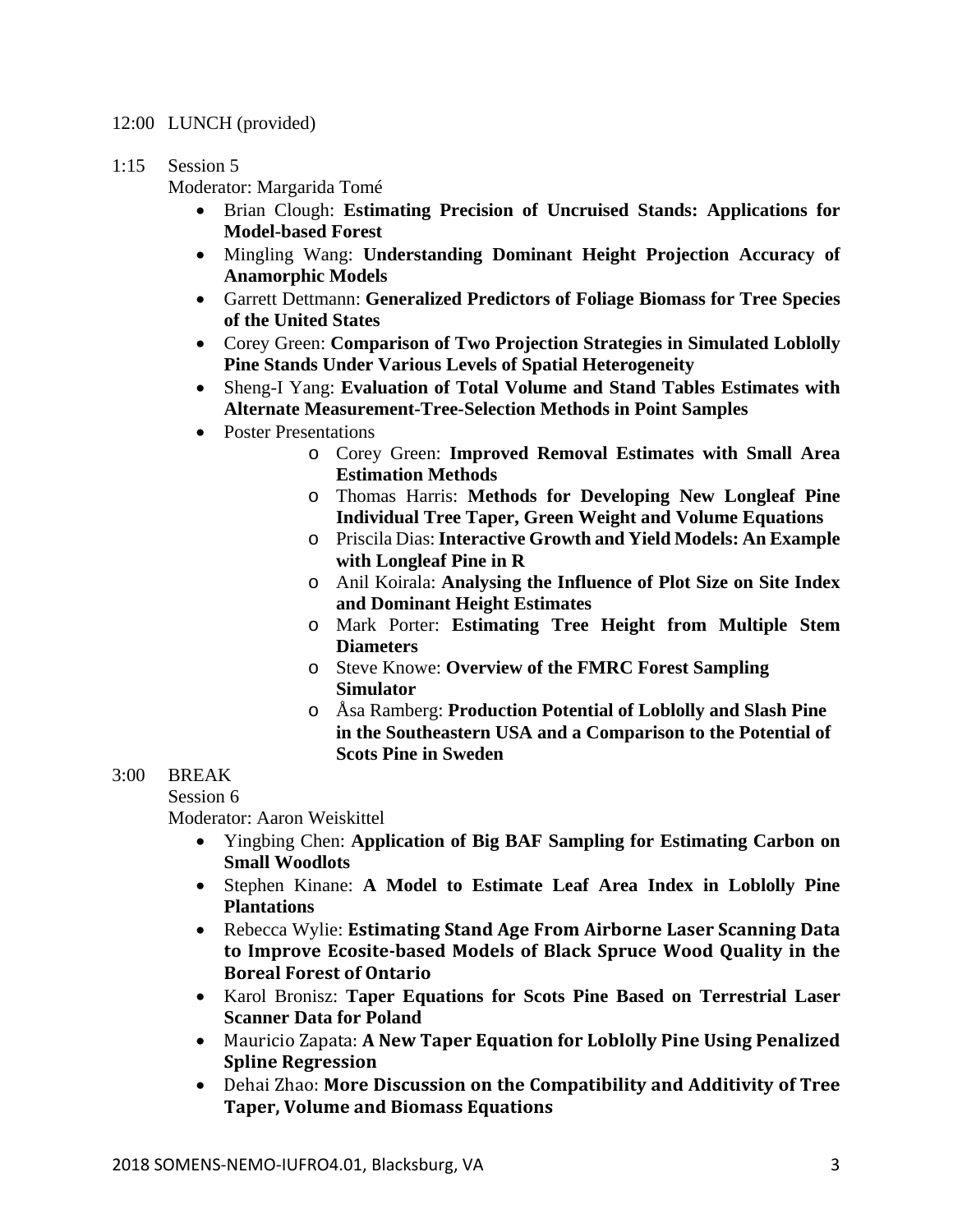12:00 LUNCH (provided)

1:15 Session 5

Moderator: Margarida Tomé

- Brian Clough: **Estimating Precision of Uncruised Stands: Applications for Model-based Forest**
- Mingling Wang: **Understanding Dominant Height Projection Accuracy of Anamorphic Models**
- Garrett Dettmann: **Generalized Predictors of Foliage Biomass for Tree Species of the United States**
- Corey Green: **Comparison of Two Projection Strategies in Simulated Loblolly Pine Stands Under Various Levels of Spatial Heterogeneity**
- Sheng-I Yang: **Evaluation of Total Volume and Stand Tables Estimates with Alternate Measurement-Tree-Selection Methods in Point Samples**
- Poster Presentations
  - Corey Green: **Improved Removal Estimates with Small Area Estimation Methods**
  - Thomas Harris: **Methods for Developing New Longleaf Pine Individual Tree Taper, Green Weight and Volume Equations**
  - Priscila Dias: **Interactive Growth and Yield Models: An Example with Longleaf Pine in R**
  - Anil Koirala: **Analysing the Influence of Plot Size on Site Index and Dominant Height Estimates**
  - Mark Porter: **Estimating Tree Height from Multiple Stem Diameters**
  - Steve Knowe: **Overview of the FMRC Forest Sampling Simulator**
  - Åsa Ramberg: **Production Potential of Loblolly and Slash Pine in the Southeastern USA and a Comparison to the Potential of Scots Pine in Sweden**

3:00 BREAK

Session 6

Moderator: Aaron Weiskittel

- Yingbing Chen: **Application of Big BAF Sampling for Estimating Carbon on Small Woodlots**
- Stephen Kinane: **A Model to Estimate Leaf Area Index in Loblolly Pine Plantations**
- Rebecca Wylie: **Estimating Stand Age From Airborne Laser Scanning Data to Improve Ecosite-based Models of Black Spruce Wood Quality in the Boreal Forest of Ontario**
- Karol Bronisz: **Taper Equations for Scots Pine Based on Terrestrial Laser Scanner Data for Poland**
- Mauricio Zapata: **A New Taper Equation for Loblolly Pine Using Penalized Spline Regression**
- Dehai Zhao: **More Discussion on the Compatibility and Additivity of Tree Taper, Volume and Biomass Equations**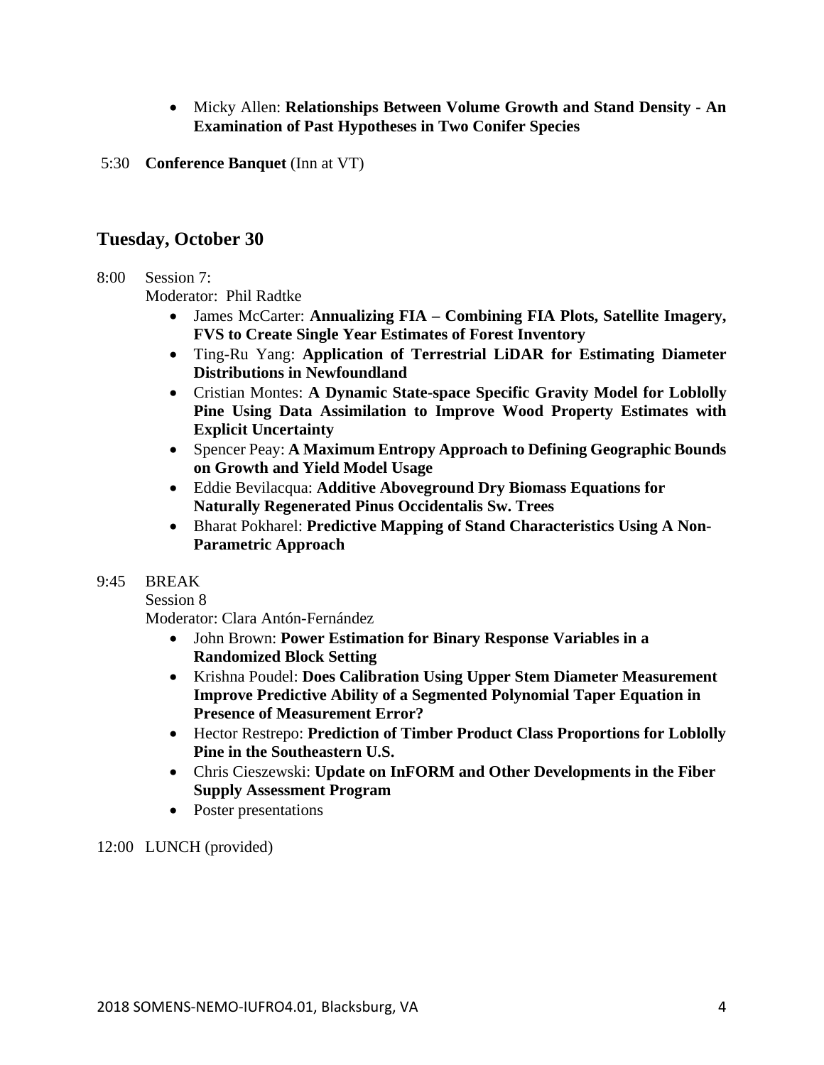- Micky Allen: **Relationships Between Volume Growth and Stand Density - An Examination of Past Hypotheses in Two Conifer Species**

5:30 **Conference Banquet** (Inn at VT)

## Tuesday, October 30

8:00 Session 7:
Moderator: Phil Radtke

- James McCarter: **Annualizing FIA – Combining FIA Plots, Satellite Imagery, FVS to Create Single Year Estimates of Forest Inventory**
- Ting-Ru Yang: **Application of Terrestrial LiDAR for Estimating Diameter Distributions in Newfoundland**
- Cristian Montes: **A Dynamic State-space Specific Gravity Model for Loblolly Pine Using Data Assimilation to Improve Wood Property Estimates with Explicit Uncertainty**
- Spencer Peay: **A Maximum Entropy Approach to Defining Geographic Bounds on Growth and Yield Model Usage**
- Eddie Bevilacqua: **Additive Aboveground Dry Biomass Equations for Naturally Regenerated Pinus Occidentalis Sw. Trees**
- Bharat Pokharel: **Predictive Mapping of Stand Characteristics Using A Non-Parametric Approach**

9:45 BREAK
Session 8
Moderator: Clara Antón-Fernández

- John Brown: **Power Estimation for Binary Response Variables in a Randomized Block Setting**
- Krishna Poudel: **Does Calibration Using Upper Stem Diameter Measurement Improve Predictive Ability of a Segmented Polynomial Taper Equation in Presence of Measurement Error?**
- Hector Restrepo: **Prediction of Timber Product Class Proportions for Loblolly Pine in the Southeastern U.S.**
- Chris Cieszewski: **Update on InFORM and Other Developments in the Fiber Supply Assessment Program**
- Poster presentations

12:00 LUNCH (provided)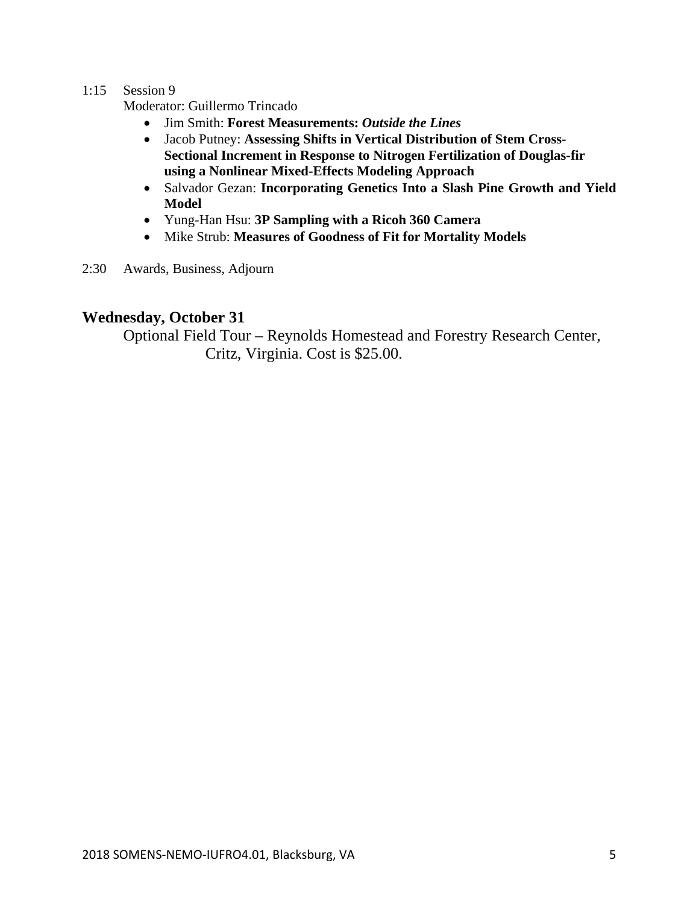1:15 Session 9

Moderator: Guillermo Trincado

- Jim Smith: **Forest Measurements: *Outside the Lines***
- Jacob Putney: **Assessing Shifts in Vertical Distribution of Stem Cross-Sectional Increment in Response to Nitrogen Fertilization of Douglas-fir using a Nonlinear Mixed-Effects Modeling Approach**
- Salvador Gezan: **Incorporating Genetics Into a Slash Pine Growth and Yield Model**
- Yung-Han Hsu: **3P Sampling with a Ricoh 360 Camera**
- Mike Strub: **Measures of Goodness of Fit for Mortality Models**

2:30 Awards, Business, Adjourn

## Wednesday, October 31

Optional Field Tour – Reynolds Homestead and Forestry Research Center, Critz, Virginia. Cost is $25.00.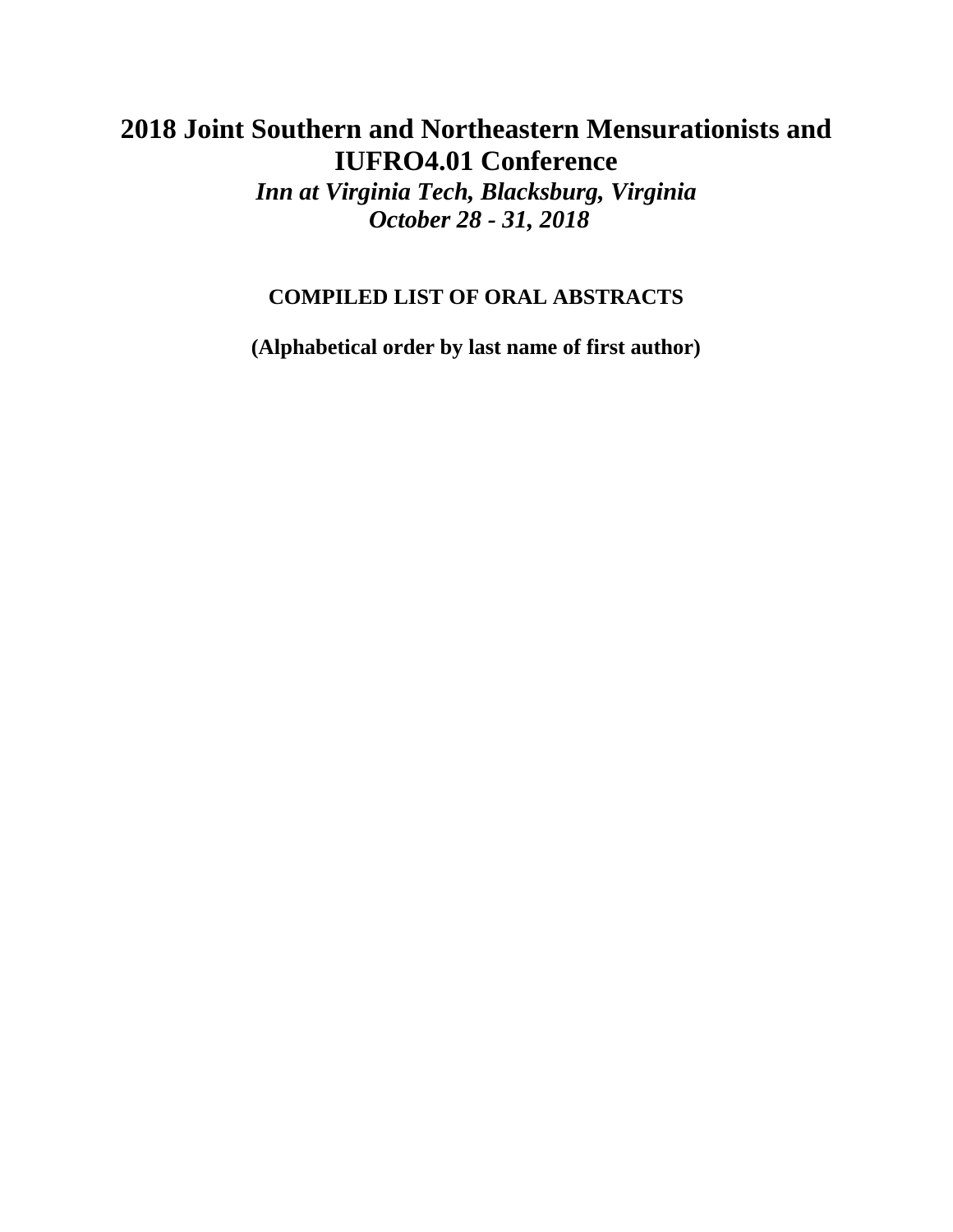# 2018 Joint Southern and Northeastern Mensurationists and IUFRO4.01 Conference

***Inn at Virginia Tech, Blacksburg, Virginia***

***October 28 - 31, 2018***

**COMPILED LIST OF ORAL ABSTRACTS**

**(Alphabetical order by last name of first author)**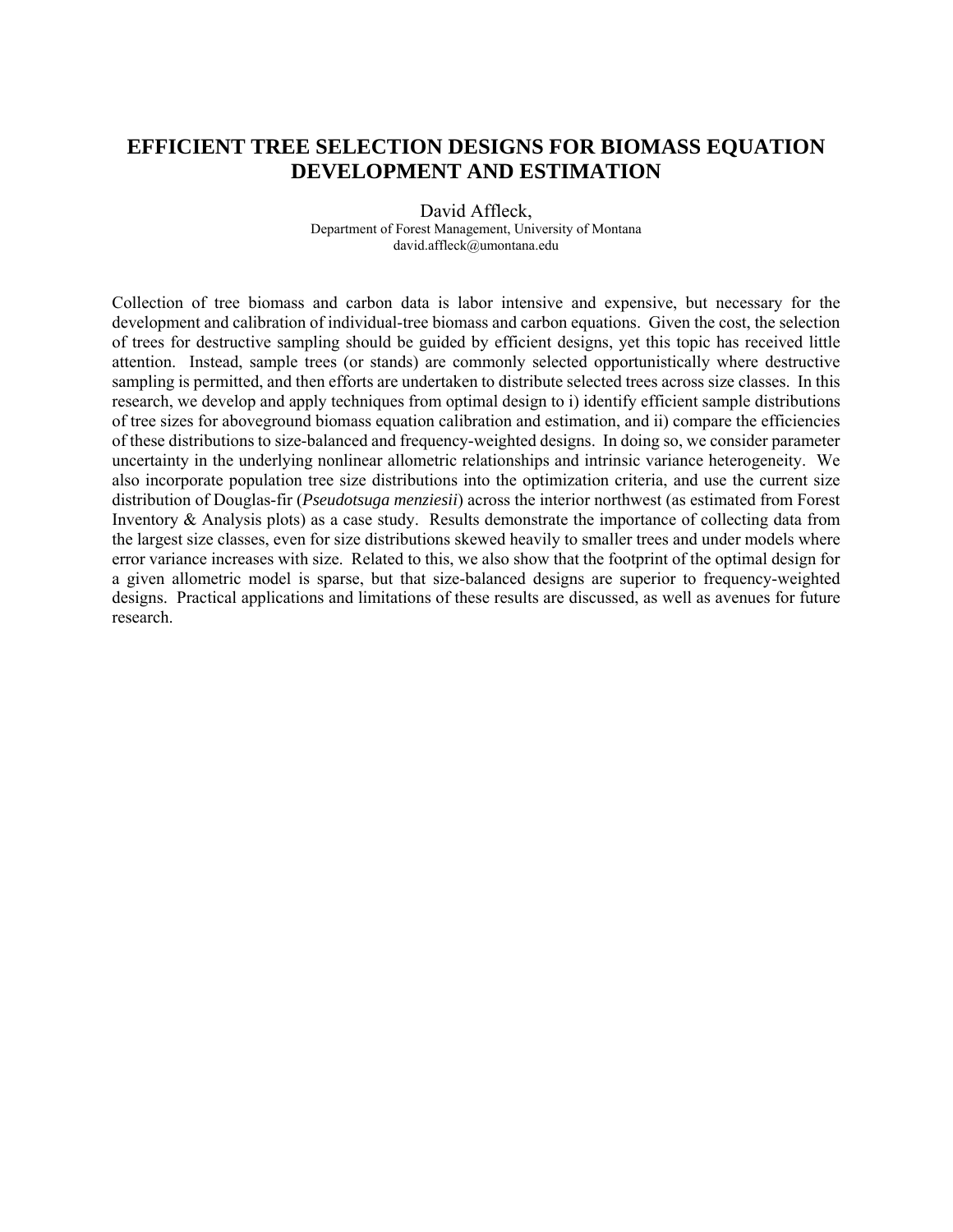# EFFICIENT TREE SELECTION DESIGNS FOR BIOMASS EQUATION DEVELOPMENT AND ESTIMATION

David Affleck,
Department of Forest Management, University of Montana
david.affleck@umontana.edu

Collection of tree biomass and carbon data is labor intensive and expensive, but necessary for the development and calibration of individual-tree biomass and carbon equations. Given the cost, the selection of trees for destructive sampling should be guided by efficient designs, yet this topic has received little attention. Instead, sample trees (or stands) are commonly selected opportunistically where destructive sampling is permitted, and then efforts are undertaken to distribute selected trees across size classes. In this research, we develop and apply techniques from optimal design to i) identify efficient sample distributions of tree sizes for aboveground biomass equation calibration and estimation, and ii) compare the efficiencies of these distributions to size-balanced and frequency-weighted designs. In doing so, we consider parameter uncertainty in the underlying nonlinear allometric relationships and intrinsic variance heterogeneity. We also incorporate population tree size distributions into the optimization criteria, and use the current size distribution of Douglas-fir (*Pseudotsuga menziesii*) across the interior northwest (as estimated from Forest Inventory & Analysis plots) as a case study. Results demonstrate the importance of collecting data from the largest size classes, even for size distributions skewed heavily to smaller trees and under models where error variance increases with size. Related to this, we also show that the footprint of the optimal design for a given allometric model is sparse, but that size-balanced designs are superior to frequency-weighted designs. Practical applications and limitations of these results are discussed, as well as avenues for future research.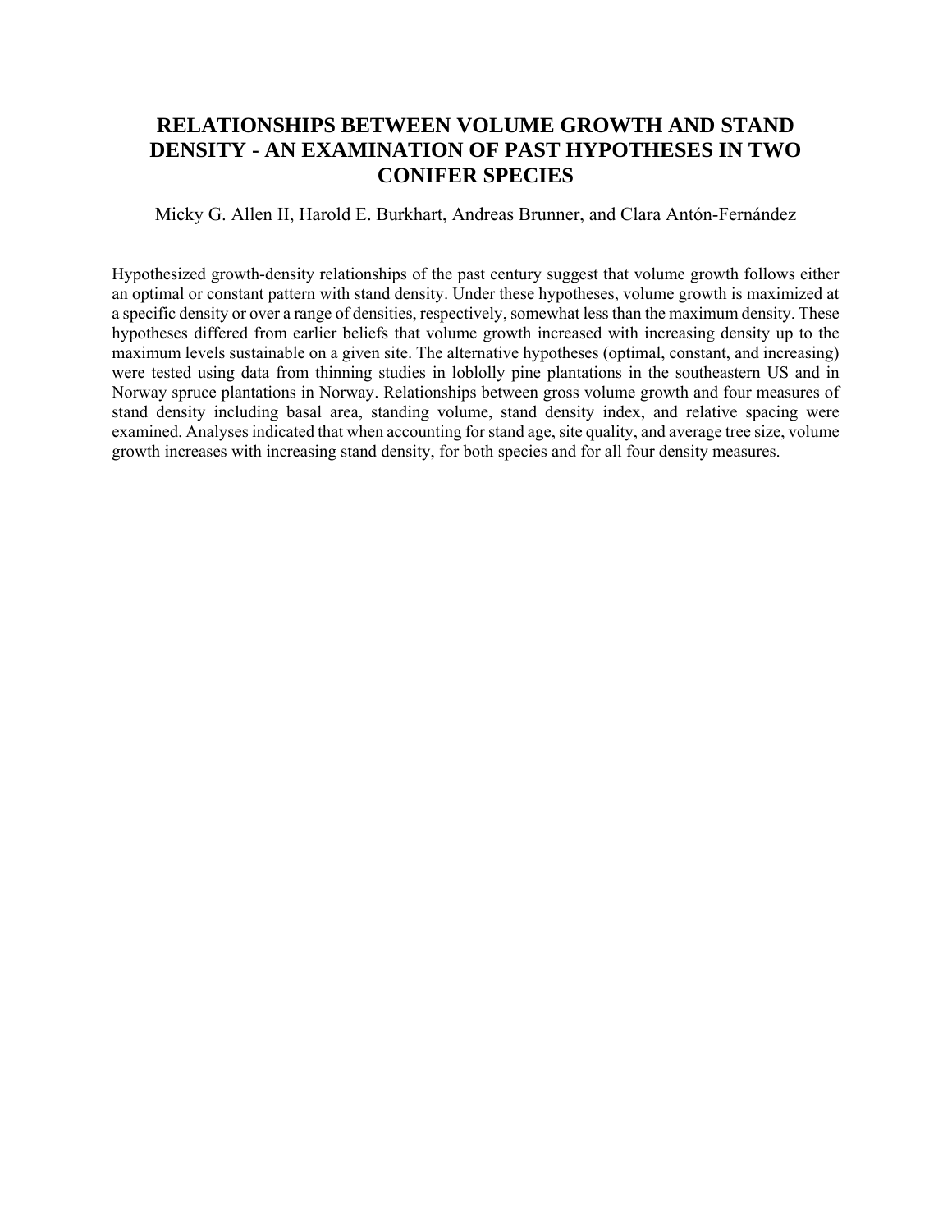# RELATIONSHIPS BETWEEN VOLUME GROWTH AND STAND DENSITY - AN EXAMINATION OF PAST HYPOTHESES IN TWO CONIFER SPECIES

Micky G. Allen II, Harold E. Burkhart, Andreas Brunner, and Clara Antón-Fernández

Hypothesized growth-density relationships of the past century suggest that volume growth follows either an optimal or constant pattern with stand density. Under these hypotheses, volume growth is maximized at a specific density or over a range of densities, respectively, somewhat less than the maximum density. These hypotheses differed from earlier beliefs that volume growth increased with increasing density up to the maximum levels sustainable on a given site. The alternative hypotheses (optimal, constant, and increasing) were tested using data from thinning studies in loblolly pine plantations in the southeastern US and in Norway spruce plantations in Norway. Relationships between gross volume growth and four measures of stand density including basal area, standing volume, stand density index, and relative spacing were examined. Analyses indicated that when accounting for stand age, site quality, and average tree size, volume growth increases with increasing stand density, for both species and for all four density measures.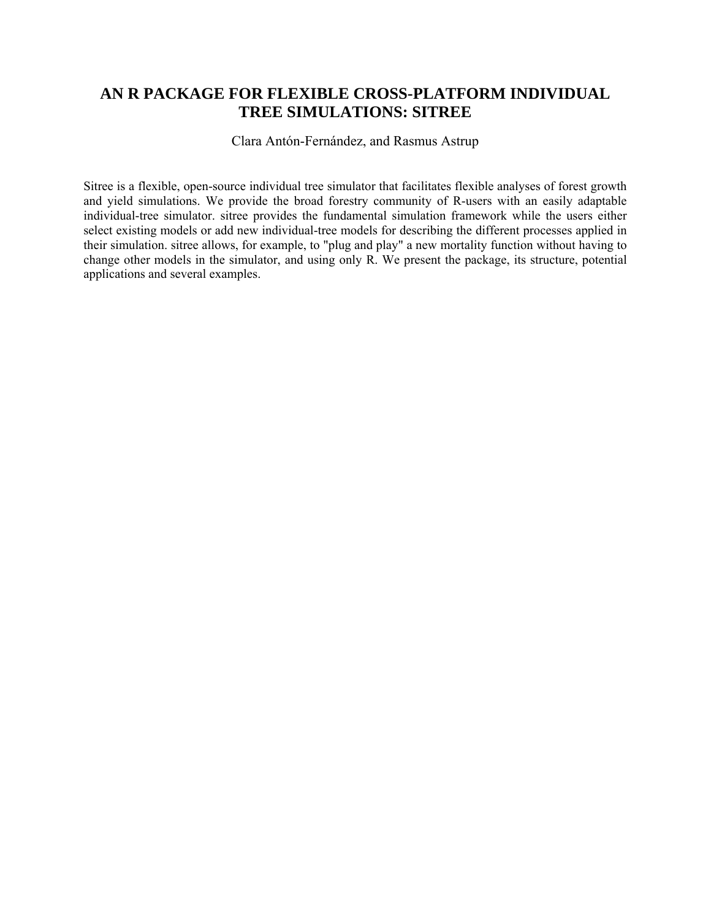# AN R PACKAGE FOR FLEXIBLE CROSS-PLATFORM INDIVIDUAL TREE SIMULATIONS: SITREE

Clara Antón-Fernández, and Rasmus Astrup

Sitree is a flexible, open-source individual tree simulator that facilitates flexible analyses of forest growth and yield simulations. We provide the broad forestry community of R-users with an easily adaptable individual-tree simulator. sitree provides the fundamental simulation framework while the users either select existing models or add new individual-tree models for describing the different processes applied in their simulation. sitree allows, for example, to "plug and play" a new mortality function without having to change other models in the simulator, and using only R. We present the package, its structure, potential applications and several examples.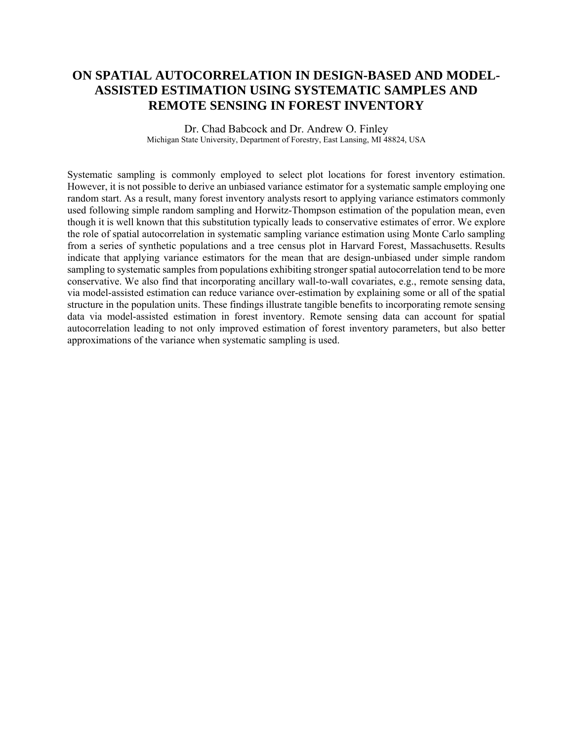# ON SPATIAL AUTOCORRELATION IN DESIGN-BASED AND MODEL-ASSISTED ESTIMATION USING SYSTEMATIC SAMPLES AND REMOTE SENSING IN FOREST INVENTORY

Dr. Chad Babcock and Dr. Andrew O. Finley

Michigan State University, Department of Forestry, East Lansing, MI 48824, USA

Systematic sampling is commonly employed to select plot locations for forest inventory estimation. However, it is not possible to derive an unbiased variance estimator for a systematic sample employing one random start. As a result, many forest inventory analysts resort to applying variance estimators commonly used following simple random sampling and Horwitz-Thompson estimation of the population mean, even though it is well known that this substitution typically leads to conservative estimates of error. We explore the role of spatial autocorrelation in systematic sampling variance estimation using Monte Carlo sampling from a series of synthetic populations and a tree census plot in Harvard Forest, Massachusetts. Results indicate that applying variance estimators for the mean that are design-unbiased under simple random sampling to systematic samples from populations exhibiting stronger spatial autocorrelation tend to be more conservative. We also find that incorporating ancillary wall-to-wall covariates, e.g., remote sensing data, via model-assisted estimation can reduce variance over-estimation by explaining some or all of the spatial structure in the population units. These findings illustrate tangible benefits to incorporating remote sensing data via model-assisted estimation in forest inventory. Remote sensing data can account for spatial autocorrelation leading to not only improved estimation of forest inventory parameters, but also better approximations of the variance when systematic sampling is used.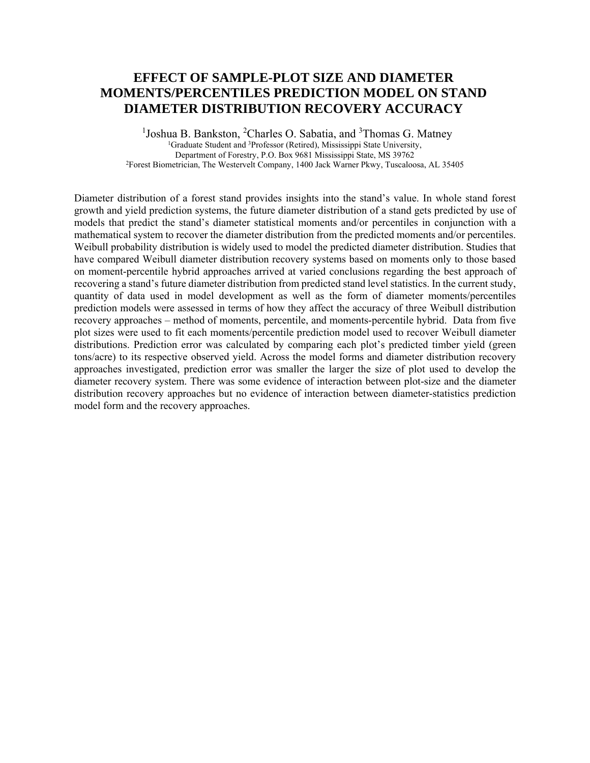# EFFECT OF SAMPLE-PLOT SIZE AND DIAMETER MOMENTS/PERCENTILES PREDICTION MODEL ON STAND DIAMETER DISTRIBUTION RECOVERY ACCURACY

[1]Joshua B. Bankston, [2]Charles O. Sabatia, and [3]Thomas G. Matney

[1]Graduate Student and [3]Professor (Retired), Mississippi State University,
Department of Forestry, P.O. Box 9681 Mississippi State, MS 39762
[2]Forest Biometrician, The Westervelt Company, 1400 Jack Warner Pkwy, Tuscaloosa, AL 35405

Diameter distribution of a forest stand provides insights into the stand's value. In whole stand forest growth and yield prediction systems, the future diameter distribution of a stand gets predicted by use of models that predict the stand's diameter statistical moments and/or percentiles in conjunction with a mathematical system to recover the diameter distribution from the predicted moments and/or percentiles. Weibull probability distribution is widely used to model the predicted diameter distribution. Studies that have compared Weibull diameter distribution recovery systems based on moments only to those based on moment-percentile hybrid approaches arrived at varied conclusions regarding the best approach of recovering a stand's future diameter distribution from predicted stand level statistics. In the current study, quantity of data used in model development as well as the form of diameter moments/percentiles prediction models were assessed in terms of how they affect the accuracy of three Weibull distribution recovery approaches – method of moments, percentile, and moments-percentile hybrid. Data from five plot sizes were used to fit each moments/percentile prediction model used to recover Weibull diameter distributions. Prediction error was calculated by comparing each plot's predicted timber yield (green tons/acre) to its respective observed yield. Across the model forms and diameter distribution recovery approaches investigated, prediction error was smaller the larger the size of plot used to develop the diameter recovery system. There was some evidence of interaction between plot-size and the diameter distribution recovery approaches but no evidence of interaction between diameter-statistics prediction model form and the recovery approaches.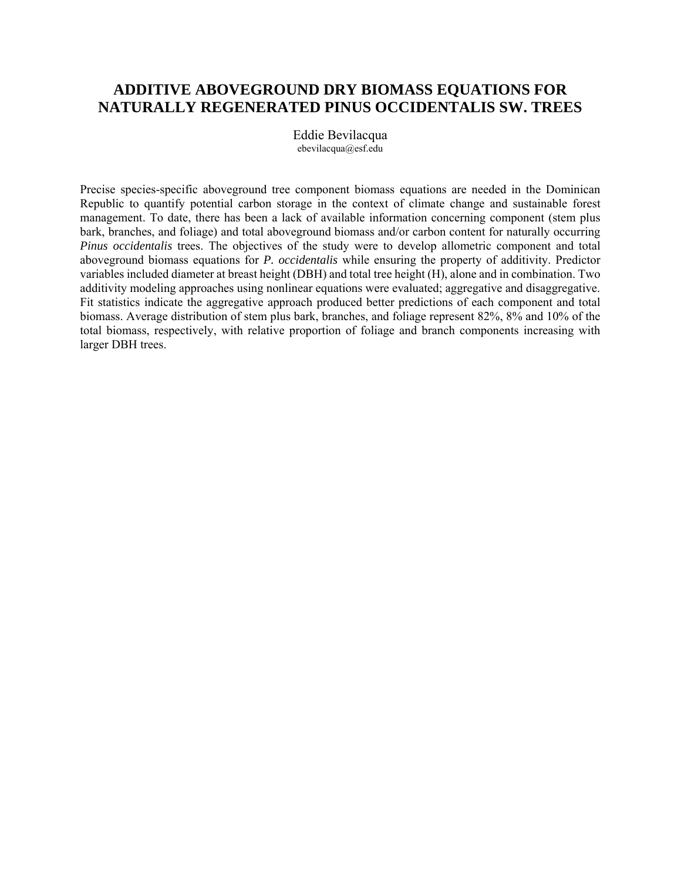# ADDITIVE ABOVEGROUND DRY BIOMASS EQUATIONS FOR NATURALLY REGENERATED PINUS OCCIDENTALIS SW. TREES

Eddie Bevilacqua
ebevilacqua@esf.edu

Precise species-specific aboveground tree component biomass equations are needed in the Dominican Republic to quantify potential carbon storage in the context of climate change and sustainable forest management. To date, there has been a lack of available information concerning component (stem plus bark, branches, and foliage) and total aboveground biomass and/or carbon content for naturally occurring *Pinus occidentalis* trees. The objectives of the study were to develop allometric component and total aboveground biomass equations for *P. occidentalis* while ensuring the property of additivity. Predictor variables included diameter at breast height (DBH) and total tree height (H), alone and in combination. Two additivity modeling approaches using nonlinear equations were evaluated; aggregative and disaggregative. Fit statistics indicate the aggregative approach produced better predictions of each component and total biomass. Average distribution of stem plus bark, branches, and foliage represent 82%, 8% and 10% of the total biomass, respectively, with relative proportion of foliage and branch components increasing with larger DBH trees.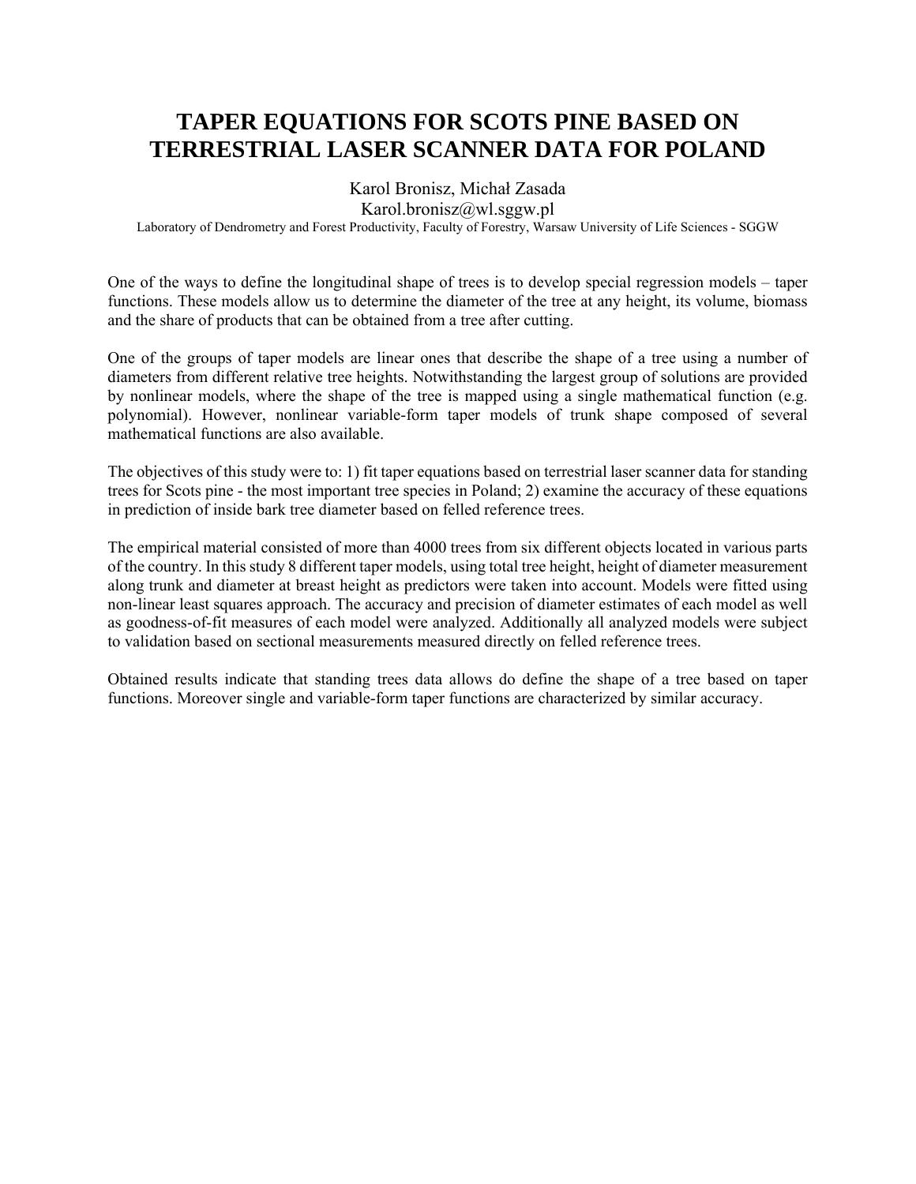# TAPER EQUATIONS FOR SCOTS PINE BASED ON TERRESTRIAL LASER SCANNER DATA FOR POLAND

Karol Bronisz, Michał Zasada

Karol.bronisz@wl.sggw.pl

Laboratory of Dendrometry and Forest Productivity, Faculty of Forestry, Warsaw University of Life Sciences - SGGW

One of the ways to define the longitudinal shape of trees is to develop special regression models – taper functions. These models allow us to determine the diameter of the tree at any height, its volume, biomass and the share of products that can be obtained from a tree after cutting.

One of the groups of taper models are linear ones that describe the shape of a tree using a number of diameters from different relative tree heights. Notwithstanding the largest group of solutions are provided by nonlinear models, where the shape of the tree is mapped using a single mathematical function (e.g. polynomial). However, nonlinear variable-form taper models of trunk shape composed of several mathematical functions are also available.

The objectives of this study were to: 1) fit taper equations based on terrestrial laser scanner data for standing trees for Scots pine - the most important tree species in Poland; 2) examine the accuracy of these equations in prediction of inside bark tree diameter based on felled reference trees.

The empirical material consisted of more than 4000 trees from six different objects located in various parts of the country. In this study 8 different taper models, using total tree height, height of diameter measurement along trunk and diameter at breast height as predictors were taken into account. Models were fitted using non-linear least squares approach. The accuracy and precision of diameter estimates of each model as well as goodness-of-fit measures of each model were analyzed. Additionally all analyzed models were subject to validation based on sectional measurements measured directly on felled reference trees.

Obtained results indicate that standing trees data allows do define the shape of a tree based on taper functions. Moreover single and variable-form taper functions are characterized by similar accuracy.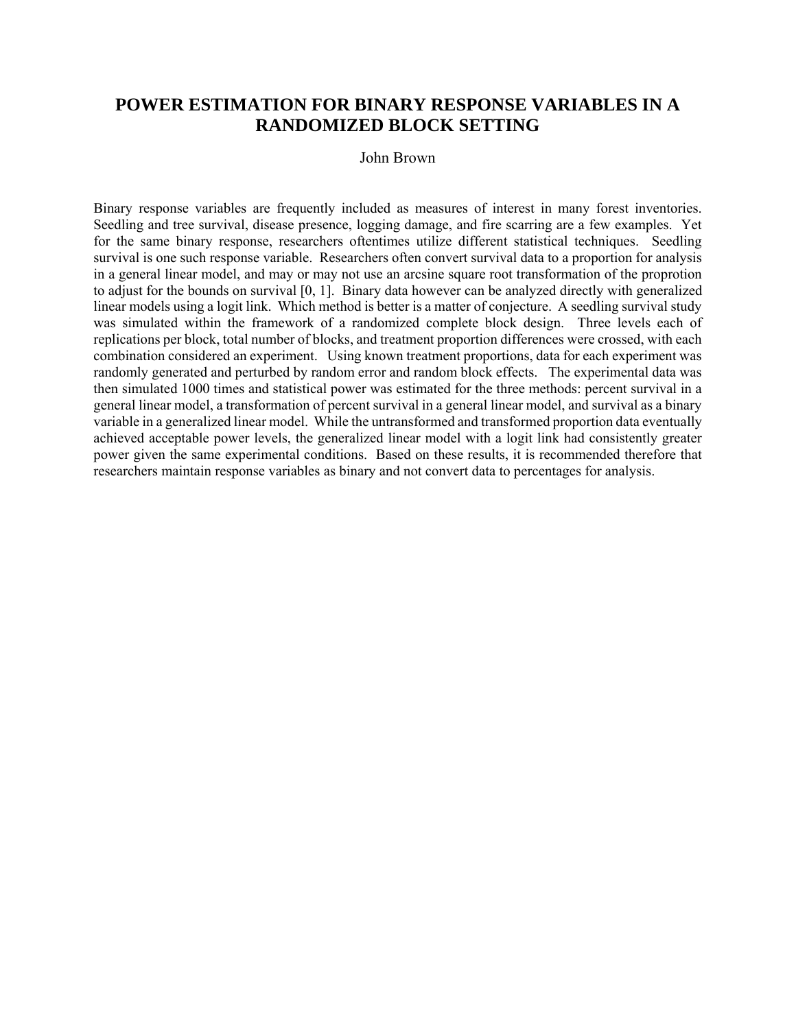# POWER ESTIMATION FOR BINARY RESPONSE VARIABLES IN A RANDOMIZED BLOCK SETTING

John Brown

Binary response variables are frequently included as measures of interest in many forest inventories. Seedling and tree survival, disease presence, logging damage, and fire scarring are a few examples. Yet for the same binary response, researchers oftentimes utilize different statistical techniques. Seedling survival is one such response variable. Researchers often convert survival data to a proportion for analysis in a general linear model, and may or may not use an arcsine square root transformation of the proprotion to adjust for the bounds on survival [0, 1]. Binary data however can be analyzed directly with generalized linear models using a logit link. Which method is better is a matter of conjecture. A seedling survival study was simulated within the framework of a randomized complete block design. Three levels each of replications per block, total number of blocks, and treatment proportion differences were crossed, with each combination considered an experiment. Using known treatment proportions, data for each experiment was randomly generated and perturbed by random error and random block effects. The experimental data was then simulated 1000 times and statistical power was estimated for the three methods: percent survival in a general linear model, a transformation of percent survival in a general linear model, and survival as a binary variable in a generalized linear model. While the untransformed and transformed proportion data eventually achieved acceptable power levels, the generalized linear model with a logit link had consistently greater power given the same experimental conditions. Based on these results, it is recommended therefore that researchers maintain response variables as binary and not convert data to percentages for analysis.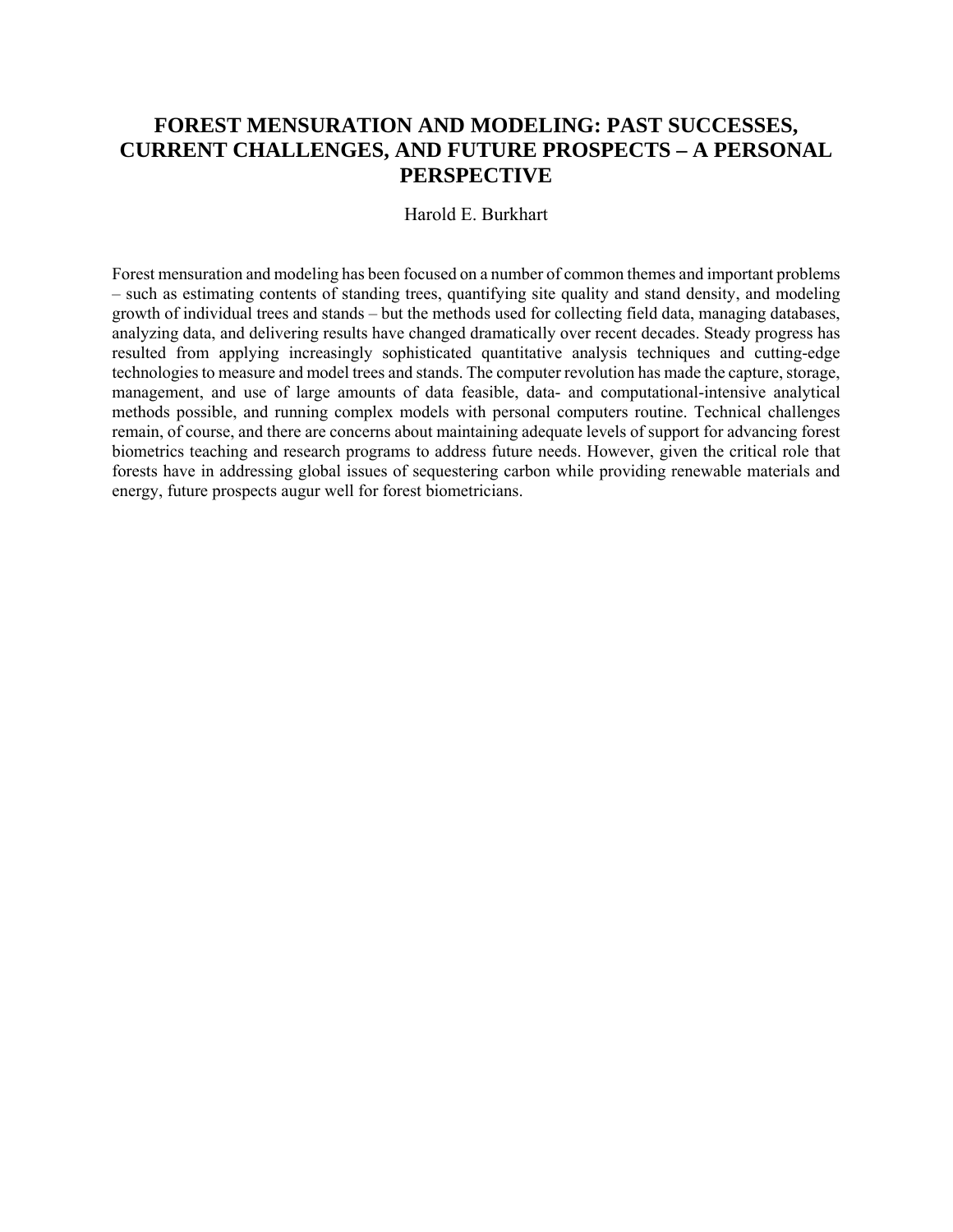# FOREST MENSURATION AND MODELING: PAST SUCCESSES, CURRENT CHALLENGES, AND FUTURE PROSPECTS – A PERSONAL PERSPECTIVE

Harold E. Burkhart

Forest mensuration and modeling has been focused on a number of common themes and important problems – such as estimating contents of standing trees, quantifying site quality and stand density, and modeling growth of individual trees and stands – but the methods used for collecting field data, managing databases, analyzing data, and delivering results have changed dramatically over recent decades. Steady progress has resulted from applying increasingly sophisticated quantitative analysis techniques and cutting-edge technologies to measure and model trees and stands. The computer revolution has made the capture, storage, management, and use of large amounts of data feasible, data- and computational-intensive analytical methods possible, and running complex models with personal computers routine. Technical challenges remain, of course, and there are concerns about maintaining adequate levels of support for advancing forest biometrics teaching and research programs to address future needs. However, given the critical role that forests have in addressing global issues of sequestering carbon while providing renewable materials and energy, future prospects augur well for forest biometricians.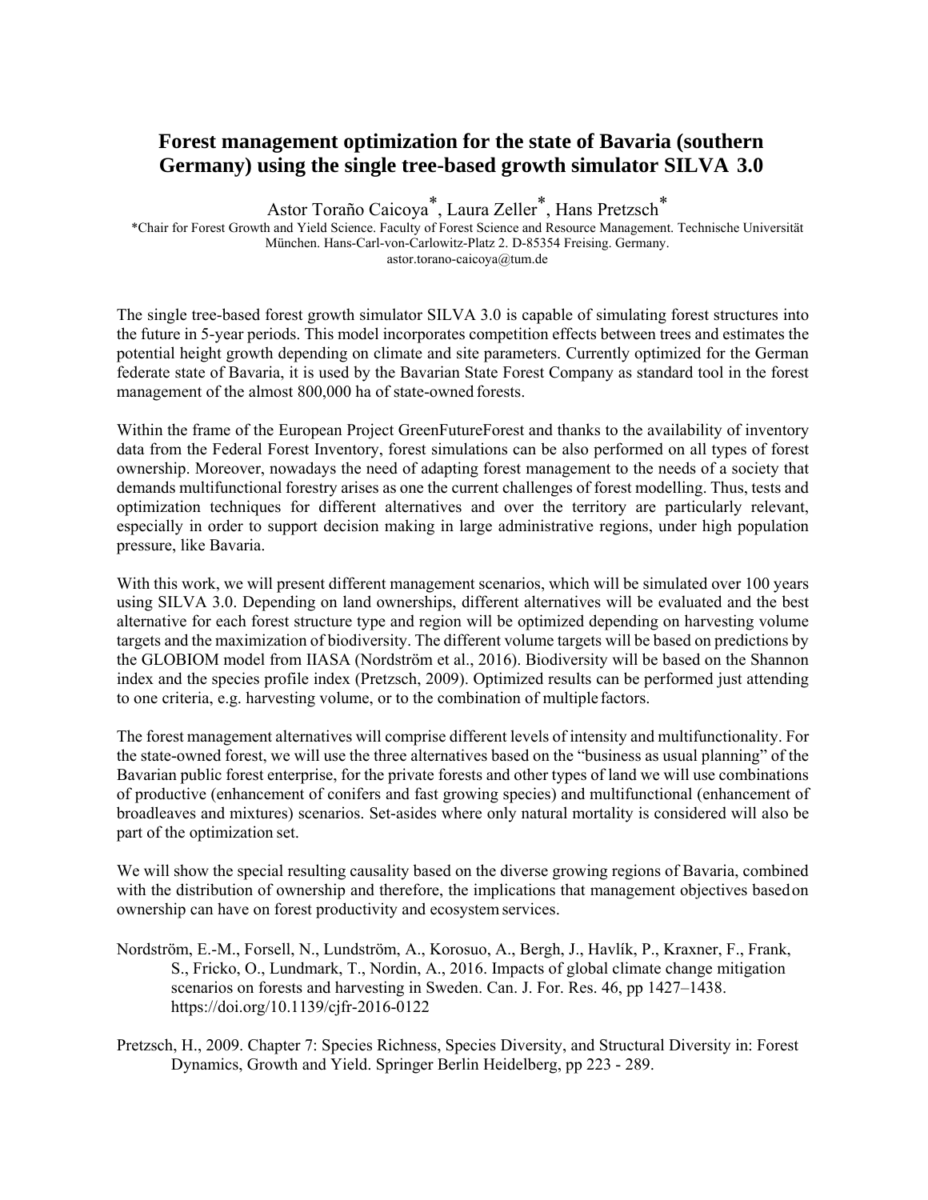# Forest management optimization for the state of Bavaria (southern Germany) using the single tree-based growth simulator SILVA 3.0

Astor Toraño Caicoya*, Laura Zeller*, Hans Pretzsch*

*Chair for Forest Growth and Yield Science. Faculty of Forest Science and Resource Management. Technische Universität München. Hans-Carl-von-Carlowitz-Platz 2. D-85354 Freising. Germany.
astor.torano-caicoya@tum.de

The single tree-based forest growth simulator SILVA 3.0 is capable of simulating forest structures into the future in 5-year periods. This model incorporates competition effects between trees and estimates the potential height growth depending on climate and site parameters. Currently optimized for the German federate state of Bavaria, it is used by the Bavarian State Forest Company as standard tool in the forest management of the almost 800,000 ha of state-owned forests.

Within the frame of the European Project GreenFutureForest and thanks to the availability of inventory data from the Federal Forest Inventory, forest simulations can be also performed on all types of forest ownership. Moreover, nowadays the need of adapting forest management to the needs of a society that demands multifunctional forestry arises as one the current challenges of forest modelling. Thus, tests and optimization techniques for different alternatives and over the territory are particularly relevant, especially in order to support decision making in large administrative regions, under high population pressure, like Bavaria.

With this work, we will present different management scenarios, which will be simulated over 100 years using SILVA 3.0. Depending on land ownerships, different alternatives will be evaluated and the best alternative for each forest structure type and region will be optimized depending on harvesting volume targets and the maximization of biodiversity. The different volume targets will be based on predictions by the GLOBIOM model from IIASA (Nordström et al., 2016). Biodiversity will be based on the Shannon index and the species profile index (Pretzsch, 2009). Optimized results can be performed just attending to one criteria, e.g. harvesting volume, or to the combination of multiple factors.

The forest management alternatives will comprise different levels of intensity and multifunctionality. For the state-owned forest, we will use the three alternatives based on the "business as usual planning" of the Bavarian public forest enterprise, for the private forests and other types of land we will use combinations of productive (enhancement of conifers and fast growing species) and multifunctional (enhancement of broadleaves and mixtures) scenarios. Set-asides where only natural mortality is considered will also be part of the optimization set.

We will show the special resulting causality based on the diverse growing regions of Bavaria, combined with the distribution of ownership and therefore, the implications that management objectives based on ownership can have on forest productivity and ecosystem services.

Nordström, E.-M., Forsell, N., Lundström, A., Korosuo, A., Bergh, J., Havlík, P., Kraxner, F., Frank, S., Fricko, O., Lundmark, T., Nordin, A., 2016. Impacts of global climate change mitigation scenarios on forests and harvesting in Sweden. Can. J. For. Res. 46, pp 1427–1438. https://doi.org/10.1139/cjfr-2016-0122

Pretzsch, H., 2009. Chapter 7: Species Richness, Species Diversity, and Structural Diversity in: Forest Dynamics, Growth and Yield. Springer Berlin Heidelberg, pp 223 - 289.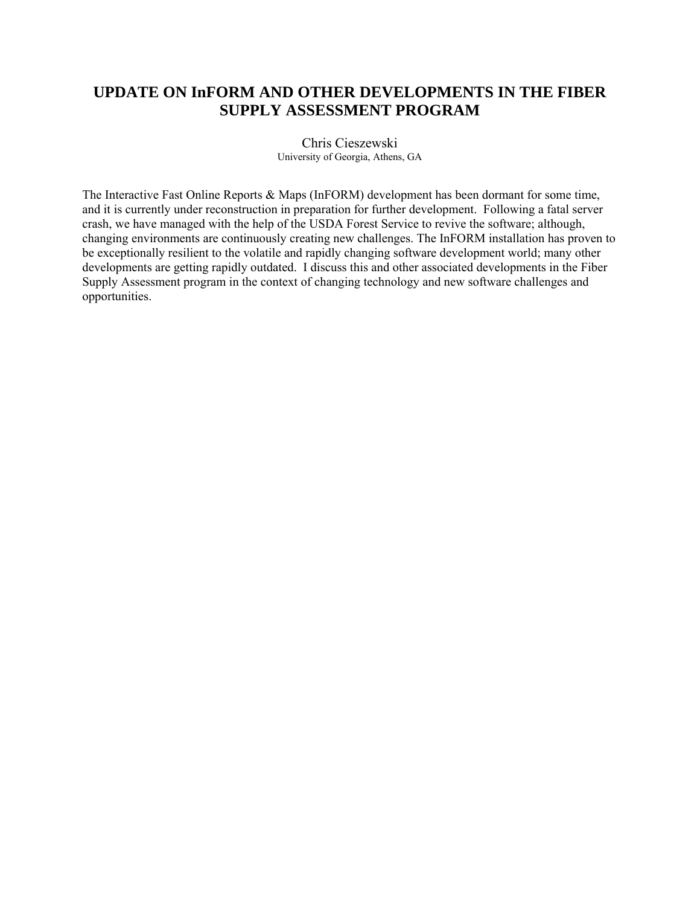# UPDATE ON InFORM AND OTHER DEVELOPMENTS IN THE FIBER SUPPLY ASSESSMENT PROGRAM

Chris Cieszewski
University of Georgia, Athens, GA

The Interactive Fast Online Reports & Maps (InFORM) development has been dormant for some time, and it is currently under reconstruction in preparation for further development. Following a fatal server crash, we have managed with the help of the USDA Forest Service to revive the software; although, changing environments are continuously creating new challenges. The InFORM installation has proven to be exceptionally resilient to the volatile and rapidly changing software development world; many other developments are getting rapidly outdated. I discuss this and other associated developments in the Fiber Supply Assessment program in the context of changing technology and new software challenges and opportunities.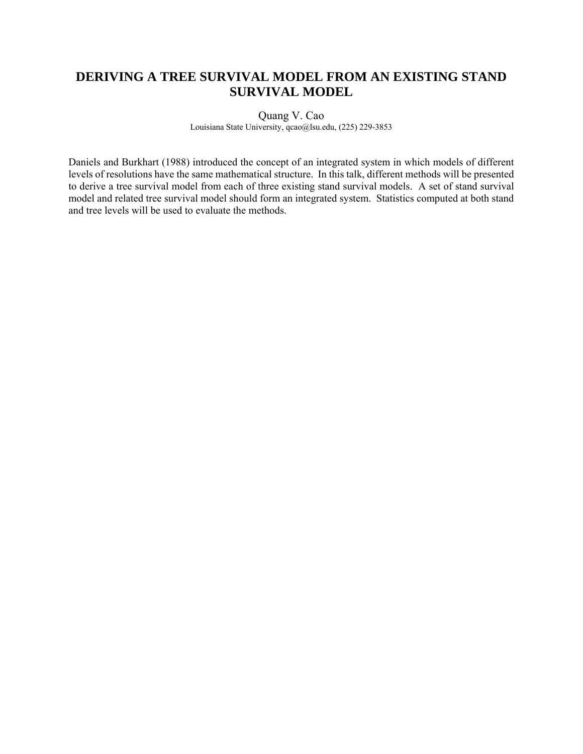# DERIVING A TREE SURVIVAL MODEL FROM AN EXISTING STAND SURVIVAL MODEL

Quang V. Cao

Louisiana State University, qcao@lsu.edu, (225) 229-3853

Daniels and Burkhart (1988) introduced the concept of an integrated system in which models of different levels of resolutions have the same mathematical structure. In this talk, different methods will be presented to derive a tree survival model from each of three existing stand survival models. A set of stand survival model and related tree survival model should form an integrated system. Statistics computed at both stand and tree levels will be used to evaluate the methods.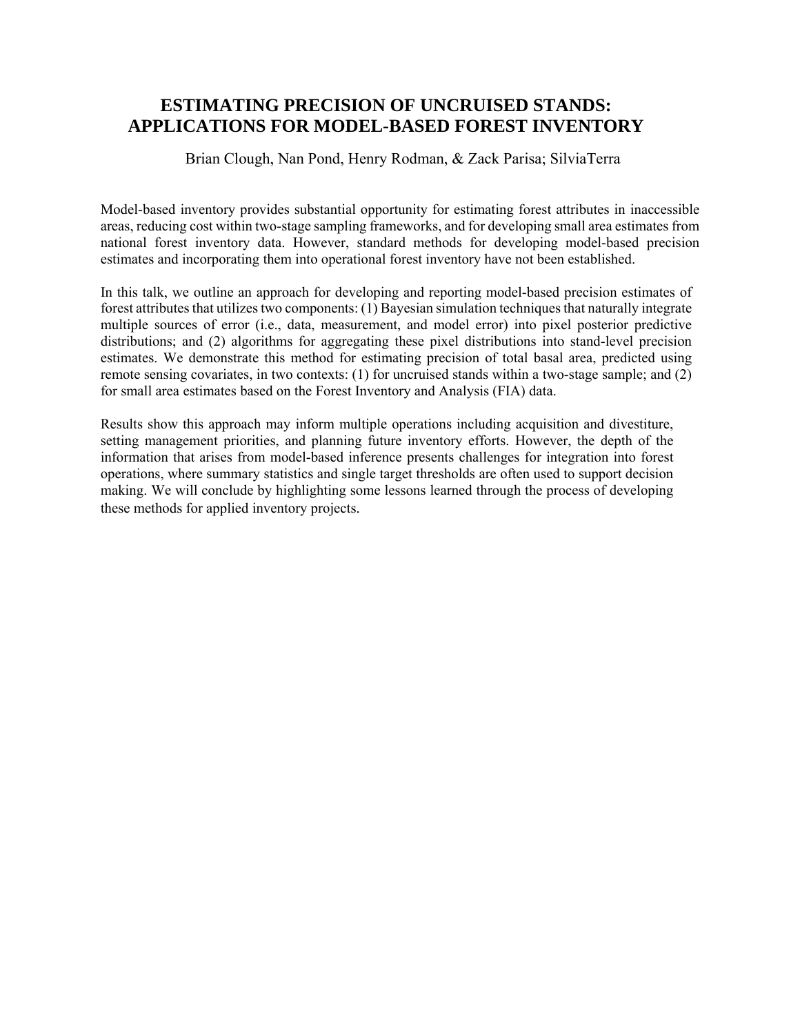# ESTIMATING PRECISION OF UNCRUISED STANDS: APPLICATIONS FOR MODEL-BASED FOREST INVENTORY

Brian Clough, Nan Pond, Henry Rodman, & Zack Parisa; SilviaTerra

Model-based inventory provides substantial opportunity for estimating forest attributes in inaccessible areas, reducing cost within two-stage sampling frameworks, and for developing small area estimates from national forest inventory data. However, standard methods for developing model-based precision estimates and incorporating them into operational forest inventory have not been established.

In this talk, we outline an approach for developing and reporting model-based precision estimates of forest attributes that utilizes two components: (1) Bayesian simulation techniques that naturally integrate multiple sources of error (i.e., data, measurement, and model error) into pixel posterior predictive distributions; and (2) algorithms for aggregating these pixel distributions into stand-level precision estimates. We demonstrate this method for estimating precision of total basal area, predicted using remote sensing covariates, in two contexts: (1) for uncruised stands within a two-stage sample; and (2) for small area estimates based on the Forest Inventory and Analysis (FIA) data.

Results show this approach may inform multiple operations including acquisition and divestiture, setting management priorities, and planning future inventory efforts. However, the depth of the information that arises from model-based inference presents challenges for integration into forest operations, where summary statistics and single target thresholds are often used to support decision making. We will conclude by highlighting some lessons learned through the process of developing these methods for applied inventory projects.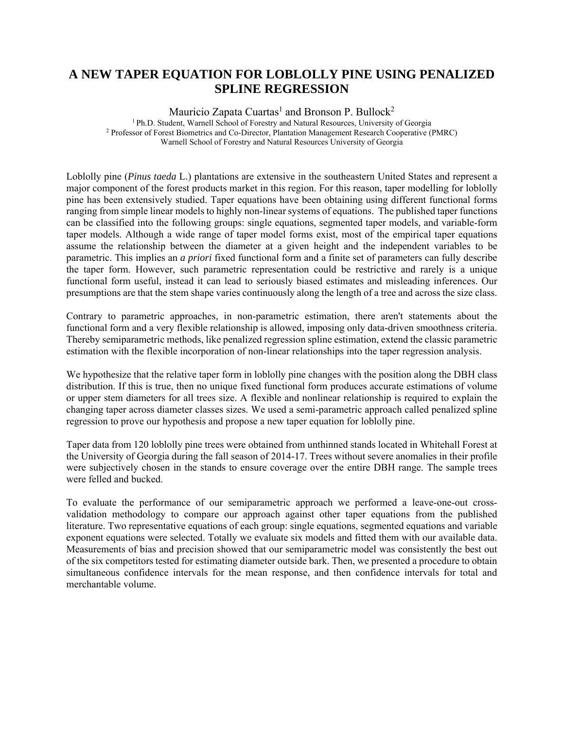# A NEW TAPER EQUATION FOR LOBLOLLY PINE USING PENALIZED SPLINE REGRESSION

Mauricio Zapata Cuartas[1] and Bronson P. Bullock[2]

[1] Ph.D. Student, Warnell School of Forestry and Natural Resources, University of Georgia
[2] Professor of Forest Biometrics and Co-Director, Plantation Management Research Cooperative (PMRC)
Warnell School of Forestry and Natural Resources University of Georgia

Loblolly pine (*Pinus taeda* L.) plantations are extensive in the southeastern United States and represent a major component of the forest products market in this region. For this reason, taper modelling for loblolly pine has been extensively studied. Taper equations have been obtaining using different functional forms ranging from simple linear models to highly non-linear systems of equations. The published taper functions can be classified into the following groups: single equations, segmented taper models, and variable-form taper models. Although a wide range of taper model forms exist, most of the empirical taper equations assume the relationship between the diameter at a given height and the independent variables to be parametric. This implies an *a priori* fixed functional form and a finite set of parameters can fully describe the taper form. However, such parametric representation could be restrictive and rarely is a unique functional form useful, instead it can lead to seriously biased estimates and misleading inferences. Our presumptions are that the stem shape varies continuously along the length of a tree and across the size class.

Contrary to parametric approaches, in non-parametric estimation, there aren't statements about the functional form and a very flexible relationship is allowed, imposing only data-driven smoothness criteria. Thereby semiparametric methods, like penalized regression spline estimation, extend the classic parametric estimation with the flexible incorporation of non-linear relationships into the taper regression analysis.

We hypothesize that the relative taper form in loblolly pine changes with the position along the DBH class distribution. If this is true, then no unique fixed functional form produces accurate estimations of volume or upper stem diameters for all trees size. A flexible and nonlinear relationship is required to explain the changing taper across diameter classes sizes. We used a semi-parametric approach called penalized spline regression to prove our hypothesis and propose a new taper equation for loblolly pine.

Taper data from 120 loblolly pine trees were obtained from unthinned stands located in Whitehall Forest at the University of Georgia during the fall season of 2014-17. Trees without severe anomalies in their profile were subjectively chosen in the stands to ensure coverage over the entire DBH range. The sample trees were felled and bucked.

To evaluate the performance of our semiparametric approach we performed a leave-one-out cross-validation methodology to compare our approach against other taper equations from the published literature. Two representative equations of each group: single equations, segmented equations and variable exponent equations were selected. Totally we evaluate six models and fitted them with our available data. Measurements of bias and precision showed that our semiparametric model was consistently the best out of the six competitors tested for estimating diameter outside bark. Then, we presented a procedure to obtain simultaneous confidence intervals for the mean response, and then confidence intervals for total and merchantable volume.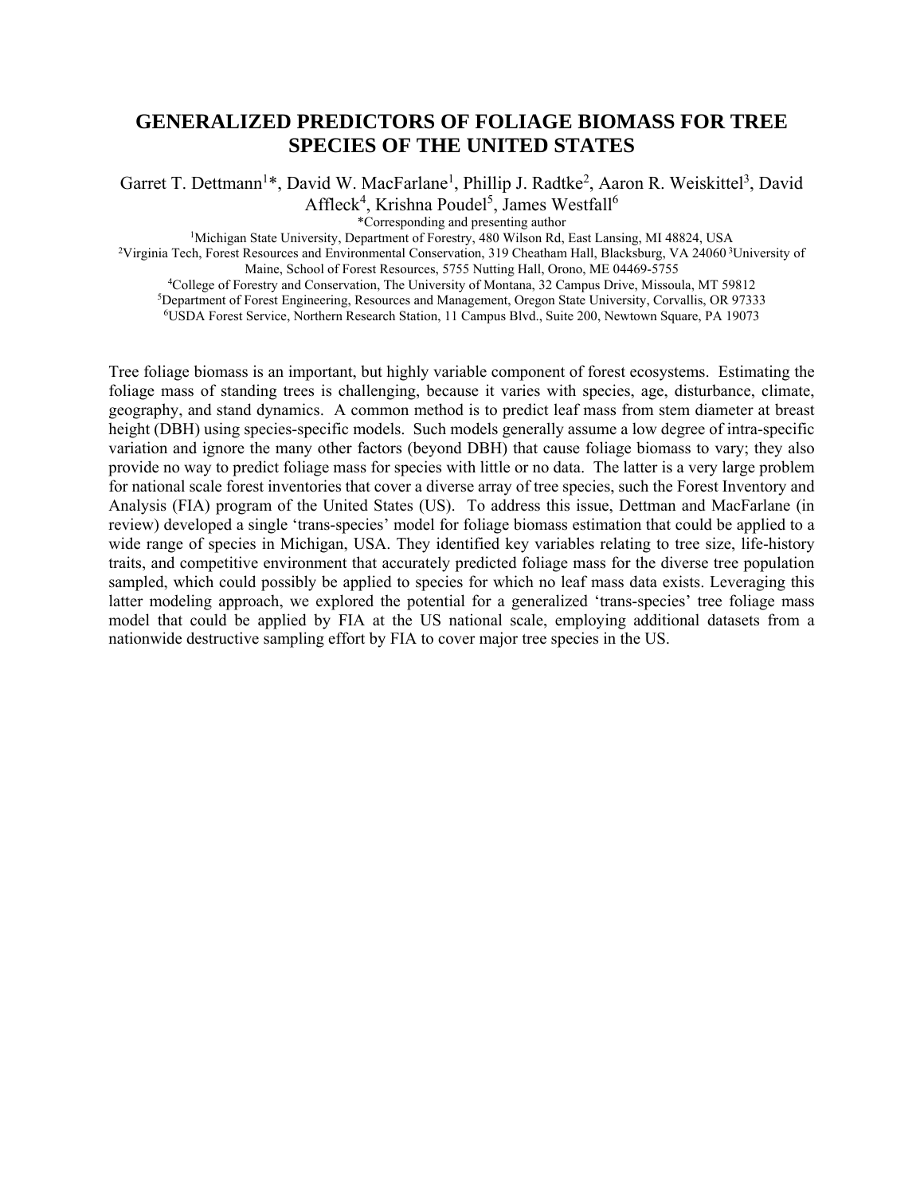# GENERALIZED PREDICTORS OF FOLIAGE BIOMASS FOR TREE SPECIES OF THE UNITED STATES

Garret T. Dettmann[1]*, David W. MacFarlane[1], Phillip J. Radtke[2], Aaron R. Weiskittel[3], David Affleck[4], Krishna Poudel[5], James Westfall[6]

*Corresponding and presenting author

[1]Michigan State University, Department of Forestry, 480 Wilson Rd, East Lansing, MI 48824, USA

[2]Virginia Tech, Forest Resources and Environmental Conservation, 319 Cheatham Hall, Blacksburg, VA 24060 [3]University of Maine, School of Forest Resources, 5755 Nutting Hall, Orono, ME 04469-5755

[4]College of Forestry and Conservation, The University of Montana, 32 Campus Drive, Missoula, MT 59812

[5]Department of Forest Engineering, Resources and Management, Oregon State University, Corvallis, OR 97333

[6]USDA Forest Service, Northern Research Station, 11 Campus Blvd., Suite 200, Newtown Square, PA 19073

Tree foliage biomass is an important, but highly variable component of forest ecosystems. Estimating the foliage mass of standing trees is challenging, because it varies with species, age, disturbance, climate, geography, and stand dynamics. A common method is to predict leaf mass from stem diameter at breast height (DBH) using species-specific models. Such models generally assume a low degree of intra-specific variation and ignore the many other factors (beyond DBH) that cause foliage biomass to vary; they also provide no way to predict foliage mass for species with little or no data. The latter is a very large problem for national scale forest inventories that cover a diverse array of tree species, such the Forest Inventory and Analysis (FIA) program of the United States (US). To address this issue, Dettman and MacFarlane (in review) developed a single 'trans-species' model for foliage biomass estimation that could be applied to a wide range of species in Michigan, USA. They identified key variables relating to tree size, life-history traits, and competitive environment that accurately predicted foliage mass for the diverse tree population sampled, which could possibly be applied to species for which no leaf mass data exists. Leveraging this latter modeling approach, we explored the potential for a generalized 'trans-species' tree foliage mass model that could be applied by FIA at the US national scale, employing additional datasets from a nationwide destructive sampling effort by FIA to cover major tree species in the US.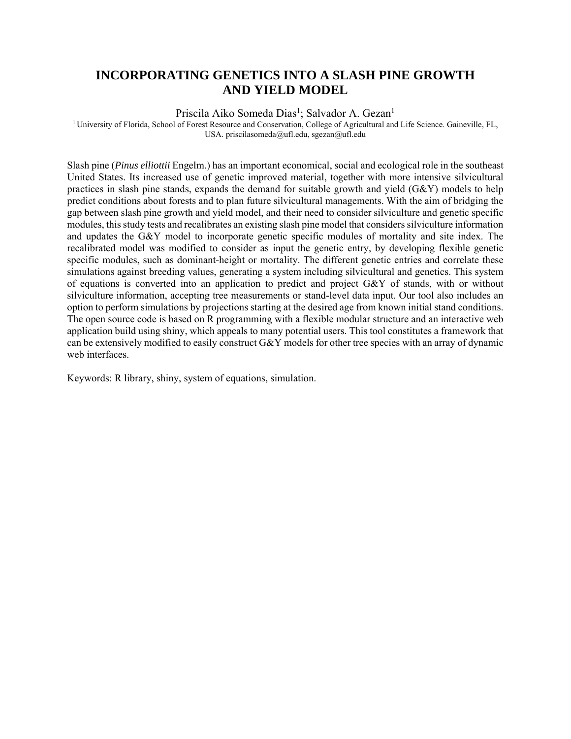# INCORPORATING GENETICS INTO A SLASH PINE GROWTH AND YIELD MODEL

Priscila Aiko Someda Dias[1]; Salvador A. Gezan[1]

[1] University of Florida, School of Forest Resource and Conservation, College of Agricultural and Life Science. Gaineville, FL, USA. priscilasomeda@ufl.edu, sgezan@ufl.edu

Slash pine (*Pinus elliottii* Engelm.) has an important economical, social and ecological role in the southeast United States. Its increased use of genetic improved material, together with more intensive silvicultural practices in slash pine stands, expands the demand for suitable growth and yield (G&Y) models to help predict conditions about forests and to plan future silvicultural managements. With the aim of bridging the gap between slash pine growth and yield model, and their need to consider silviculture and genetic specific modules, this study tests and recalibrates an existing slash pine model that considers silviculture information and updates the G&Y model to incorporate genetic specific modules of mortality and site index. The recalibrated model was modified to consider as input the genetic entry, by developing flexible genetic specific modules, such as dominant-height or mortality. The different genetic entries and correlate these simulations against breeding values, generating a system including silvicultural and genetics. This system of equations is converted into an application to predict and project G&Y of stands, with or without silviculture information, accepting tree measurements or stand-level data input. Our tool also includes an option to perform simulations by projections starting at the desired age from known initial stand conditions. The open source code is based on R programming with a flexible modular structure and an interactive web application build using shiny, which appeals to many potential users. This tool constitutes a framework that can be extensively modified to easily construct G&Y models for other tree species with an array of dynamic web interfaces.

Keywords: R library, shiny, system of equations, simulation.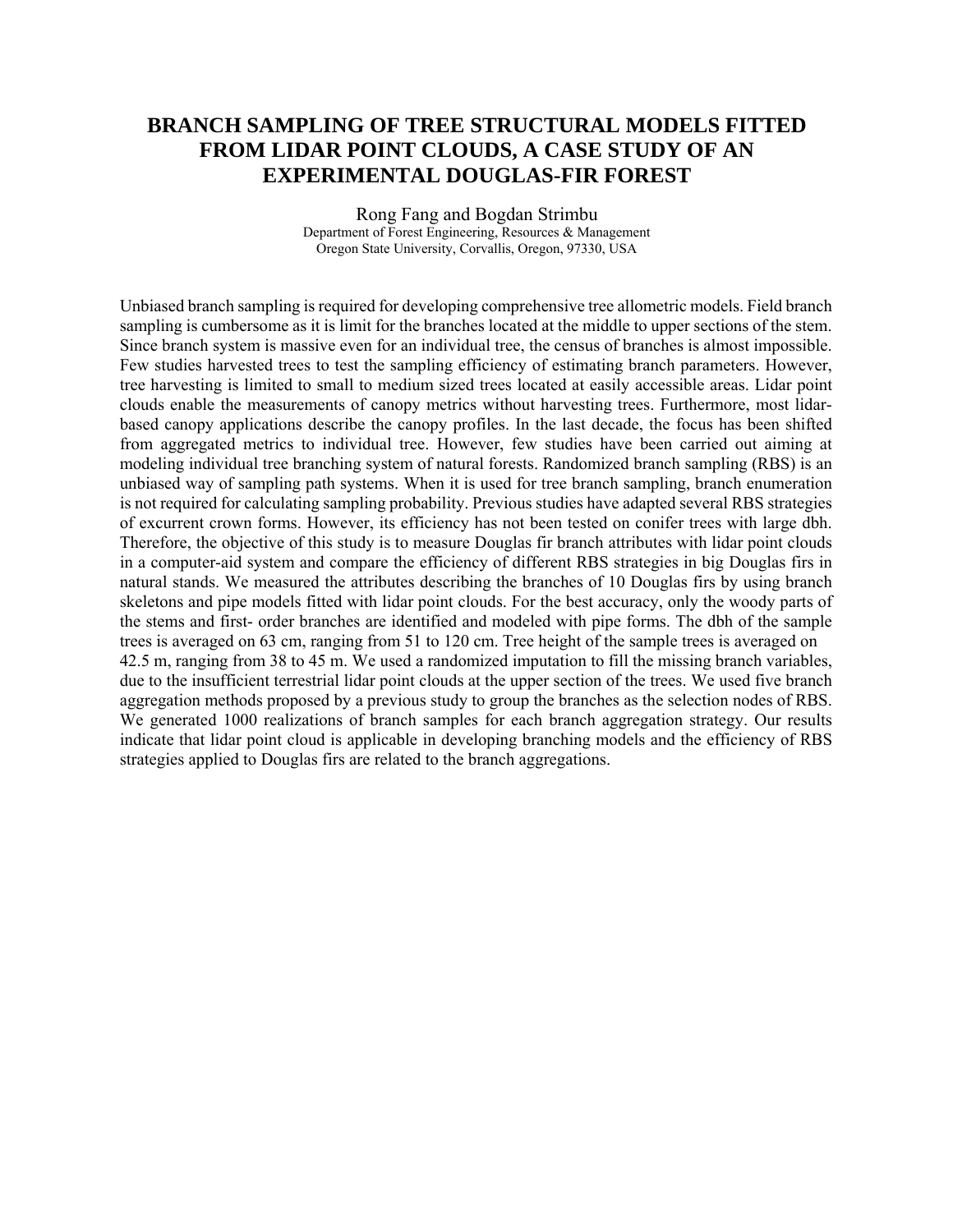# BRANCH SAMPLING OF TREE STRUCTURAL MODELS FITTED FROM LIDAR POINT CLOUDS, A CASE STUDY OF AN EXPERIMENTAL DOUGLAS-FIR FOREST

Rong Fang and Bogdan Strimbu
Department of Forest Engineering, Resources & Management
Oregon State University, Corvallis, Oregon, 97330, USA

Unbiased branch sampling is required for developing comprehensive tree allometric models. Field branch sampling is cumbersome as it is limit for the branches located at the middle to upper sections of the stem. Since branch system is massive even for an individual tree, the census of branches is almost impossible. Few studies harvested trees to test the sampling efficiency of estimating branch parameters. However, tree harvesting is limited to small to medium sized trees located at easily accessible areas. Lidar point clouds enable the measurements of canopy metrics without harvesting trees. Furthermore, most lidar-based canopy applications describe the canopy profiles. In the last decade, the focus has been shifted from aggregated metrics to individual tree. However, few studies have been carried out aiming at modeling individual tree branching system of natural forests. Randomized branch sampling (RBS) is an unbiased way of sampling path systems. When it is used for tree branch sampling, branch enumeration is not required for calculating sampling probability. Previous studies have adapted several RBS strategies of excurrent crown forms. However, its efficiency has not been tested on conifer trees with large dbh. Therefore, the objective of this study is to measure Douglas fir branch attributes with lidar point clouds in a computer-aid system and compare the efficiency of different RBS strategies in big Douglas firs in natural stands. We measured the attributes describing the branches of 10 Douglas firs by using branch skeletons and pipe models fitted with lidar point clouds. For the best accuracy, only the woody parts of the stems and first- order branches are identified and modeled with pipe forms. The dbh of the sample trees is averaged on 63 cm, ranging from 51 to 120 cm. Tree height of the sample trees is averaged on 42.5 m, ranging from 38 to 45 m. We used a randomized imputation to fill the missing branch variables, due to the insufficient terrestrial lidar point clouds at the upper section of the trees. We used five branch aggregation methods proposed by a previous study to group the branches as the selection nodes of RBS. We generated 1000 realizations of branch samples for each branch aggregation strategy. Our results indicate that lidar point cloud is applicable in developing branching models and the efficiency of RBS strategies applied to Douglas firs are related to the branch aggregations.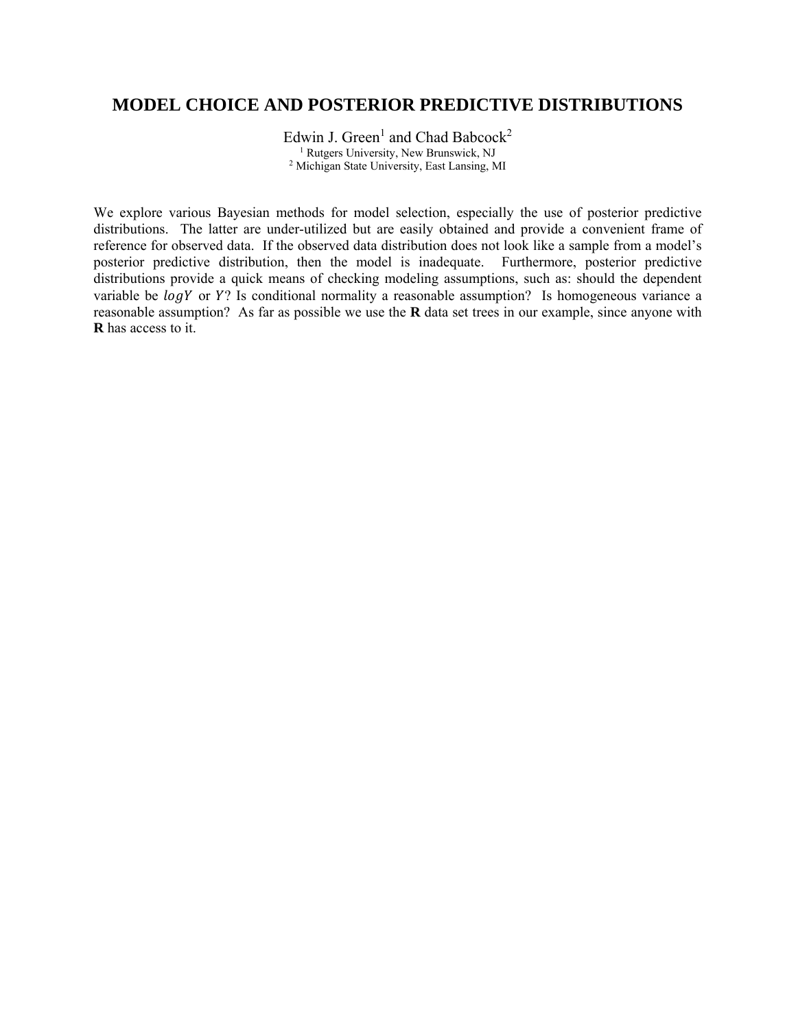# MODEL CHOICE AND POSTERIOR PREDICTIVE DISTRIBUTIONS

Edwin J. Green[1] and Chad Babcock[2]

[1] Rutgers University, New Brunswick, NJ

[2] Michigan State University, East Lansing, MI

We explore various Bayesian methods for model selection, especially the use of posterior predictive distributions. The latter are under-utilized but are easily obtained and provide a convenient frame of reference for observed data. If the observed data distribution does not look like a sample from a model's posterior predictive distribution, then the model is inadequate. Furthermore, posterior predictive distributions provide a quick means of checking modeling assumptions, such as: should the dependent variable be $logY$ or $Y$? Is conditional normality a reasonable assumption? Is homogeneous variance a reasonable assumption? As far as possible we use the **R** data set trees in our example, since anyone with **R** has access to it.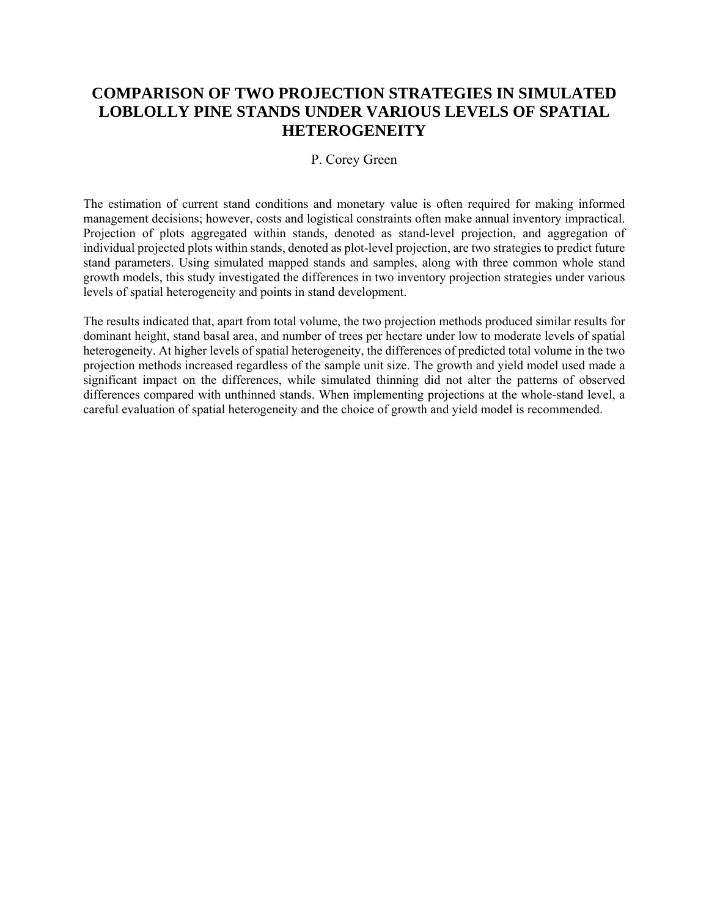# COMPARISON OF TWO PROJECTION STRATEGIES IN SIMULATED LOBLOLLY PINE STANDS UNDER VARIOUS LEVELS OF SPATIAL HETEROGENEITY

P. Corey Green

The estimation of current stand conditions and monetary value is often required for making informed management decisions; however, costs and logistical constraints often make annual inventory impractical. Projection of plots aggregated within stands, denoted as stand-level projection, and aggregation of individual projected plots within stands, denoted as plot-level projection, are two strategies to predict future stand parameters. Using simulated mapped stands and samples, along with three common whole stand growth models, this study investigated the differences in two inventory projection strategies under various levels of spatial heterogeneity and points in stand development.

The results indicated that, apart from total volume, the two projection methods produced similar results for dominant height, stand basal area, and number of trees per hectare under low to moderate levels of spatial heterogeneity. At higher levels of spatial heterogeneity, the differences of predicted total volume in the two projection methods increased regardless of the sample unit size. The growth and yield model used made a significant impact on the differences, while simulated thinning did not alter the patterns of observed differences compared with unthinned stands. When implementing projections at the whole-stand level, a careful evaluation of spatial heterogeneity and the choice of growth and yield model is recommended.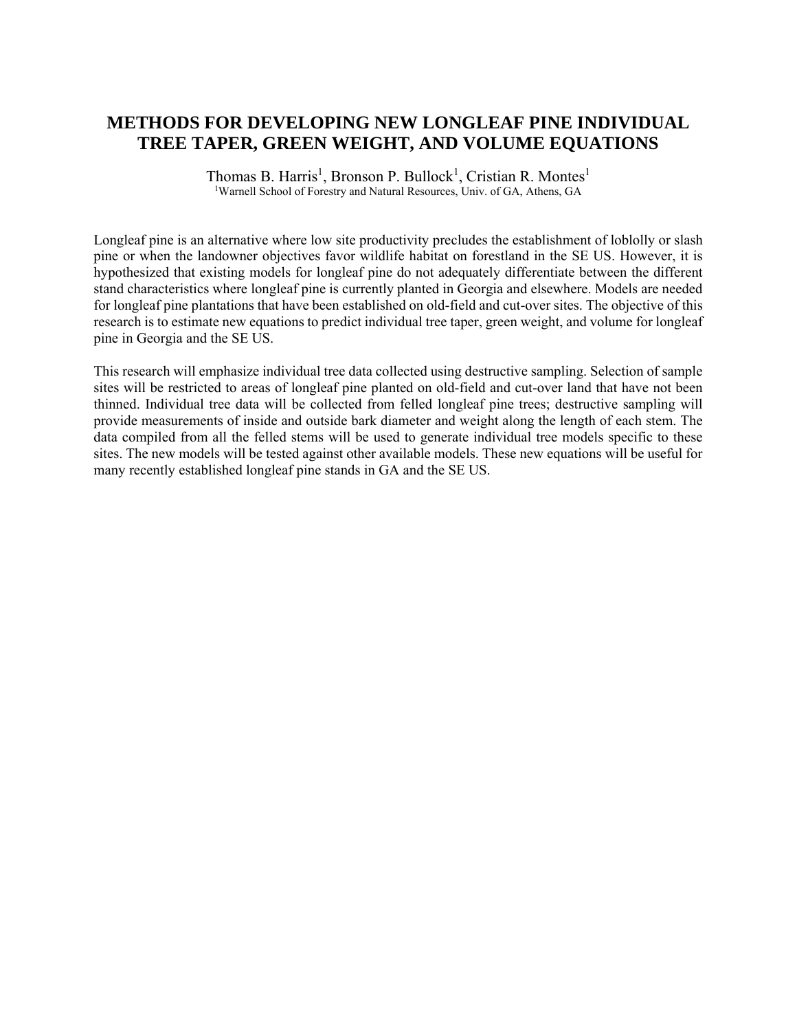# METHODS FOR DEVELOPING NEW LONGLEAF PINE INDIVIDUAL TREE TAPER, GREEN WEIGHT, AND VOLUME EQUATIONS

Thomas B. Harris[1], Bronson P. Bullock[1], Cristian R. Montes[1]

[1]Warnell School of Forestry and Natural Resources, Univ. of GA, Athens, GA

Longleaf pine is an alternative where low site productivity precludes the establishment of loblolly or slash pine or when the landowner objectives favor wildlife habitat on forestland in the SE US. However, it is hypothesized that existing models for longleaf pine do not adequately differentiate between the different stand characteristics where longleaf pine is currently planted in Georgia and elsewhere. Models are needed for longleaf pine plantations that have been established on old-field and cut-over sites. The objective of this research is to estimate new equations to predict individual tree taper, green weight, and volume for longleaf pine in Georgia and the SE US.

This research will emphasize individual tree data collected using destructive sampling. Selection of sample sites will be restricted to areas of longleaf pine planted on old-field and cut-over land that have not been thinned. Individual tree data will be collected from felled longleaf pine trees; destructive sampling will provide measurements of inside and outside bark diameter and weight along the length of each stem. The data compiled from all the felled stems will be used to generate individual tree models specific to these sites. The new models will be tested against other available models. These new equations will be useful for many recently established longleaf pine stands in GA and the SE US.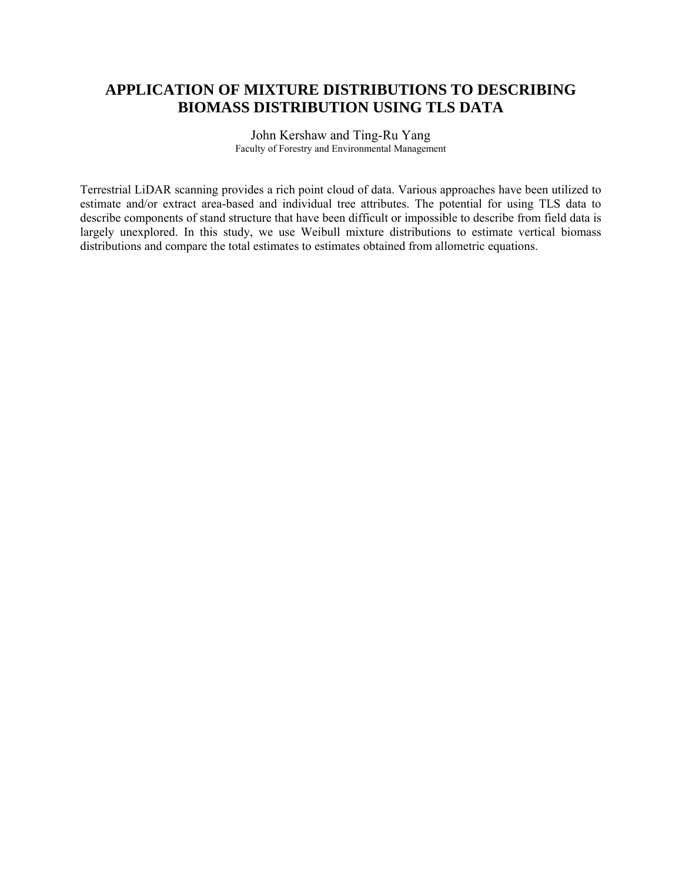# APPLICATION OF MIXTURE DISTRIBUTIONS TO DESCRIBING BIOMASS DISTRIBUTION USING TLS DATA

John Kershaw and Ting-Ru Yang
Faculty of Forestry and Environmental Management

Terrestrial LiDAR scanning provides a rich point cloud of data. Various approaches have been utilized to estimate and/or extract area-based and individual tree attributes. The potential for using TLS data to describe components of stand structure that have been difficult or impossible to describe from field data is largely unexplored. In this study, we use Weibull mixture distributions to estimate vertical biomass distributions and compare the total estimates to estimates obtained from allometric equations.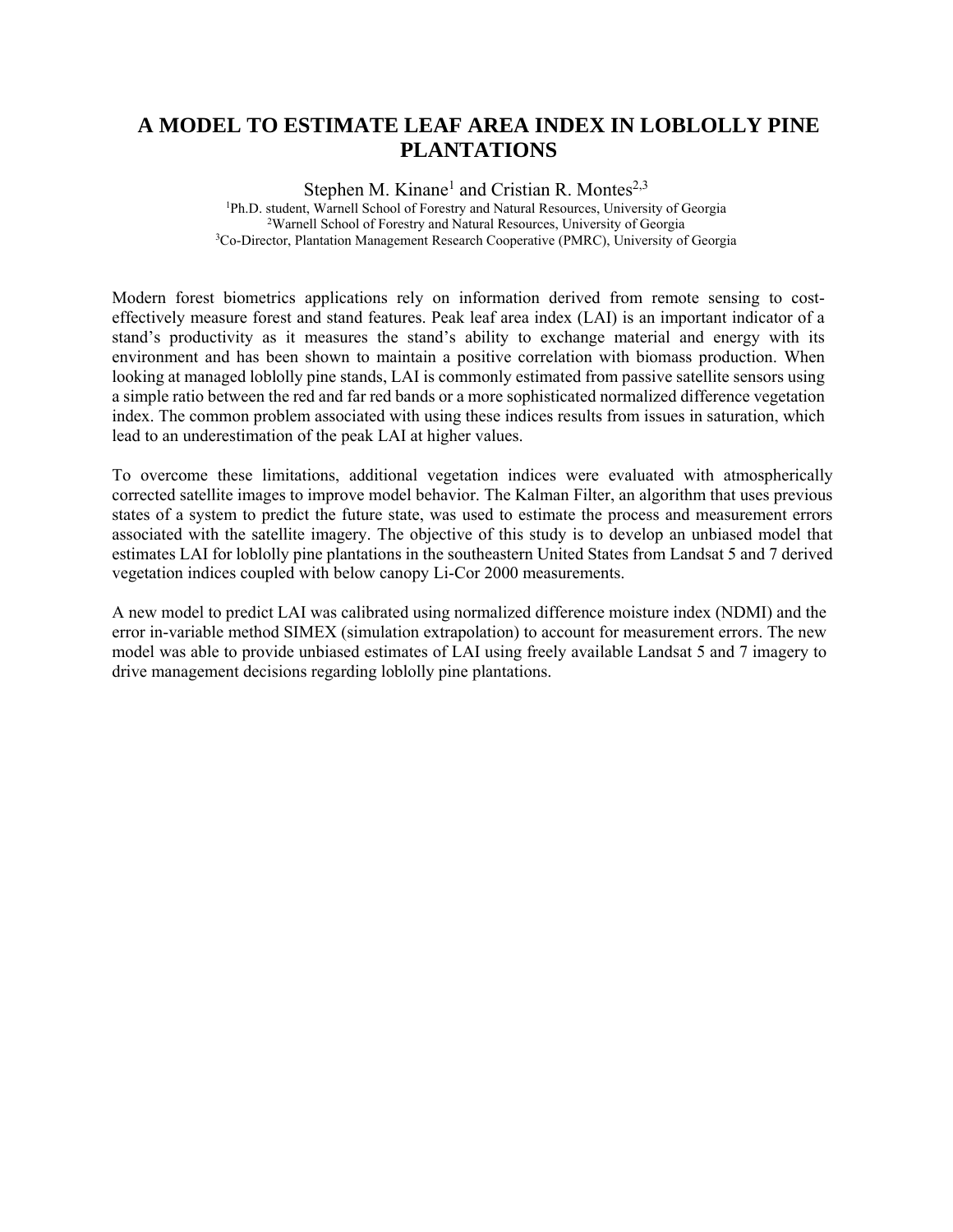# A MODEL TO ESTIMATE LEAF AREA INDEX IN LOBLOLLY PINE PLANTATIONS

Stephen M. Kinane[1] and Cristian R. Montes[2,3]

[1]Ph.D. student, Warnell School of Forestry and Natural Resources, University of Georgia
[2]Warnell School of Forestry and Natural Resources, University of Georgia
[3]Co-Director, Plantation Management Research Cooperative (PMRC), University of Georgia

Modern forest biometrics applications rely on information derived from remote sensing to cost-effectively measure forest and stand features. Peak leaf area index (LAI) is an important indicator of a stand's productivity as it measures the stand's ability to exchange material and energy with its environment and has been shown to maintain a positive correlation with biomass production. When looking at managed loblolly pine stands, LAI is commonly estimated from passive satellite sensors using a simple ratio between the red and far red bands or a more sophisticated normalized difference vegetation index. The common problem associated with using these indices results from issues in saturation, which lead to an underestimation of the peak LAI at higher values.

To overcome these limitations, additional vegetation indices were evaluated with atmospherically corrected satellite images to improve model behavior. The Kalman Filter, an algorithm that uses previous states of a system to predict the future state, was used to estimate the process and measurement errors associated with the satellite imagery. The objective of this study is to develop an unbiased model that estimates LAI for loblolly pine plantations in the southeastern United States from Landsat 5 and 7 derived vegetation indices coupled with below canopy Li-Cor 2000 measurements.

A new model to predict LAI was calibrated using normalized difference moisture index (NDMI) and the error in-variable method SIMEX (simulation extrapolation) to account for measurement errors. The new model was able to provide unbiased estimates of LAI using freely available Landsat 5 and 7 imagery to drive management decisions regarding loblolly pine plantations.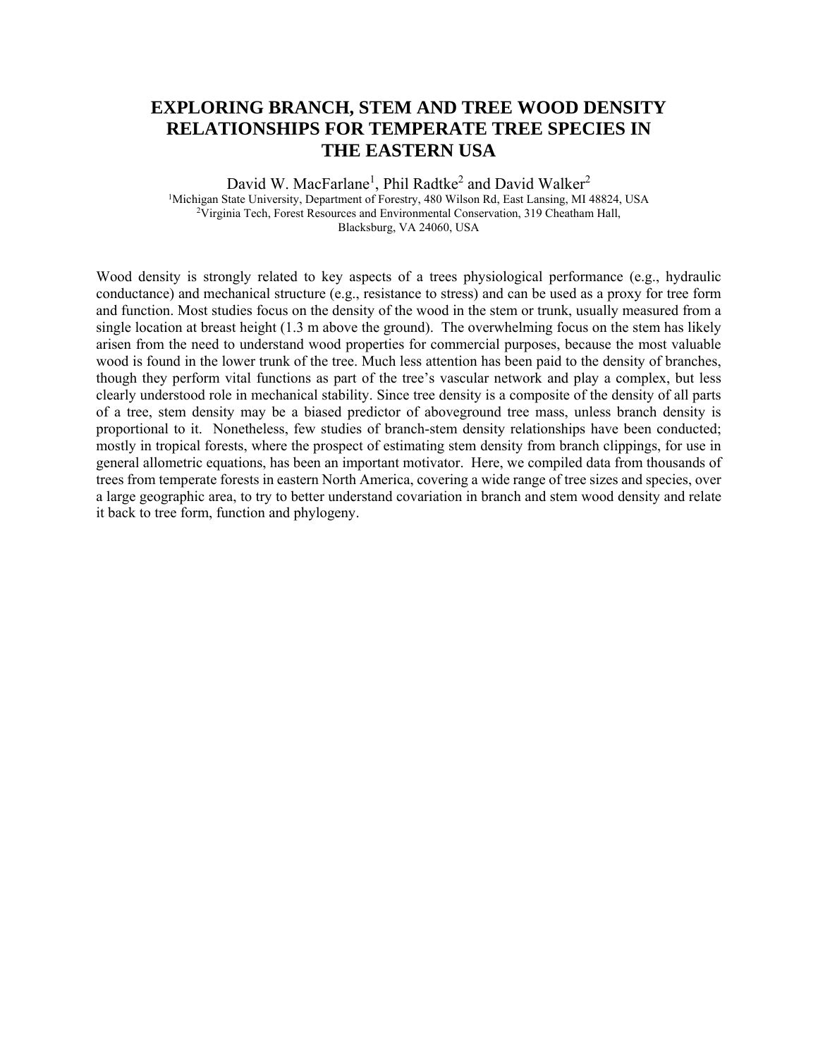# EXPLORING BRANCH, STEM AND TREE WOOD DENSITY RELATIONSHIPS FOR TEMPERATE TREE SPECIES IN THE EASTERN USA

David W. MacFarlane[1], Phil Radtke[2] and David Walker[2]

[1]Michigan State University, Department of Forestry, 480 Wilson Rd, East Lansing, MI 48824, USA
[2]Virginia Tech, Forest Resources and Environmental Conservation, 319 Cheatham Hall, Blacksburg, VA 24060, USA

Wood density is strongly related to key aspects of a trees physiological performance (e.g., hydraulic conductance) and mechanical structure (e.g., resistance to stress) and can be used as a proxy for tree form and function. Most studies focus on the density of the wood in the stem or trunk, usually measured from a single location at breast height (1.3 m above the ground). The overwhelming focus on the stem has likely arisen from the need to understand wood properties for commercial purposes, because the most valuable wood is found in the lower trunk of the tree. Much less attention has been paid to the density of branches, though they perform vital functions as part of the tree's vascular network and play a complex, but less clearly understood role in mechanical stability. Since tree density is a composite of the density of all parts of a tree, stem density may be a biased predictor of aboveground tree mass, unless branch density is proportional to it. Nonetheless, few studies of branch-stem density relationships have been conducted; mostly in tropical forests, where the prospect of estimating stem density from branch clippings, for use in general allometric equations, has been an important motivator. Here, we compiled data from thousands of trees from temperate forests in eastern North America, covering a wide range of tree sizes and species, over a large geographic area, to try to better understand covariation in branch and stem wood density and relate it back to tree form, function and phylogeny.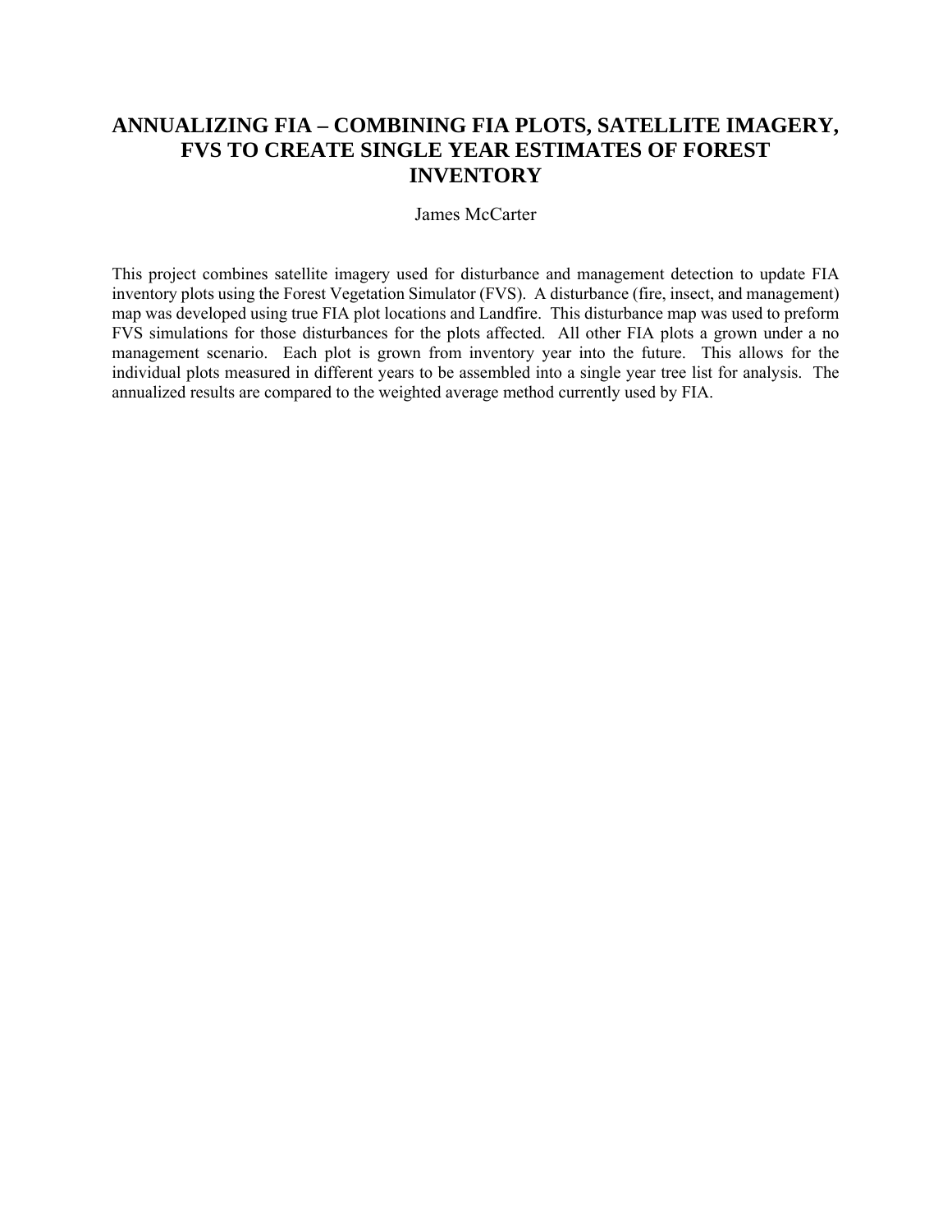# ANNUALIZING FIA – COMBINING FIA PLOTS, SATELLITE IMAGERY, FVS TO CREATE SINGLE YEAR ESTIMATES OF FOREST INVENTORY

James McCarter

This project combines satellite imagery used for disturbance and management detection to update FIA inventory plots using the Forest Vegetation Simulator (FVS). A disturbance (fire, insect, and management) map was developed using true FIA plot locations and Landfire. This disturbance map was used to preform FVS simulations for those disturbances for the plots affected. All other FIA plots a grown under a no management scenario. Each plot is grown from inventory year into the future. This allows for the individual plots measured in different years to be assembled into a single year tree list for analysis. The annualized results are compared to the weighted average method currently used by FIA.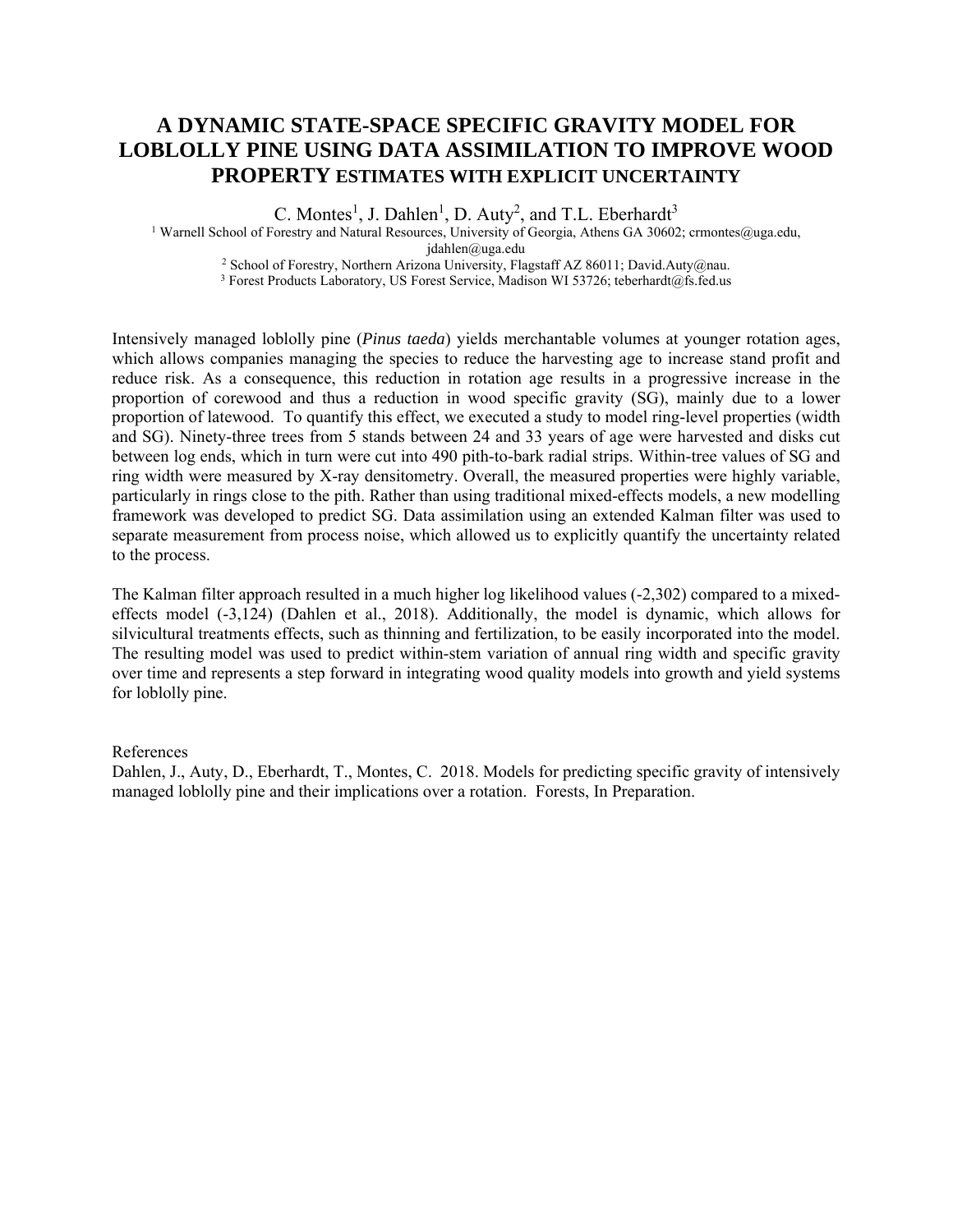# A DYNAMIC STATE-SPACE SPECIFIC GRAVITY MODEL FOR LOBLOLLY PINE USING DATA ASSIMILATION TO IMPROVE WOOD PROPERTY ESTIMATES WITH EXPLICIT UNCERTAINTY

C. Montes[1], J. Dahlen[1], D. Auty[2], and T.L. Eberhardt[3]

[1] Warnell School of Forestry and Natural Resources, University of Georgia, Athens GA 30602; crmontes@uga.edu, jdahlen@uga.edu

[2] School of Forestry, Northern Arizona University, Flagstaff AZ 86011; David.Auty@nau.

[3] Forest Products Laboratory, US Forest Service, Madison WI 53726; teberhardt@fs.fed.us

Intensively managed loblolly pine (*Pinus taeda*) yields merchantable volumes at younger rotation ages, which allows companies managing the species to reduce the harvesting age to increase stand profit and reduce risk. As a consequence, this reduction in rotation age results in a progressive increase in the proportion of corewood and thus a reduction in wood specific gravity (SG), mainly due to a lower proportion of latewood. To quantify this effect, we executed a study to model ring-level properties (width and SG). Ninety-three trees from 5 stands between 24 and 33 years of age were harvested and disks cut between log ends, which in turn were cut into 490 pith-to-bark radial strips. Within-tree values of SG and ring width were measured by X-ray densitometry. Overall, the measured properties were highly variable, particularly in rings close to the pith. Rather than using traditional mixed-effects models, a new modelling framework was developed to predict SG. Data assimilation using an extended Kalman filter was used to separate measurement from process noise, which allowed us to explicitly quantify the uncertainty related to the process.

The Kalman filter approach resulted in a much higher log likelihood values (-2,302) compared to a mixed-effects model (-3,124) (Dahlen et al., 2018). Additionally, the model is dynamic, which allows for silvicultural treatments effects, such as thinning and fertilization, to be easily incorporated into the model. The resulting model was used to predict within-stem variation of annual ring width and specific gravity over time and represents a step forward in integrating wood quality models into growth and yield systems for loblolly pine.

References

Dahlen, J., Auty, D., Eberhardt, T., Montes, C. 2018. Models for predicting specific gravity of intensively managed loblolly pine and their implications over a rotation. Forests, In Preparation.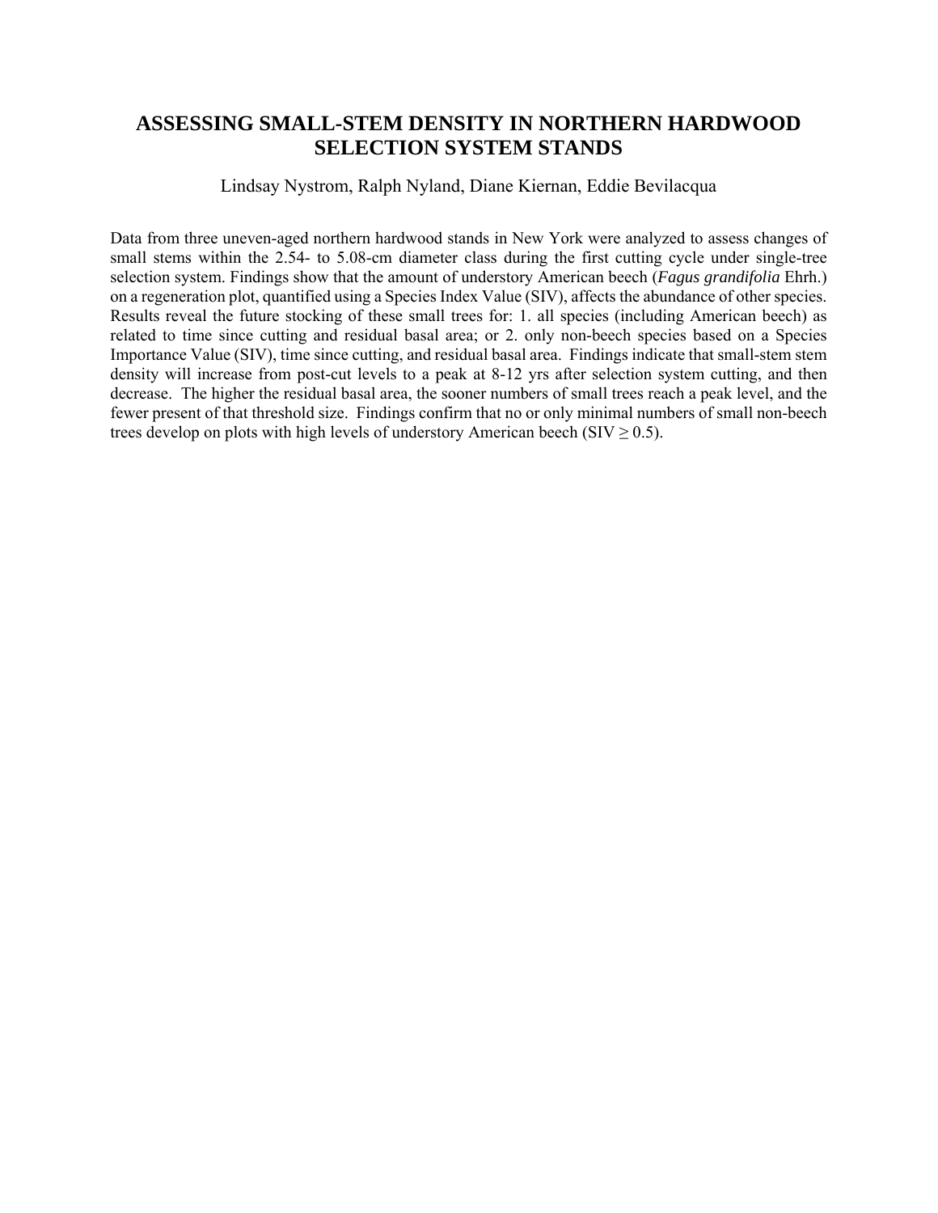## ASSESSING SMALL-STEM DENSITY IN NORTHERN HARDWOOD SELECTION SYSTEM STANDS

Lindsay Nystrom, Ralph Nyland, Diane Kiernan, Eddie Bevilacqua

Data from three uneven-aged northern hardwood stands in New York were analyzed to assess changes of small stems within the 2.54- to 5.08-cm diameter class during the first cutting cycle under single-tree selection system. Findings show that the amount of understory American beech (*Fagus grandifolia* Ehrh.) on a regeneration plot, quantified using a Species Index Value (SIV), affects the abundance of other species. Results reveal the future stocking of these small trees for: 1. all species (including American beech) as related to time since cutting and residual basal area; or 2. only non-beech species based on a Species Importance Value (SIV), time since cutting, and residual basal area. Findings indicate that small-stem stem density will increase from post-cut levels to a peak at 8-12 yrs after selection system cutting, and then decrease. The higher the residual basal area, the sooner numbers of small trees reach a peak level, and the fewer present of that threshold size. Findings confirm that no or only minimal numbers of small non-beech trees develop on plots with high levels of understory American beech (SIV $\geq$ 0.5).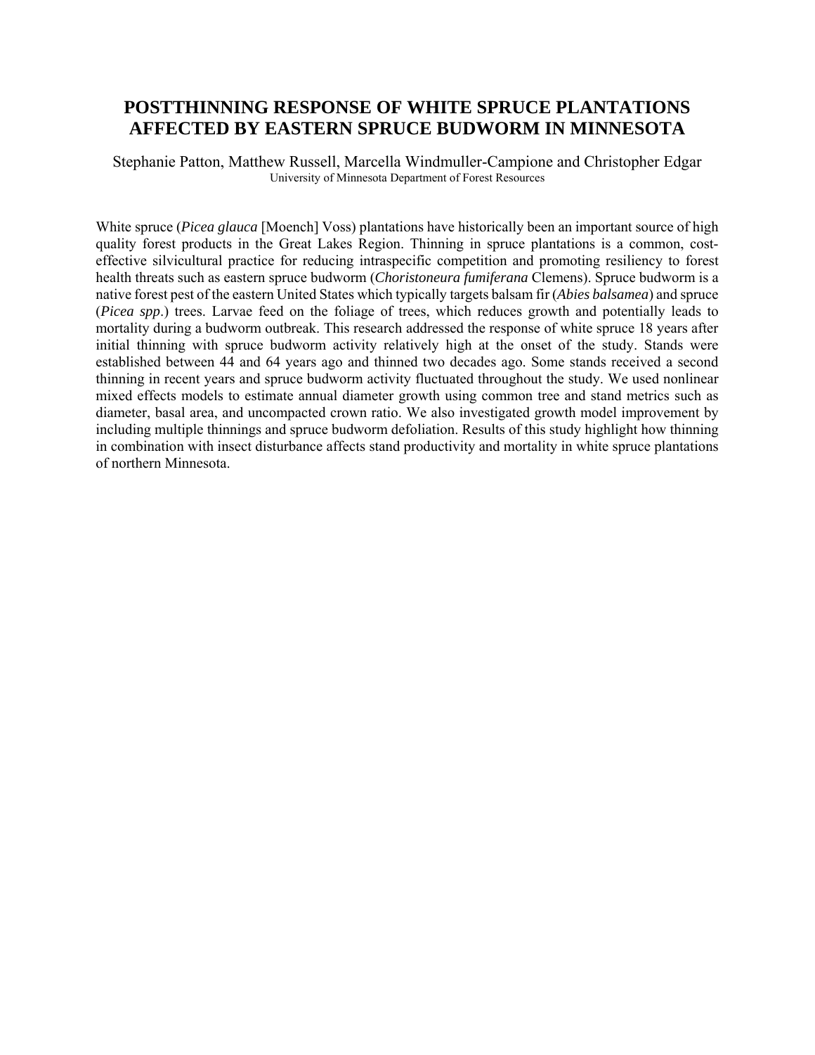# POSTTHINNING RESPONSE OF WHITE SPRUCE PLANTATIONS AFFECTED BY EASTERN SPRUCE BUDWORM IN MINNESOTA

Stephanie Patton, Matthew Russell, Marcella Windmuller-Campione and Christopher Edgar
University of Minnesota Department of Forest Resources

White spruce (*Picea glauca* [Moench] Voss) plantations have historically been an important source of high quality forest products in the Great Lakes Region. Thinning in spruce plantations is a common, cost-effective silvicultural practice for reducing intraspecific competition and promoting resiliency to forest health threats such as eastern spruce budworm (*Choristoneura fumiferana* Clemens). Spruce budworm is a native forest pest of the eastern United States which typically targets balsam fir (*Abies balsamea*) and spruce (*Picea spp*.) trees. Larvae feed on the foliage of trees, which reduces growth and potentially leads to mortality during a budworm outbreak. This research addressed the response of white spruce 18 years after initial thinning with spruce budworm activity relatively high at the onset of the study. Stands were established between 44 and 64 years ago and thinned two decades ago. Some stands received a second thinning in recent years and spruce budworm activity fluctuated throughout the study. We used nonlinear mixed effects models to estimate annual diameter growth using common tree and stand metrics such as diameter, basal area, and uncompacted crown ratio. We also investigated growth model improvement by including multiple thinnings and spruce budworm defoliation. Results of this study highlight how thinning in combination with insect disturbance affects stand productivity and mortality in white spruce plantations of northern Minnesota.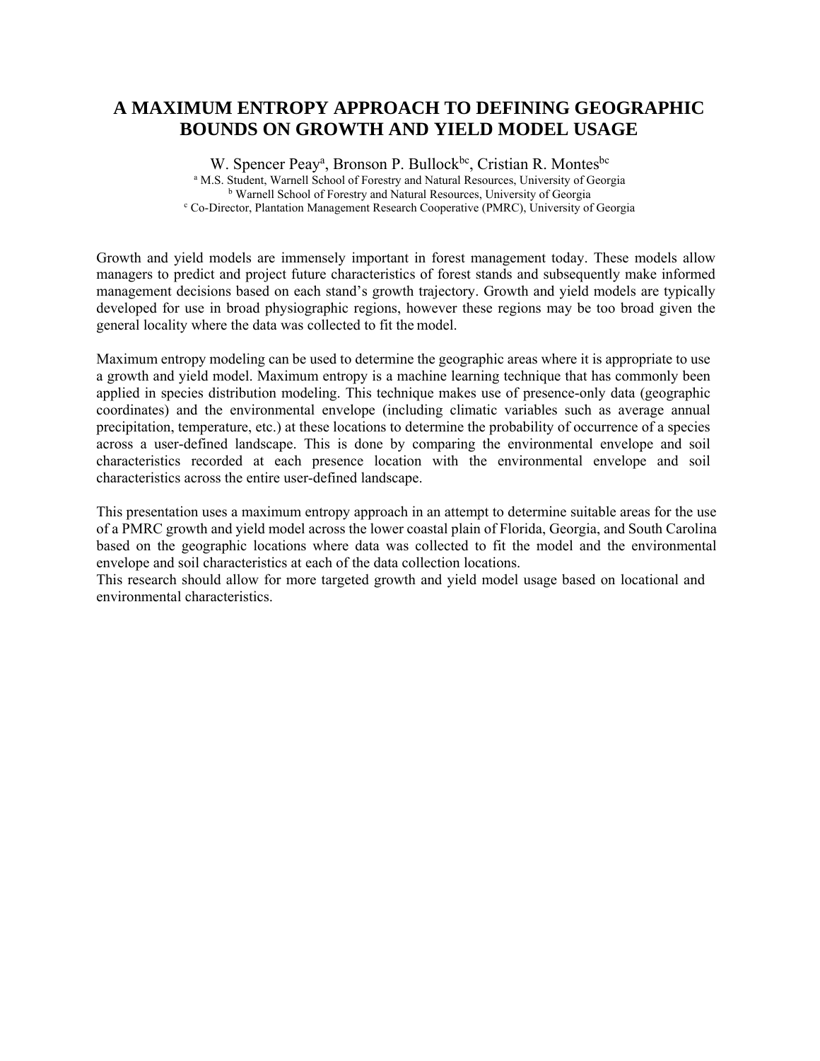# A MAXIMUM ENTROPY APPROACH TO DEFINING GEOGRAPHIC BOUNDS ON GROWTH AND YIELD MODEL USAGE

W. Spencer Peay[a], Bronson P. Bullock[bc], Cristian R. Montes[bc]

[a] M.S. Student, Warnell School of Forestry and Natural Resources, University of Georgia
[b] Warnell School of Forestry and Natural Resources, University of Georgia
[c] Co-Director, Plantation Management Research Cooperative (PMRC), University of Georgia

Growth and yield models are immensely important in forest management today. These models allow managers to predict and project future characteristics of forest stands and subsequently make informed management decisions based on each stand's growth trajectory. Growth and yield models are typically developed for use in broad physiographic regions, however these regions may be too broad given the general locality where the data was collected to fit the model.

Maximum entropy modeling can be used to determine the geographic areas where it is appropriate to use a growth and yield model. Maximum entropy is a machine learning technique that has commonly been applied in species distribution modeling. This technique makes use of presence-only data (geographic coordinates) and the environmental envelope (including climatic variables such as average annual precipitation, temperature, etc.) at these locations to determine the probability of occurrence of a species across a user-defined landscape. This is done by comparing the environmental envelope and soil characteristics recorded at each presence location with the environmental envelope and soil characteristics across the entire user-defined landscape.

This presentation uses a maximum entropy approach in an attempt to determine suitable areas for the use of a PMRC growth and yield model across the lower coastal plain of Florida, Georgia, and South Carolina based on the geographic locations where data was collected to fit the model and the environmental envelope and soil characteristics at each of the data collection locations.
This research should allow for more targeted growth and yield model usage based on locational and environmental characteristics.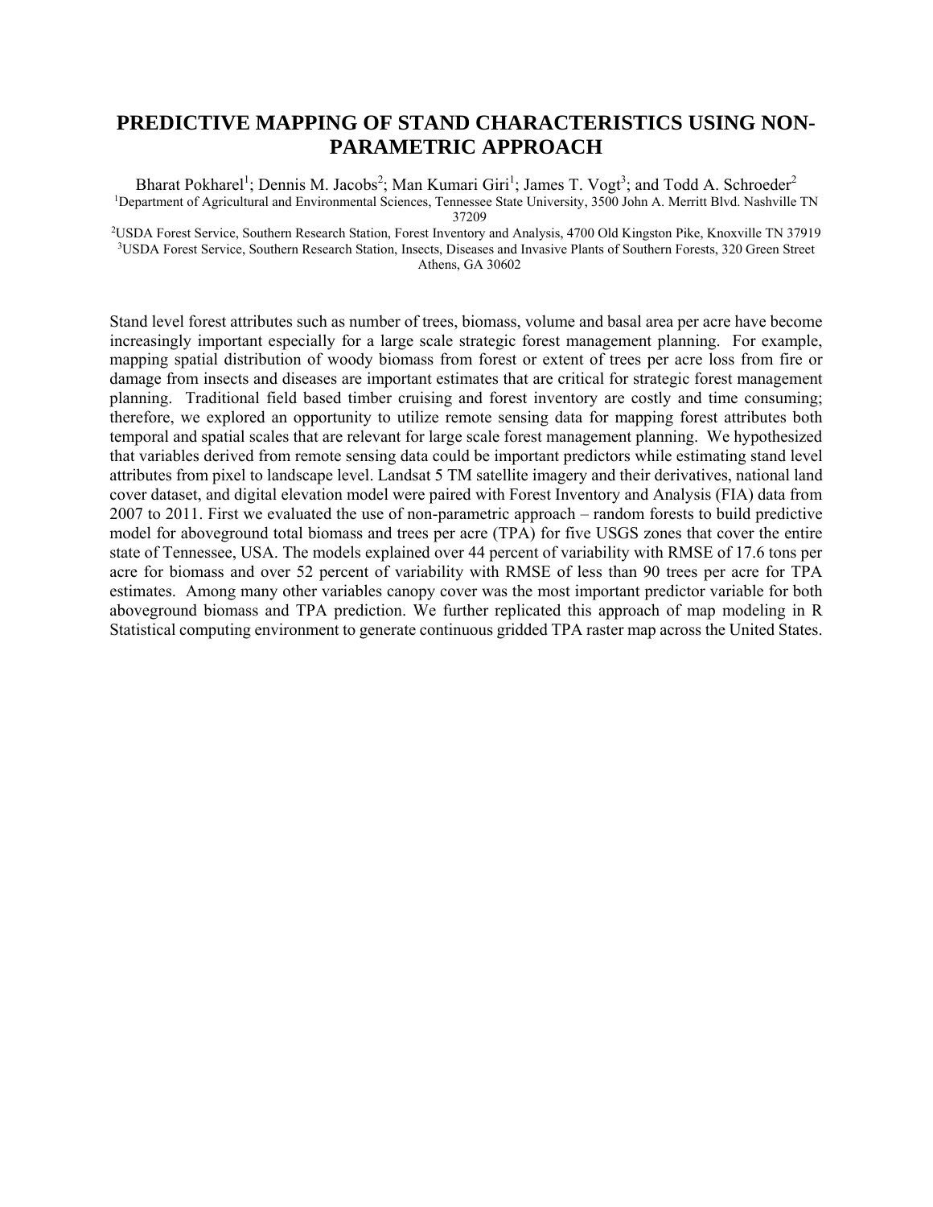# PREDICTIVE MAPPING OF STAND CHARACTERISTICS USING NON-PARAMETRIC APPROACH

Bharat Pokharel[1]; Dennis M. Jacobs[2]; Man Kumari Giri[1]; James T. Vogt[3]; and Todd A. Schroeder[2]

[1]Department of Agricultural and Environmental Sciences, Tennessee State University, 3500 John A. Merritt Blvd. Nashville TN 37209

[2]USDA Forest Service, Southern Research Station, Forest Inventory and Analysis, 4700 Old Kingston Pike, Knoxville TN 37919

[3]USDA Forest Service, Southern Research Station, Insects, Diseases and Invasive Plants of Southern Forests, 320 Green Street Athens, GA 30602

Stand level forest attributes such as number of trees, biomass, volume and basal area per acre have become increasingly important especially for a large scale strategic forest management planning. For example, mapping spatial distribution of woody biomass from forest or extent of trees per acre loss from fire or damage from insects and diseases are important estimates that are critical for strategic forest management planning. Traditional field based timber cruising and forest inventory are costly and time consuming; therefore, we explored an opportunity to utilize remote sensing data for mapping forest attributes both temporal and spatial scales that are relevant for large scale forest management planning. We hypothesized that variables derived from remote sensing data could be important predictors while estimating stand level attributes from pixel to landscape level. Landsat 5 TM satellite imagery and their derivatives, national land cover dataset, and digital elevation model were paired with Forest Inventory and Analysis (FIA) data from 2007 to 2011. First we evaluated the use of non-parametric approach – random forests to build predictive model for aboveground total biomass and trees per acre (TPA) for five USGS zones that cover the entire state of Tennessee, USA. The models explained over 44 percent of variability with RMSE of 17.6 tons per acre for biomass and over 52 percent of variability with RMSE of less than 90 trees per acre for TPA estimates. Among many other variables canopy cover was the most important predictor variable for both aboveground biomass and TPA prediction. We further replicated this approach of map modeling in R Statistical computing environment to generate continuous gridded TPA raster map across the United States.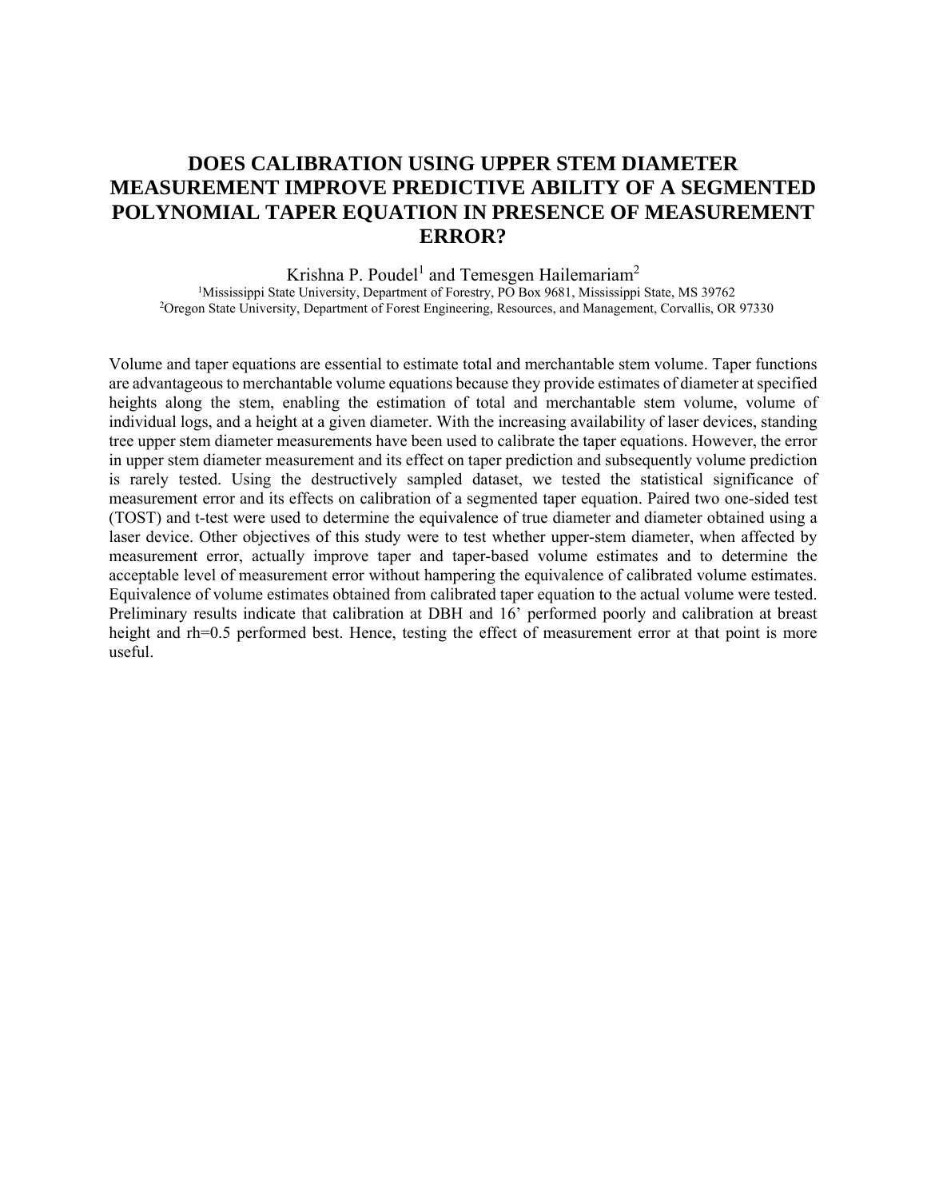# DOES CALIBRATION USING UPPER STEM DIAMETER MEASUREMENT IMPROVE PREDICTIVE ABILITY OF A SEGMENTED POLYNOMIAL TAPER EQUATION IN PRESENCE OF MEASUREMENT ERROR?

Krishna P. Poudel[1] and Temesgen Hailemariam[2]

[1]Mississippi State University, Department of Forestry, PO Box 9681, Mississippi State, MS 39762
[2]Oregon State University, Department of Forest Engineering, Resources, and Management, Corvallis, OR 97330

Volume and taper equations are essential to estimate total and merchantable stem volume. Taper functions are advantageous to merchantable volume equations because they provide estimates of diameter at specified heights along the stem, enabling the estimation of total and merchantable stem volume, volume of individual logs, and a height at a given diameter. With the increasing availability of laser devices, standing tree upper stem diameter measurements have been used to calibrate the taper equations. However, the error in upper stem diameter measurement and its effect on taper prediction and subsequently volume prediction is rarely tested. Using the destructively sampled dataset, we tested the statistical significance of measurement error and its effects on calibration of a segmented taper equation. Paired two one-sided test (TOST) and t-test were used to determine the equivalence of true diameter and diameter obtained using a laser device. Other objectives of this study were to test whether upper-stem diameter, when affected by measurement error, actually improve taper and taper-based volume estimates and to determine the acceptable level of measurement error without hampering the equivalence of calibrated volume estimates. Equivalence of volume estimates obtained from calibrated taper equation to the actual volume were tested. Preliminary results indicate that calibration at DBH and 16' performed poorly and calibration at breast height and rh=0.5 performed best. Hence, testing the effect of measurement error at that point is more useful.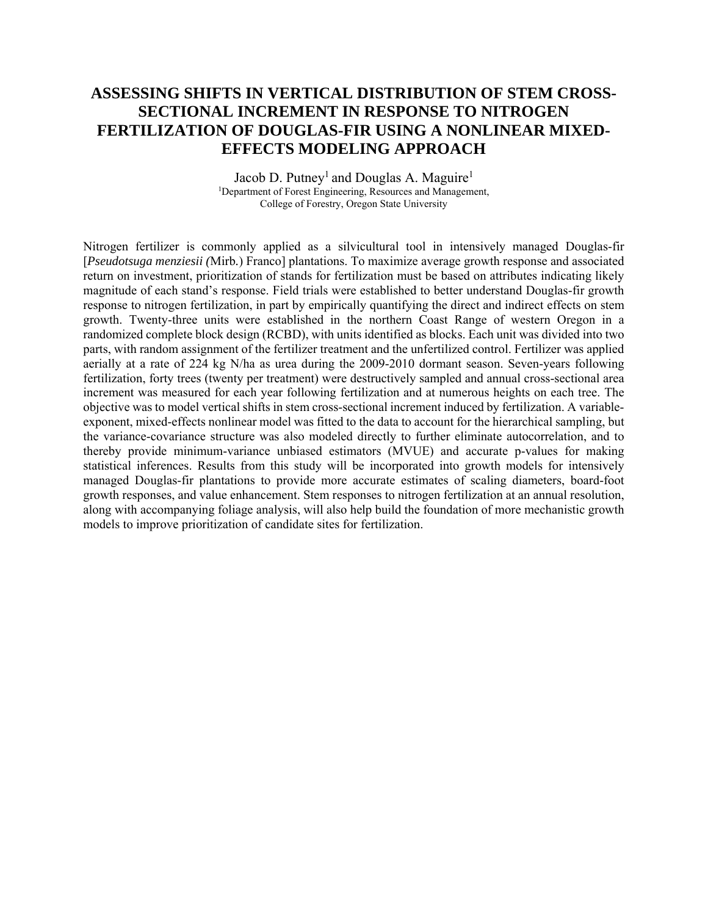# ASSESSING SHIFTS IN VERTICAL DISTRIBUTION OF STEM CROSS-SECTIONAL INCREMENT IN RESPONSE TO NITROGEN FERTILIZATION OF DOUGLAS-FIR USING A NONLINEAR MIXED-EFFECTS MODELING APPROACH

Jacob D. Putney[1] and Douglas A. Maguire[1]

[1]Department of Forest Engineering, Resources and Management,
College of Forestry, Oregon State University

Nitrogen fertilizer is commonly applied as a silvicultural tool in intensively managed Douglas-fir [*Pseudotsuga menziesii (*Mirb.) Franco] plantations. To maximize average growth response and associated return on investment, prioritization of stands for fertilization must be based on attributes indicating likely magnitude of each stand's response. Field trials were established to better understand Douglas-fir growth response to nitrogen fertilization, in part by empirically quantifying the direct and indirect effects on stem growth. Twenty-three units were established in the northern Coast Range of western Oregon in a randomized complete block design (RCBD), with units identified as blocks. Each unit was divided into two parts, with random assignment of the fertilizer treatment and the unfertilized control. Fertilizer was applied aerially at a rate of 224 kg N/ha as urea during the 2009-2010 dormant season. Seven-years following fertilization, forty trees (twenty per treatment) were destructively sampled and annual cross-sectional area increment was measured for each year following fertilization and at numerous heights on each tree. The objective was to model vertical shifts in stem cross-sectional increment induced by fertilization. A variable-exponent, mixed-effects nonlinear model was fitted to the data to account for the hierarchical sampling, but the variance-covariance structure was also modeled directly to further eliminate autocorrelation, and to thereby provide minimum-variance unbiased estimators (MVUE) and accurate p-values for making statistical inferences. Results from this study will be incorporated into growth models for intensively managed Douglas-fir plantations to provide more accurate estimates of scaling diameters, board-foot growth responses, and value enhancement. Stem responses to nitrogen fertilization at an annual resolution, along with accompanying foliage analysis, will also help build the foundation of more mechanistic growth models to improve prioritization of candidate sites for fertilization.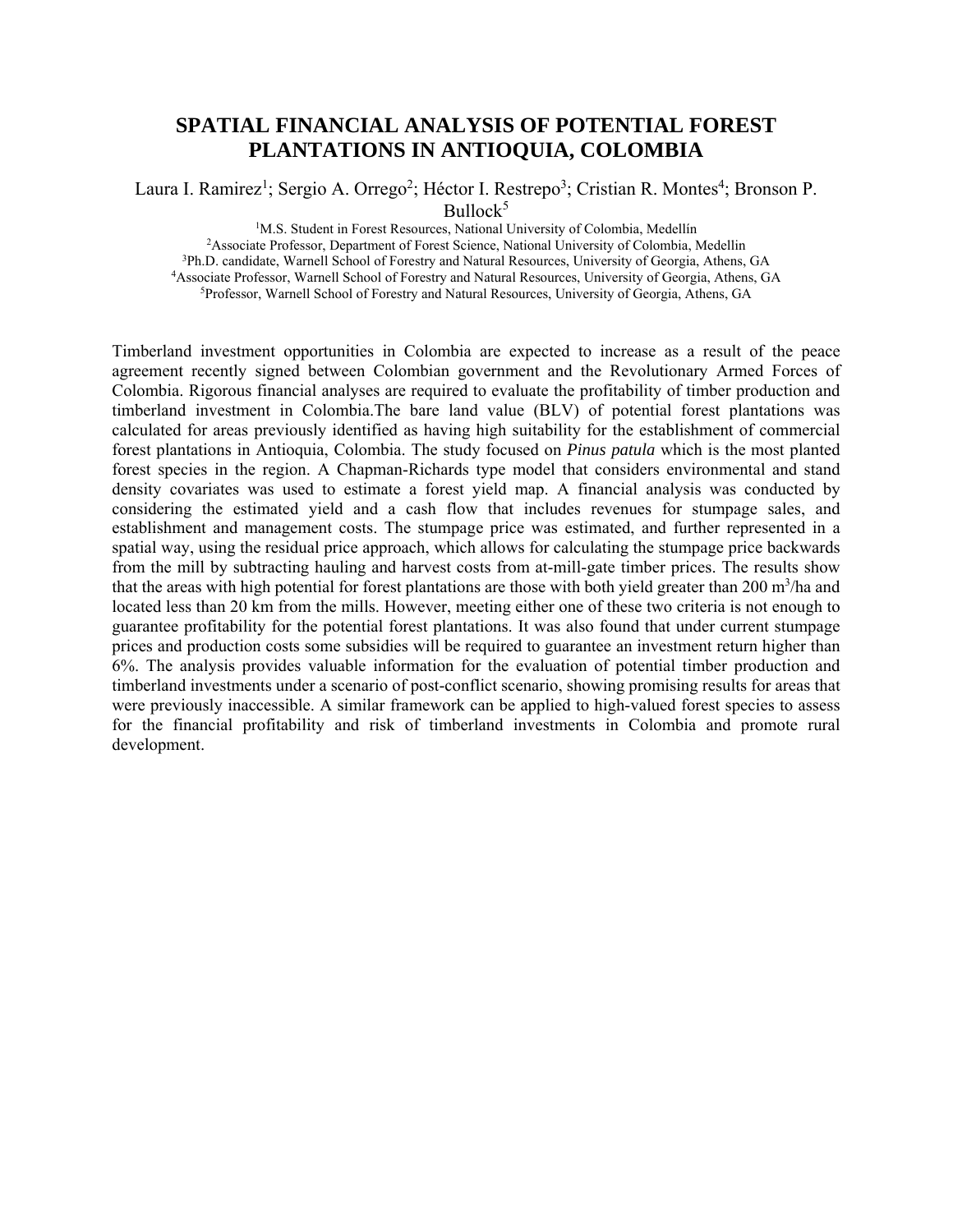# SPATIAL FINANCIAL ANALYSIS OF POTENTIAL FOREST PLANTATIONS IN ANTIOQUIA, COLOMBIA

Laura I. Ramirez[1]; Sergio A. Orrego[2]; Héctor I. Restrepo[3]; Cristian R. Montes[4]; Bronson P. Bullock[5]

[1]M.S. Student in Forest Resources, National University of Colombia, Medellín
[2]Associate Professor, Department of Forest Science, National University of Colombia, Medellin
[3]Ph.D. candidate, Warnell School of Forestry and Natural Resources, University of Georgia, Athens, GA
[4]Associate Professor, Warnell School of Forestry and Natural Resources, University of Georgia, Athens, GA
[5]Professor, Warnell School of Forestry and Natural Resources, University of Georgia, Athens, GA

Timberland investment opportunities in Colombia are expected to increase as a result of the peace agreement recently signed between Colombian government and the Revolutionary Armed Forces of Colombia. Rigorous financial analyses are required to evaluate the profitability of timber production and timberland investment in Colombia.The bare land value (BLV) of potential forest plantations was calculated for areas previously identified as having high suitability for the establishment of commercial forest plantations in Antioquia, Colombia. The study focused on *Pinus patula* which is the most planted forest species in the region. A Chapman-Richards type model that considers environmental and stand density covariates was used to estimate a forest yield map. A financial analysis was conducted by considering the estimated yield and a cash flow that includes revenues for stumpage sales, and establishment and management costs. The stumpage price was estimated, and further represented in a spatial way, using the residual price approach, which allows for calculating the stumpage price backwards from the mill by subtracting hauling and harvest costs from at-mill-gate timber prices. The results show that the areas with high potential for forest plantations are those with both yield greater than 200 $m^3$/ha and located less than 20 km from the mills. However, meeting either one of these two criteria is not enough to guarantee profitability for the potential forest plantations. It was also found that under current stumpage prices and production costs some subsidies will be required to guarantee an investment return higher than 6%. The analysis provides valuable information for the evaluation of potential timber production and timberland investments under a scenario of post-conflict scenario, showing promising results for areas that were previously inaccessible. A similar framework can be applied to high-valued forest species to assess for the financial profitability and risk of timberland investments in Colombia and promote rural development.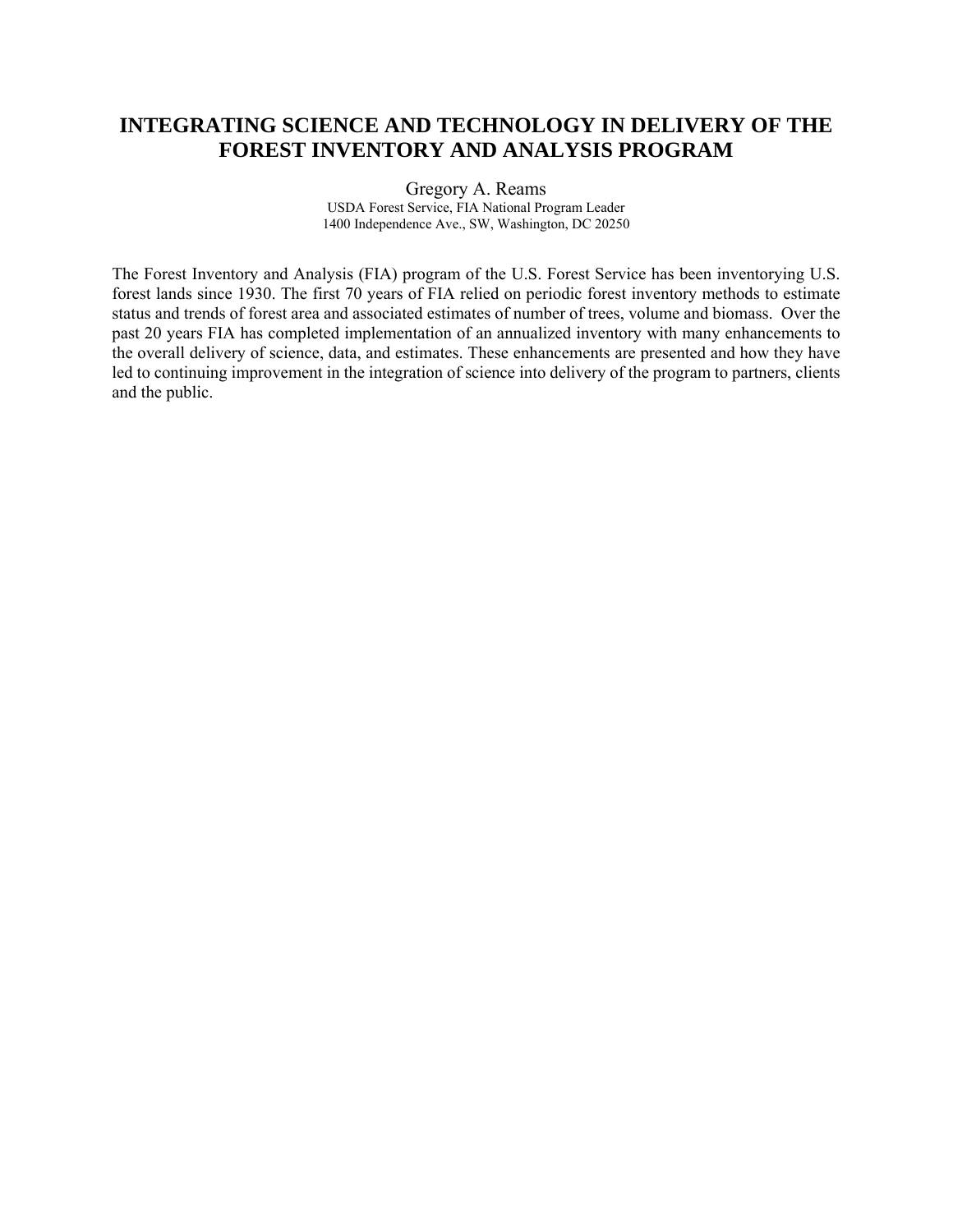# INTEGRATING SCIENCE AND TECHNOLOGY IN DELIVERY OF THE FOREST INVENTORY AND ANALYSIS PROGRAM

Gregory A. Reams
USDA Forest Service, FIA National Program Leader
1400 Independence Ave., SW, Washington, DC 20250

The Forest Inventory and Analysis (FIA) program of the U.S. Forest Service has been inventorying U.S. forest lands since 1930. The first 70 years of FIA relied on periodic forest inventory methods to estimate status and trends of forest area and associated estimates of number of trees, volume and biomass. Over the past 20 years FIA has completed implementation of an annualized inventory with many enhancements to the overall delivery of science, data, and estimates. These enhancements are presented and how they have led to continuing improvement in the integration of science into delivery of the program to partners, clients and the public.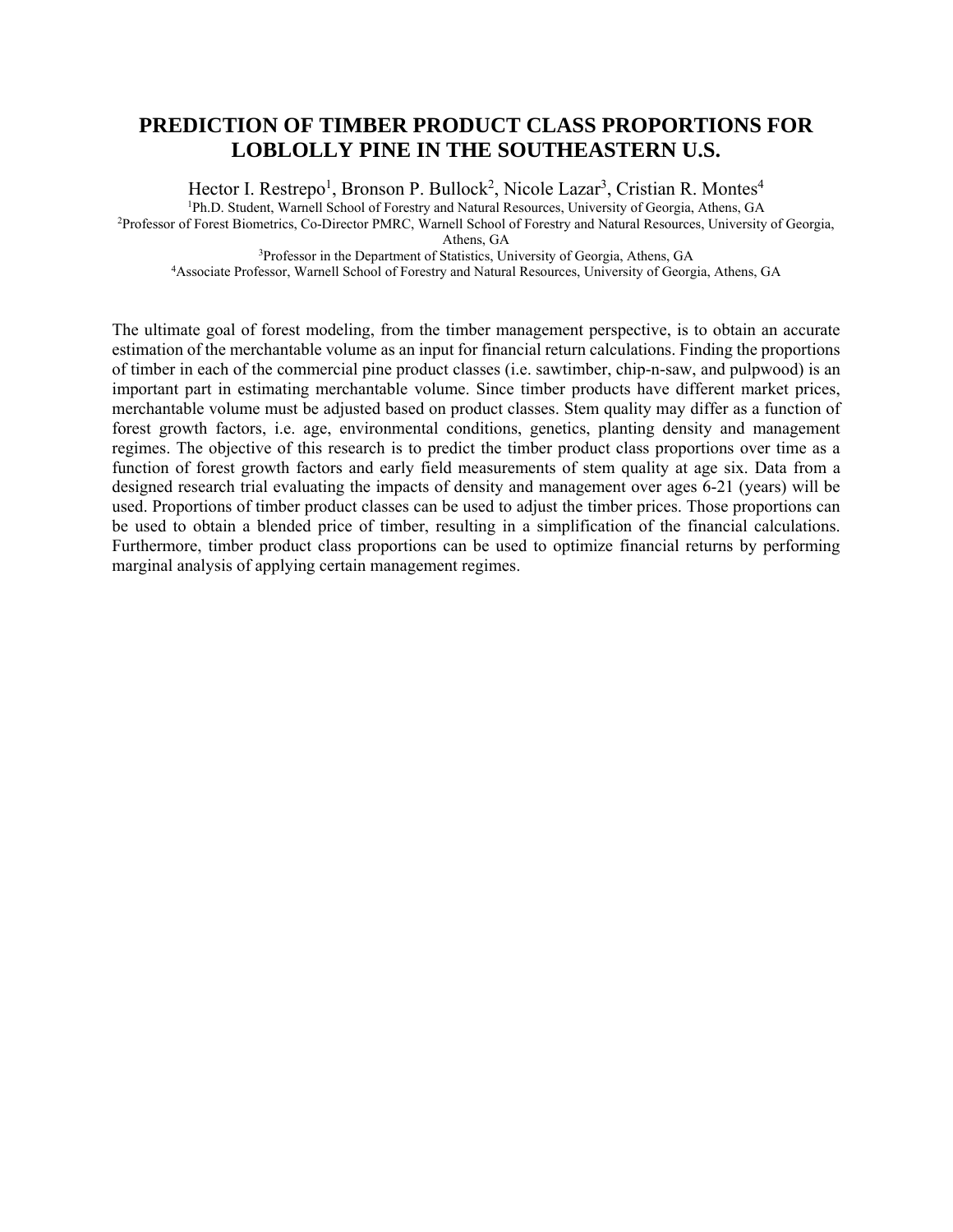# PREDICTION OF TIMBER PRODUCT CLASS PROPORTIONS FOR LOBLOLLY PINE IN THE SOUTHEASTERN U.S.

Hector I. Restrepo[1], Bronson P. Bullock[2], Nicole Lazar[3], Cristian R. Montes[4]

[1]Ph.D. Student, Warnell School of Forestry and Natural Resources, University of Georgia, Athens, GA
[2]Professor of Forest Biometrics, Co-Director PMRC, Warnell School of Forestry and Natural Resources, University of Georgia, Athens, GA
[3]Professor in the Department of Statistics, University of Georgia, Athens, GA
[4]Associate Professor, Warnell School of Forestry and Natural Resources, University of Georgia, Athens, GA

The ultimate goal of forest modeling, from the timber management perspective, is to obtain an accurate estimation of the merchantable volume as an input for financial return calculations. Finding the proportions of timber in each of the commercial pine product classes (i.e. sawtimber, chip-n-saw, and pulpwood) is an important part in estimating merchantable volume. Since timber products have different market prices, merchantable volume must be adjusted based on product classes. Stem quality may differ as a function of forest growth factors, i.e. age, environmental conditions, genetics, planting density and management regimes. The objective of this research is to predict the timber product class proportions over time as a function of forest growth factors and early field measurements of stem quality at age six. Data from a designed research trial evaluating the impacts of density and management over ages 6-21 (years) will be used. Proportions of timber product classes can be used to adjust the timber prices. Those proportions can be used to obtain a blended price of timber, resulting in a simplification of the financial calculations. Furthermore, timber product class proportions can be used to optimize financial returns by performing marginal analysis of applying certain management regimes.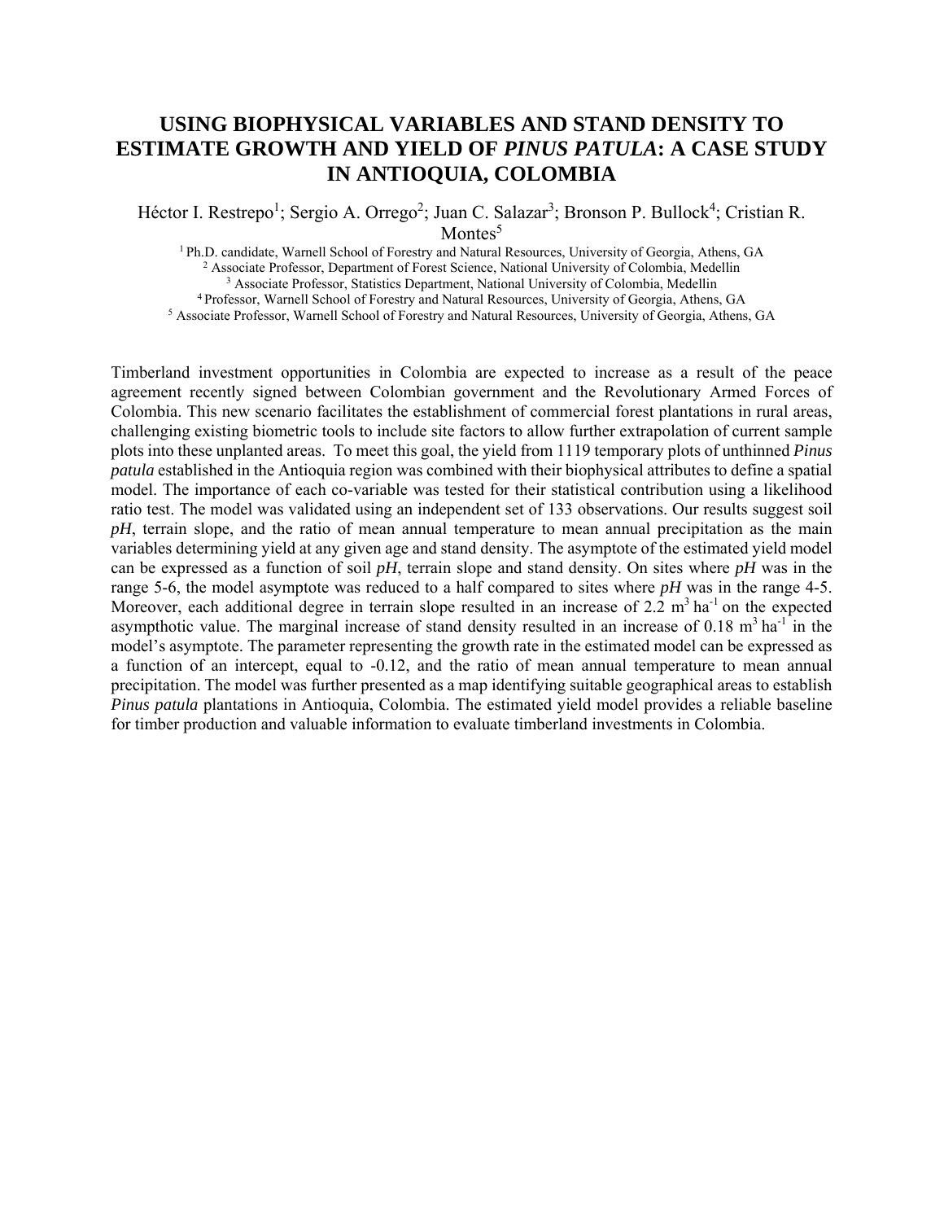# USING BIOPHYSICAL VARIABLES AND STAND DENSITY TO ESTIMATE GROWTH AND YIELD OF *PINUS PATULA*: A CASE STUDY IN ANTIOQUIA, COLOMBIA

Héctor I. Restrepo[1]; Sergio A. Orrego[2]; Juan C. Salazar[3]; Bronson P. Bullock[4]; Cristian R. Montes[5]

[1] Ph.D. candidate, Warnell School of Forestry and Natural Resources, University of Georgia, Athens, GA
[2] Associate Professor, Department of Forest Science, National University of Colombia, Medellin
[3] Associate Professor, Statistics Department, National University of Colombia, Medellin
[4] Professor, Warnell School of Forestry and Natural Resources, University of Georgia, Athens, GA
[5] Associate Professor, Warnell School of Forestry and Natural Resources, University of Georgia, Athens, GA

Timberland investment opportunities in Colombia are expected to increase as a result of the peace agreement recently signed between Colombian government and the Revolutionary Armed Forces of Colombia. This new scenario facilitates the establishment of commercial forest plantations in rural areas, challenging existing biometric tools to include site factors to allow further extrapolation of current sample plots into these unplanted areas. To meet this goal, the yield from 1119 temporary plots of unthinned *Pinus patula* established in the Antioquia region was combined with their biophysical attributes to define a spatial model. The importance of each co-variable was tested for their statistical contribution using a likelihood ratio test. The model was validated using an independent set of 133 observations. Our results suggest soil *pH*, terrain slope, and the ratio of mean annual temperature to mean annual precipitation as the main variables determining yield at any given age and stand density. The asymptote of the estimated yield model can be expressed as a function of soil *pH*, terrain slope and stand density. On sites where *pH* was in the range 5-6, the model asymptote was reduced to a half compared to sites where *pH* was in the range 4-5. Moreover, each additional degree in terrain slope resulted in an increase of 2.2 $m^3\ ha^{-1}$ on the expected asympthotic value. The marginal increase of stand density resulted in an increase of 0.18 $m^3\ ha^{-1}$ in the model's asymptote. The parameter representing the growth rate in the estimated model can be expressed as a function of an intercept, equal to -0.12, and the ratio of mean annual temperature to mean annual precipitation. The model was further presented as a map identifying suitable geographical areas to establish *Pinus patula* plantations in Antioquia, Colombia. The estimated yield model provides a reliable baseline for timber production and valuable information to evaluate timberland investments in Colombia.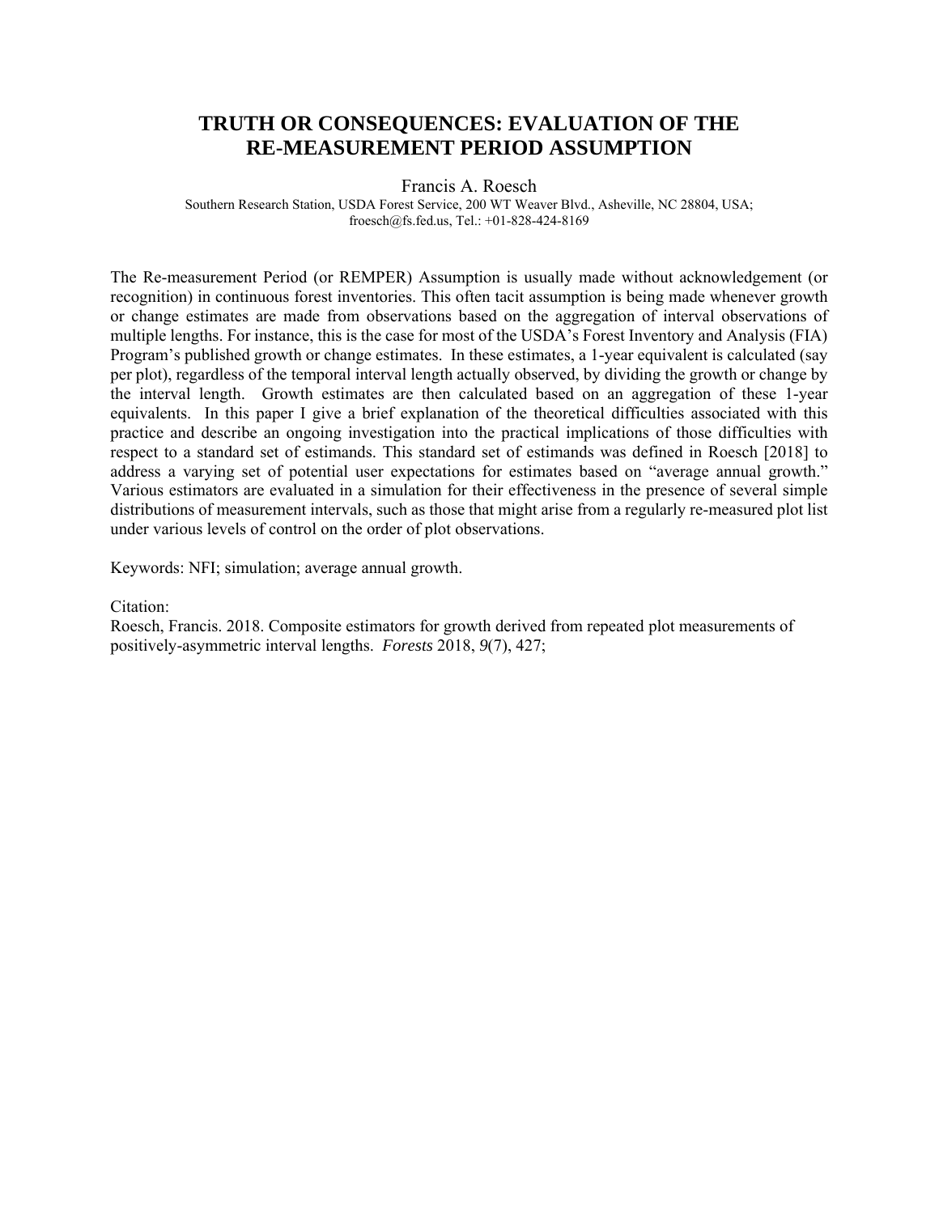# TRUTH OR CONSEQUENCES: EVALUATION OF THE RE-MEASUREMENT PERIOD ASSUMPTION

Francis A. Roesch

Southern Research Station, USDA Forest Service, 200 WT Weaver Blvd., Asheville, NC 28804, USA; froesch@fs.fed.us, Tel.: +01-828-424-8169

The Re-measurement Period (or REMPER) Assumption is usually made without acknowledgement (or recognition) in continuous forest inventories. This often tacit assumption is being made whenever growth or change estimates are made from observations based on the aggregation of interval observations of multiple lengths. For instance, this is the case for most of the USDA's Forest Inventory and Analysis (FIA) Program's published growth or change estimates. In these estimates, a 1-year equivalent is calculated (say per plot), regardless of the temporal interval length actually observed, by dividing the growth or change by the interval length. Growth estimates are then calculated based on an aggregation of these 1-year equivalents. In this paper I give a brief explanation of the theoretical difficulties associated with this practice and describe an ongoing investigation into the practical implications of those difficulties with respect to a standard set of estimands. This standard set of estimands was defined in Roesch [2018] to address a varying set of potential user expectations for estimates based on "average annual growth." Various estimators are evaluated in a simulation for their effectiveness in the presence of several simple distributions of measurement intervals, such as those that might arise from a regularly re-measured plot list under various levels of control on the order of plot observations.

Keywords: NFI; simulation; average annual growth.

Citation:

Roesch, Francis. 2018. Composite estimators for growth derived from repeated plot measurements of positively-asymmetric interval lengths. *Forests* 2018, *9*(7), 427;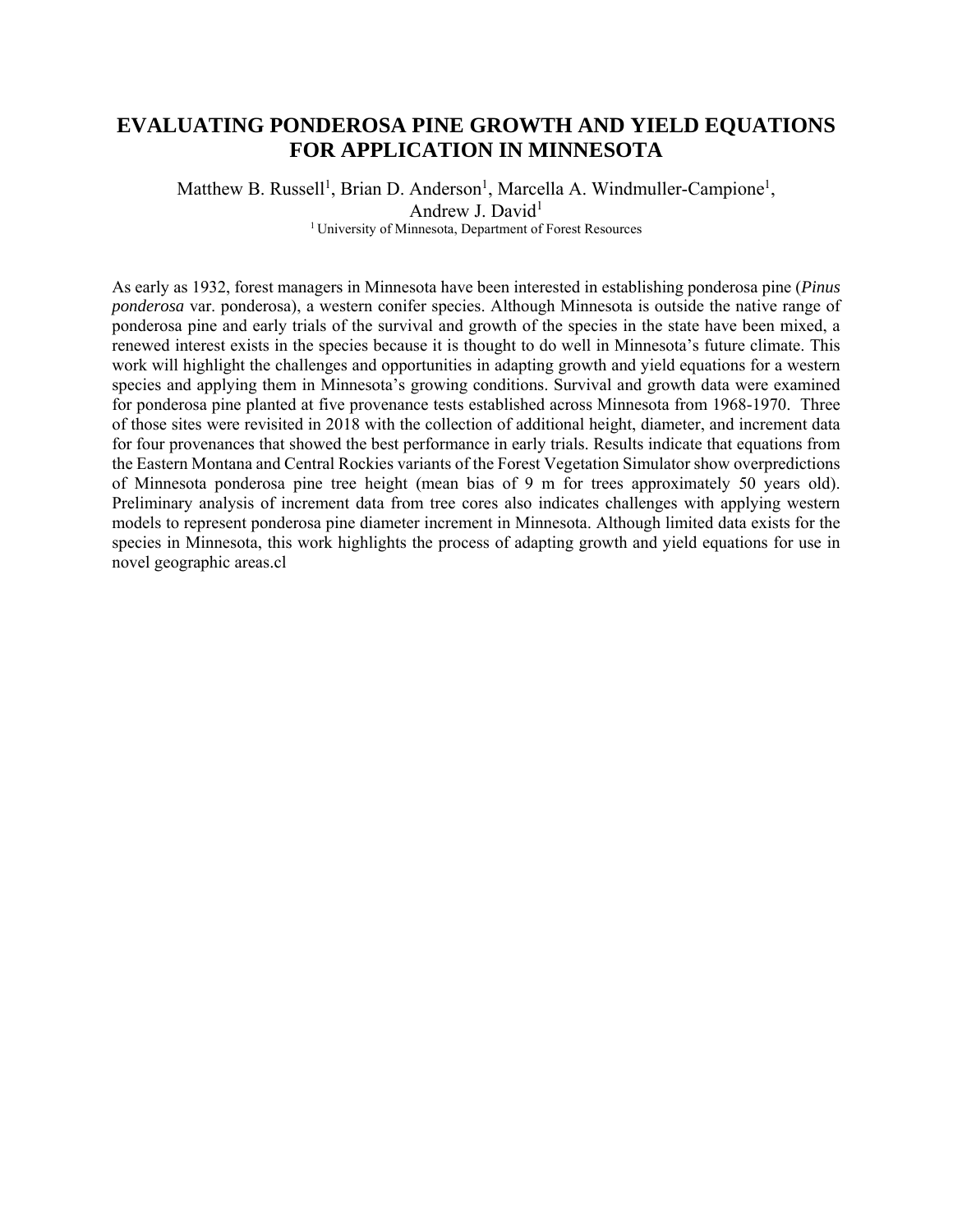# EVALUATING PONDEROSA PINE GROWTH AND YIELD EQUATIONS FOR APPLICATION IN MINNESOTA

Matthew B. Russell[1], Brian D. Anderson[1], Marcella A. Windmuller-Campione[1], Andrew J. David[1]

[1] University of Minnesota, Department of Forest Resources

As early as 1932, forest managers in Minnesota have been interested in establishing ponderosa pine (*Pinus ponderosa* var. ponderosa), a western conifer species. Although Minnesota is outside the native range of ponderosa pine and early trials of the survival and growth of the species in the state have been mixed, a renewed interest exists in the species because it is thought to do well in Minnesota's future climate. This work will highlight the challenges and opportunities in adapting growth and yield equations for a western species and applying them in Minnesota's growing conditions. Survival and growth data were examined for ponderosa pine planted at five provenance tests established across Minnesota from 1968-1970. Three of those sites were revisited in 2018 with the collection of additional height, diameter, and increment data for four provenances that showed the best performance in early trials. Results indicate that equations from the Eastern Montana and Central Rockies variants of the Forest Vegetation Simulator show overpredictions of Minnesota ponderosa pine tree height (mean bias of 9 m for trees approximately 50 years old). Preliminary analysis of increment data from tree cores also indicates challenges with applying western models to represent ponderosa pine diameter increment in Minnesota. Although limited data exists for the species in Minnesota, this work highlights the process of adapting growth and yield equations for use in novel geographic areas.cl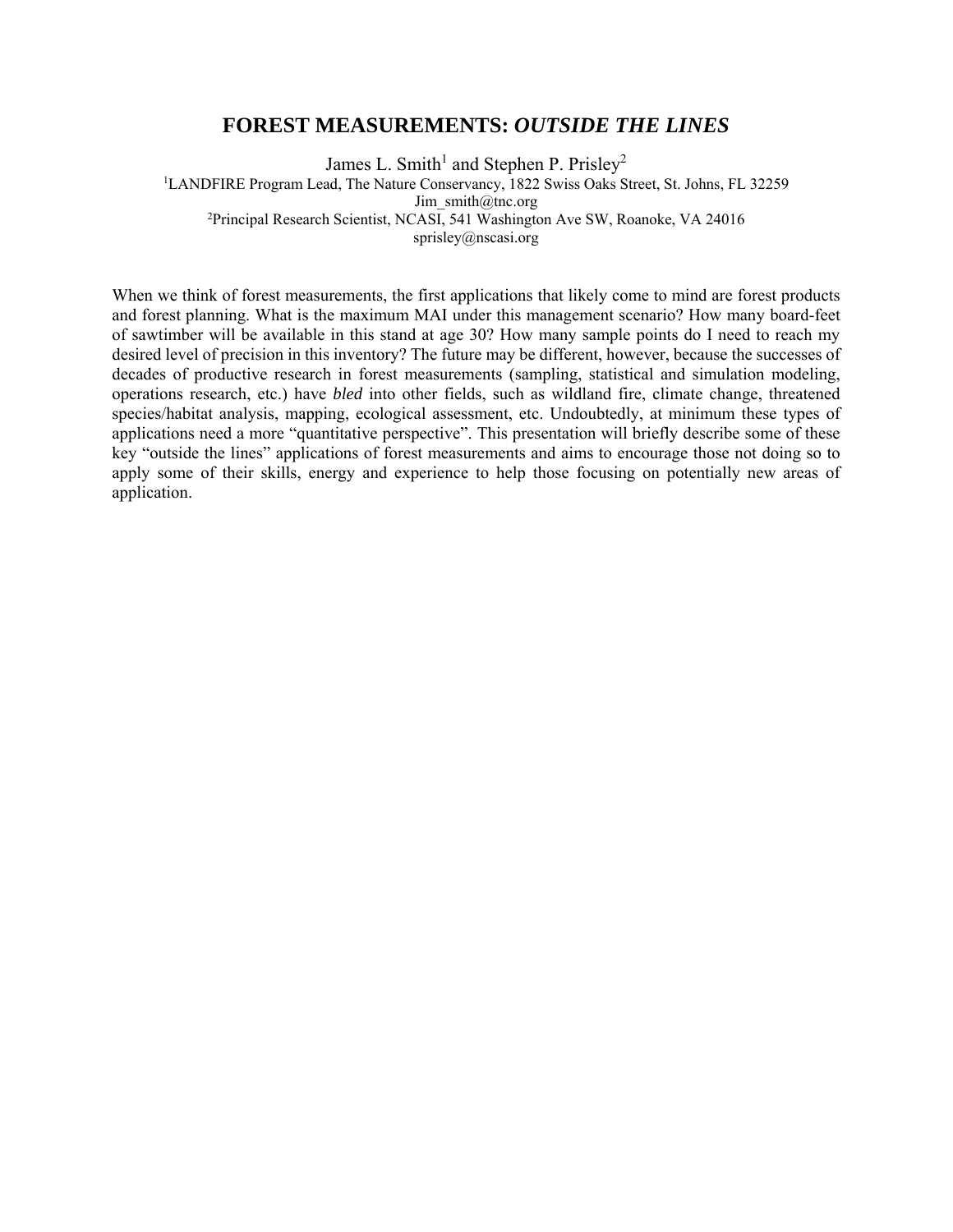# FORESTS MEASUREMENTS: *OUTSIDE THE LINES*

James L. Smith[1] and Stephen P. Prisley[2]

[1]LANDFIRE Program Lead, The Nature Conservancy, 1822 Swiss Oaks Street, St. Johns, FL 32259
Jim_smith@tnc.org
[2]Principal Research Scientist, NCASI, 541 Washington Ave SW, Roanoke, VA 24016
sprisley@nscasi.org

When we think of forest measurements, the first applications that likely come to mind are forest products and forest planning. What is the maximum MAI under this management scenario? How many board-feet of sawtimber will be available in this stand at age 30? How many sample points do I need to reach my desired level of precision in this inventory? The future may be different, however, because the successes of decades of productive research in forest measurements (sampling, statistical and simulation modeling, operations research, etc.) have *bled* into other fields, such as wildland fire, climate change, threatened species/habitat analysis, mapping, ecological assessment, etc. Undoubtedly, at minimum these types of applications need a more "quantitative perspective". This presentation will briefly describe some of these key "outside the lines" applications of forest measurements and aims to encourage those not doing so to apply some of their skills, energy and experience to help those focusing on potentially new areas of application.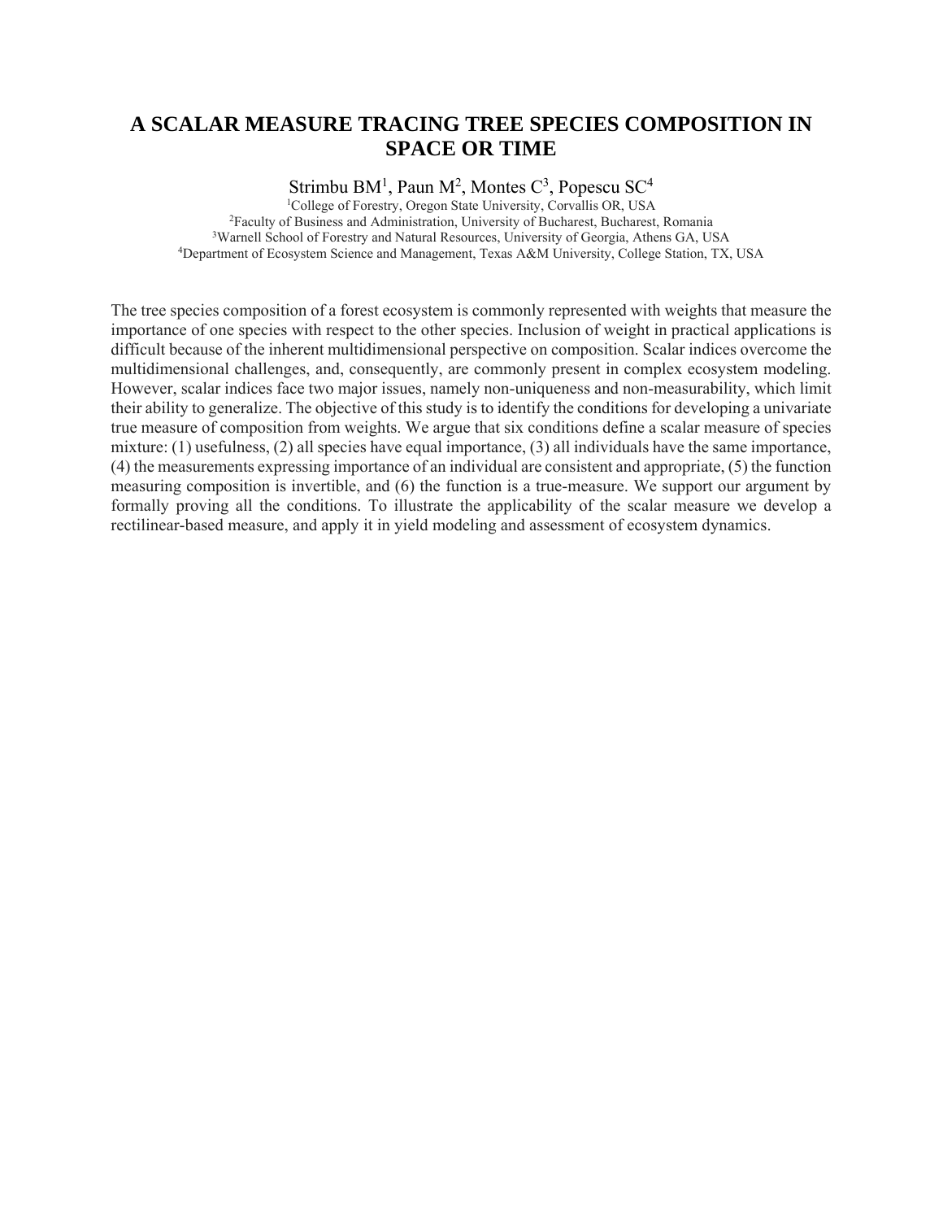# A SCALAR MEASURE TRACING TREE SPECIES COMPOSITION IN SPACE OR TIME

Strimbu BM[1], Paun M[2], Montes C[3], Popescu SC[4]

[1]College of Forestry, Oregon State University, Corvallis OR, USA
[2]Faculty of Business and Administration, University of Bucharest, Bucharest, Romania
[3]Warnell School of Forestry and Natural Resources, University of Georgia, Athens GA, USA
[4]Department of Ecosystem Science and Management, Texas A&M University, College Station, TX, USA

The tree species composition of a forest ecosystem is commonly represented with weights that measure the importance of one species with respect to the other species. Inclusion of weight in practical applications is difficult because of the inherent multidimensional perspective on composition. Scalar indices overcome the multidimensional challenges, and, consequently, are commonly present in complex ecosystem modeling. However, scalar indices face two major issues, namely non-uniqueness and non-measurability, which limit their ability to generalize. The objective of this study is to identify the conditions for developing a univariate true measure of composition from weights. We argue that six conditions define a scalar measure of species mixture: (1) usefulness, (2) all species have equal importance, (3) all individuals have the same importance, (4) the measurements expressing importance of an individual are consistent and appropriate, (5) the function measuring composition is invertible, and (6) the function is a true-measure. We support our argument by formally proving all the conditions. To illustrate the applicability of the scalar measure we develop a rectilinear-based measure, and apply it in yield modeling and assessment of ecosystem dynamics.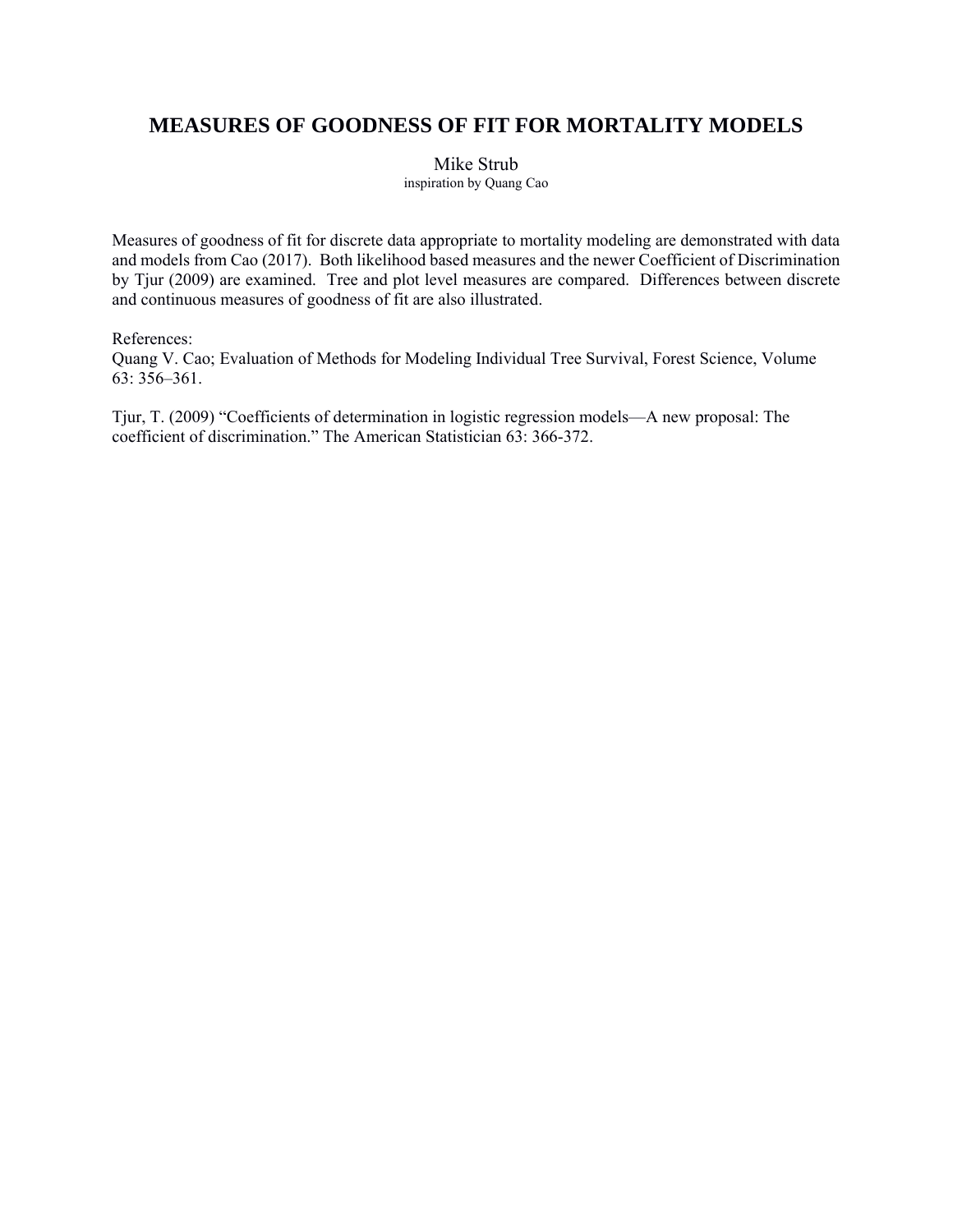# MEASURES OF GOODNESS OF FIT FOR MORTALITY MODELS

Mike Strub
inspiration by Quang Cao

Measures of goodness of fit for discrete data appropriate to mortality modeling are demonstrated with data and models from Cao (2017). Both likelihood based measures and the newer Coefficient of Discrimination by Tjur (2009) are examined. Tree and plot level measures are compared. Differences between discrete and continuous measures of goodness of fit are also illustrated.

References:
Quang V. Cao; Evaluation of Methods for Modeling Individual Tree Survival, Forest Science, Volume 63: 356–361.

Tjur, T. (2009) "Coefficients of determination in logistic regression models—A new proposal: The coefficient of discrimination." The American Statistician 63: 366-372.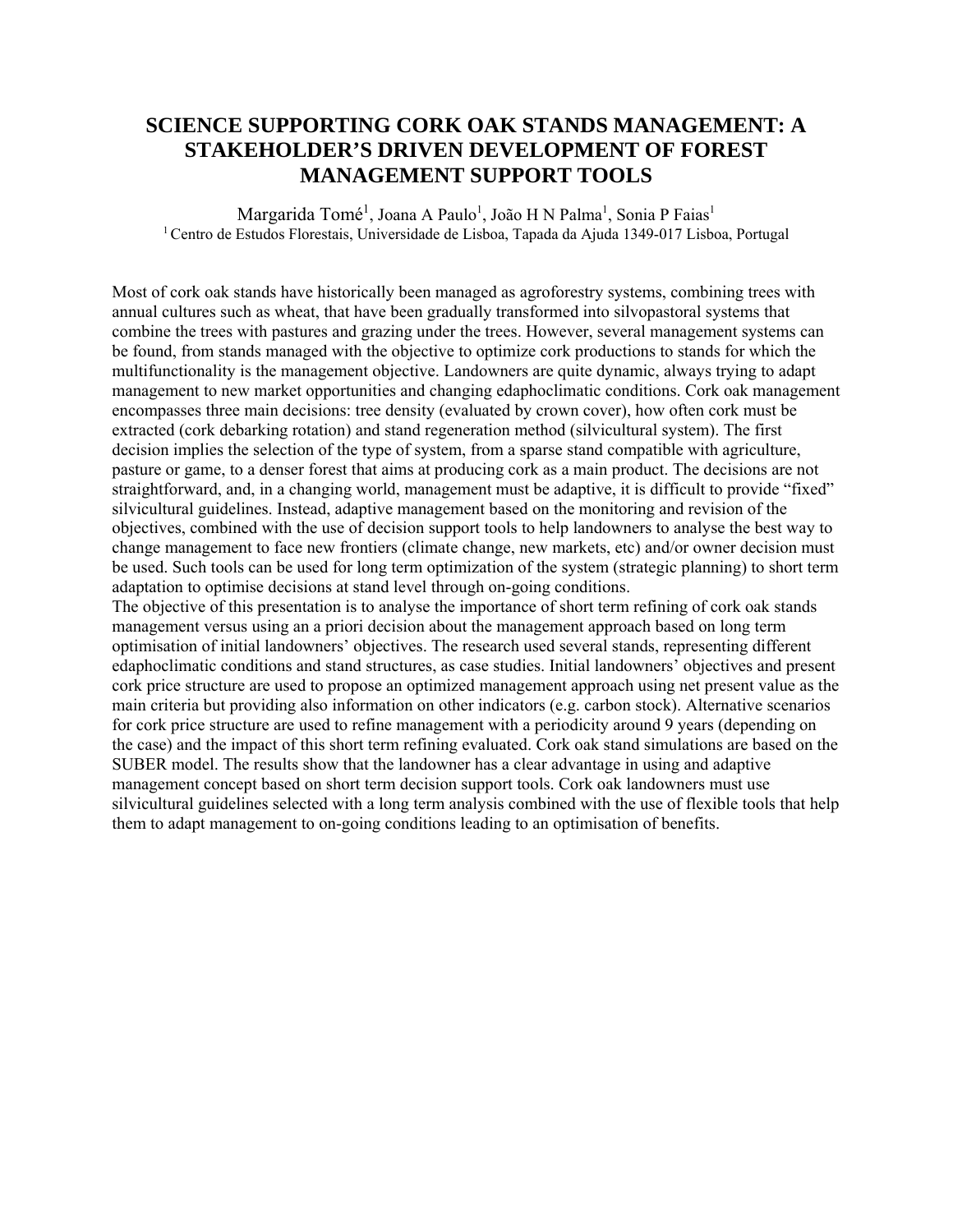# SCIENCE SUPPORTING CORK OAK STANDS MANAGEMENT: A STAKEHOLDER'S DRIVEN DEVELOPMENT OF FOREST MANAGEMENT SUPPORT TOOLS

Margarida Tomé[1], Joana A Paulo[1], João H N Palma[1], Sonia P Faias[1]

[1] Centro de Estudos Florestais, Universidade de Lisboa, Tapada da Ajuda 1349-017 Lisboa, Portugal

Most of cork oak stands have historically been managed as agroforestry systems, combining trees with annual cultures such as wheat, that have been gradually transformed into silvopastoral systems that combine the trees with pastures and grazing under the trees. However, several management systems can be found, from stands managed with the objective to optimize cork productions to stands for which the multifunctionality is the management objective. Landowners are quite dynamic, always trying to adapt management to new market opportunities and changing edaphoclimatic conditions. Cork oak management encompasses three main decisions: tree density (evaluated by crown cover), how often cork must be extracted (cork debarking rotation) and stand regeneration method (silvicultural system). The first decision implies the selection of the type of system, from a sparse stand compatible with agriculture, pasture or game, to a denser forest that aims at producing cork as a main product. The decisions are not straightforward, and, in a changing world, management must be adaptive, it is difficult to provide "fixed" silvicultural guidelines. Instead, adaptive management based on the monitoring and revision of the objectives, combined with the use of decision support tools to help landowners to analyse the best way to change management to face new frontiers (climate change, new markets, etc) and/or owner decision must be used. Such tools can be used for long term optimization of the system (strategic planning) to short term adaptation to optimise decisions at stand level through on-going conditions.

The objective of this presentation is to analyse the importance of short term refining of cork oak stands management versus using an a priori decision about the management approach based on long term optimisation of initial landowners' objectives. The research used several stands, representing different edaphoclimatic conditions and stand structures, as case studies. Initial landowners' objectives and present cork price structure are used to propose an optimized management approach using net present value as the main criteria but providing also information on other indicators (e.g. carbon stock). Alternative scenarios for cork price structure are used to refine management with a periodicity around 9 years (depending on the case) and the impact of this short term refining evaluated. Cork oak stand simulations are based on the SUBER model. The results show that the landowner has a clear advantage in using and adaptive management concept based on short term decision support tools. Cork oak landowners must use silvicultural guidelines selected with a long term analysis combined with the use of flexible tools that help them to adapt management to on-going conditions leading to an optimisation of benefits.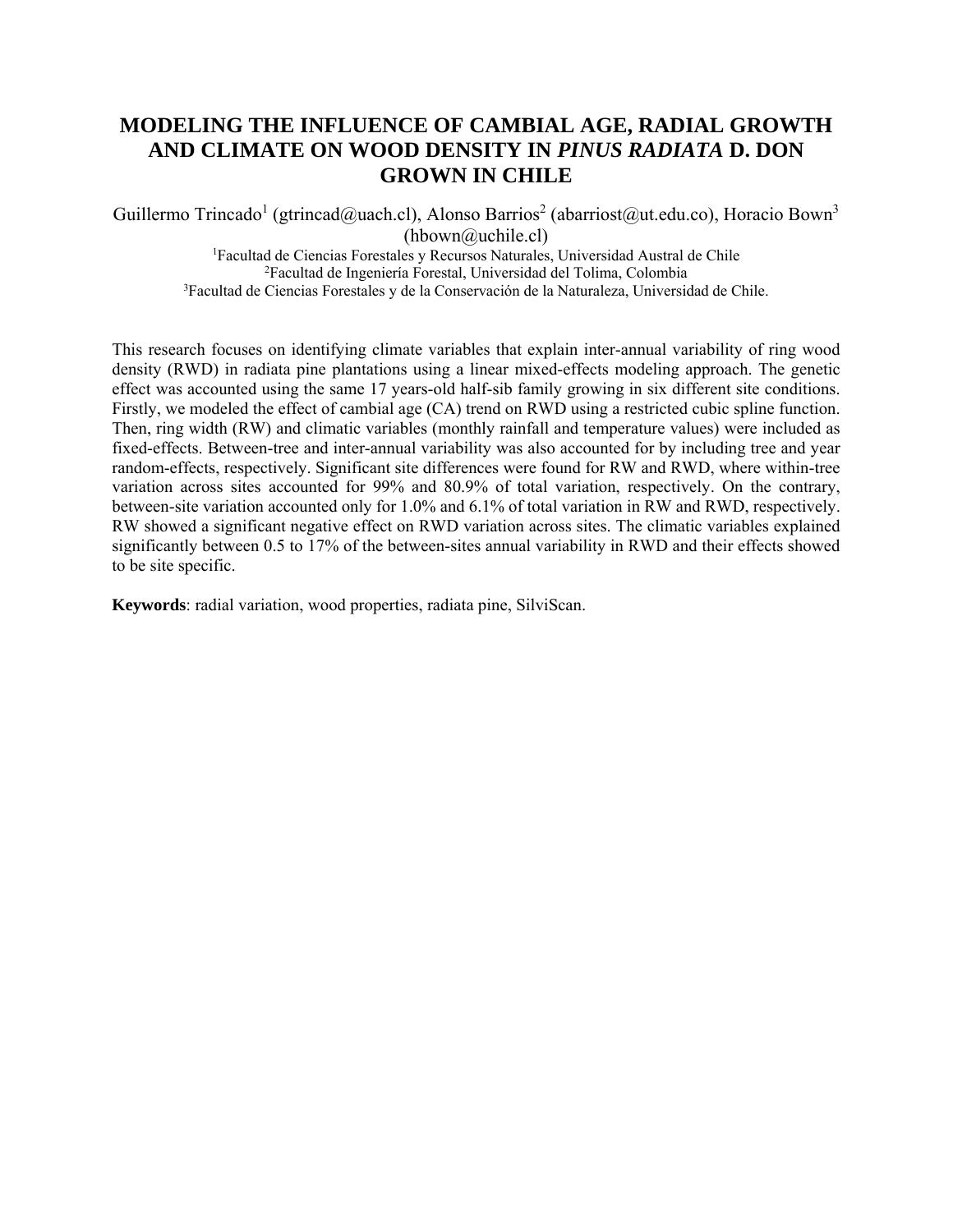# MODELING THE INFLUENCE OF CAMBIAL AGE, RADIAL GROWTH AND CLIMATE ON WOOD DENSITY IN *PINUS RADIATA* D. DON GROWN IN CHILE

Guillermo Trincado[1] (gtrincad@uach.cl), Alonso Barrios[2] (abarriost@ut.edu.co), Horacio Bown[3] (hbown@uchile.cl)

[1]Facultad de Ciencias Forestales y Recursos Naturales, Universidad Austral de Chile
[2]Facultad de Ingeniería Forestal, Universidad del Tolima, Colombia
[3]Facultad de Ciencias Forestales y de la Conservación de la Naturaleza, Universidad de Chile.

This research focuses on identifying climate variables that explain inter-annual variability of ring wood density (RWD) in radiata pine plantations using a linear mixed-effects modeling approach. The genetic effect was accounted using the same 17 years-old half-sib family growing in six different site conditions. Firstly, we modeled the effect of cambial age (CA) trend on RWD using a restricted cubic spline function. Then, ring width (RW) and climatic variables (monthly rainfall and temperature values) were included as fixed-effects. Between-tree and inter-annual variability was also accounted for by including tree and year random-effects, respectively. Significant site differences were found for RW and RWD, where within-tree variation across sites accounted for 99% and 80.9% of total variation, respectively. On the contrary, between-site variation accounted only for 1.0% and 6.1% of total variation in RW and RWD, respectively. RW showed a significant negative effect on RWD variation across sites. The climatic variables explained significantly between 0.5 to 17% of the between-sites annual variability in RWD and their effects showed to be site specific.

**Keywords**: radial variation, wood properties, radiata pine, SilviScan.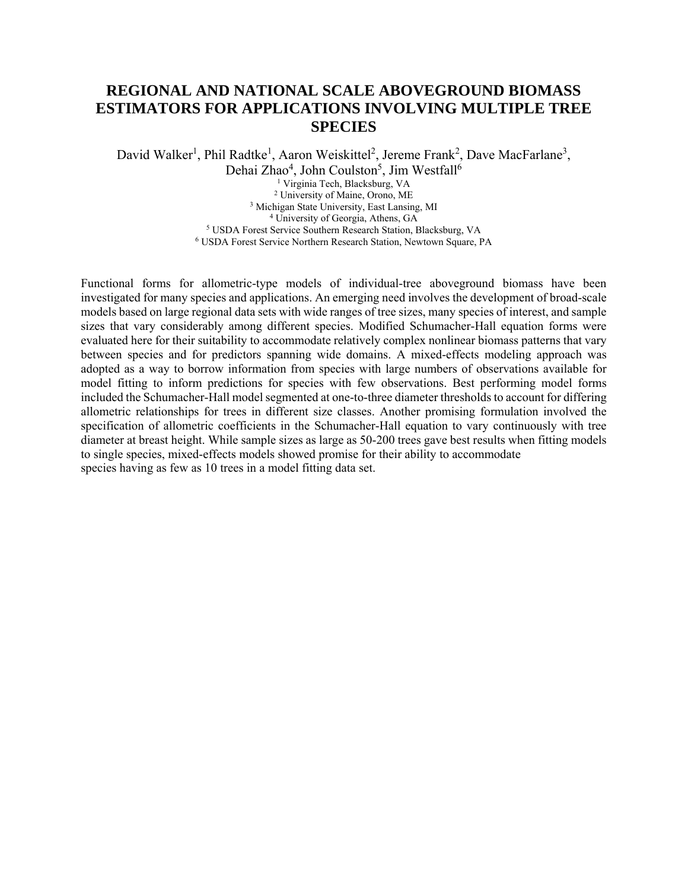# REGIONAL AND NATIONAL SCALE ABOVEGROUND BIOMASS ESTIMATORS FOR APPLICATIONS INVOLVING MULTIPLE TREE SPECIES

David Walker[1], Phil Radtke[1], Aaron Weiskittel[2], Jereme Frank[2], Dave MacFarlane[3], Dehai Zhao[4], John Coulston[5], Jim Westfall[6]

[1] Virginia Tech, Blacksburg, VA
[2] University of Maine, Orono, ME
[3] Michigan State University, East Lansing, MI
[4] University of Georgia, Athens, GA
[5] USDA Forest Service Southern Research Station, Blacksburg, VA
[6] USDA Forest Service Northern Research Station, Newtown Square, PA

Functional forms for allometric-type models of individual-tree aboveground biomass have been investigated for many species and applications. An emerging need involves the development of broad-scale models based on large regional data sets with wide ranges of tree sizes, many species of interest, and sample sizes that vary considerably among different species. Modified Schumacher-Hall equation forms were evaluated here for their suitability to accommodate relatively complex nonlinear biomass patterns that vary between species and for predictors spanning wide domains. A mixed-effects modeling approach was adopted as a way to borrow information from species with large numbers of observations available for model fitting to inform predictions for species with few observations. Best performing model forms included the Schumacher-Hall model segmented at one-to-three diameter thresholds to account for differing allometric relationships for trees in different size classes. Another promising formulation involved the specification of allometric coefficients in the Schumacher-Hall equation to vary continuously with tree diameter at breast height. While sample sizes as large as 50-200 trees gave best results when fitting models to single species, mixed-effects models showed promise for their ability to accommodate species having as few as 10 trees in a model fitting data set.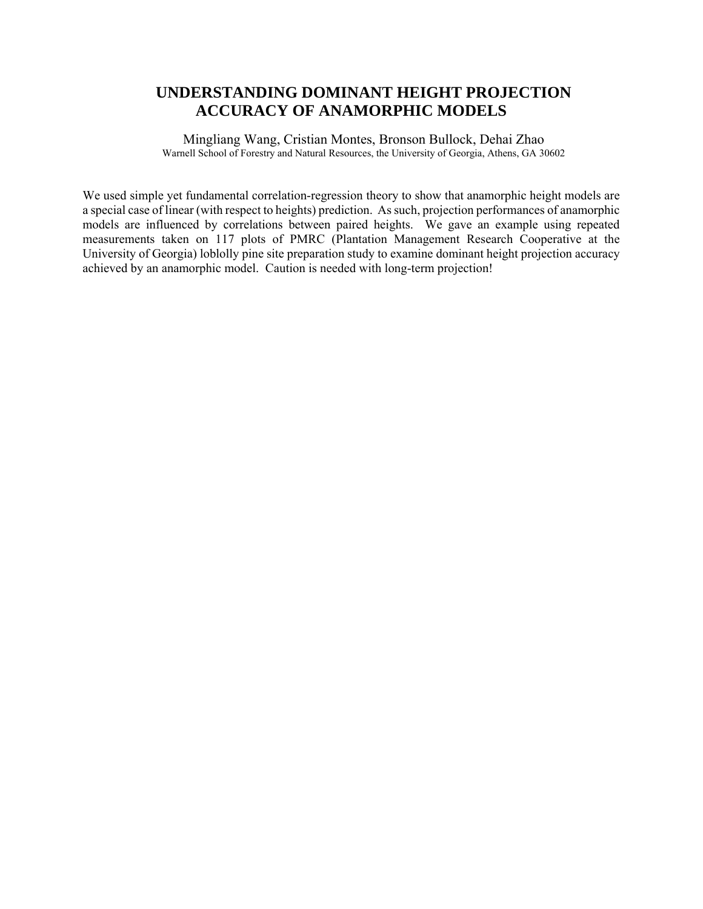# UNDERSTANDING DOMINANT HEIGHT PROJECTION ACCURACY OF ANAMORPHIC MODELS

Mingliang Wang, Cristian Montes, Bronson Bullock, Dehai Zhao

Warnell School of Forestry and Natural Resources, the University of Georgia, Athens, GA 30602

We used simple yet fundamental correlation-regression theory to show that anamorphic height models are a special case of linear (with respect to heights) prediction. As such, projection performances of anamorphic models are influenced by correlations between paired heights. We gave an example using repeated measurements taken on 117 plots of PMRC (Plantation Management Research Cooperative at the University of Georgia) loblolly pine site preparation study to examine dominant height projection accuracy achieved by an anamorphic model. Caution is needed with long-term projection!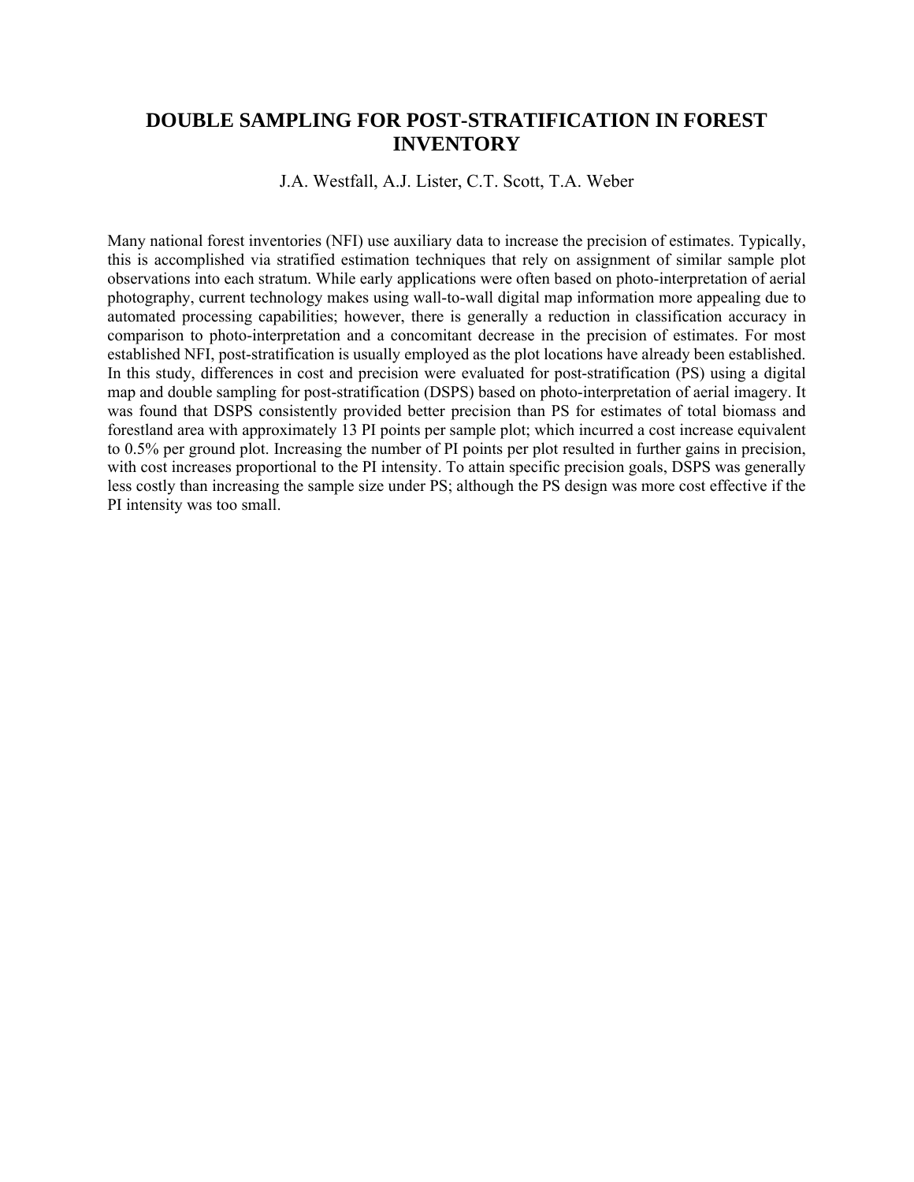# DOUBLE SAMPLING FOR POST-STRATIFICATION IN FOREST INVENTORY

J.A. Westfall, A.J. Lister, C.T. Scott, T.A. Weber

Many national forest inventories (NFI) use auxiliary data to increase the precision of estimates. Typically, this is accomplished via stratified estimation techniques that rely on assignment of similar sample plot observations into each stratum. While early applications were often based on photo-interpretation of aerial photography, current technology makes using wall-to-wall digital map information more appealing due to automated processing capabilities; however, there is generally a reduction in classification accuracy in comparison to photo-interpretation and a concomitant decrease in the precision of estimates. For most established NFI, post-stratification is usually employed as the plot locations have already been established. In this study, differences in cost and precision were evaluated for post-stratification (PS) using a digital map and double sampling for post-stratification (DSPS) based on photo-interpretation of aerial imagery. It was found that DSPS consistently provided better precision than PS for estimates of total biomass and forestland area with approximately 13 PI points per sample plot; which incurred a cost increase equivalent to 0.5% per ground plot. Increasing the number of PI points per plot resulted in further gains in precision, with cost increases proportional to the PI intensity. To attain specific precision goals, DSPS was generally less costly than increasing the sample size under PS; although the PS design was more cost effective if the PI intensity was too small.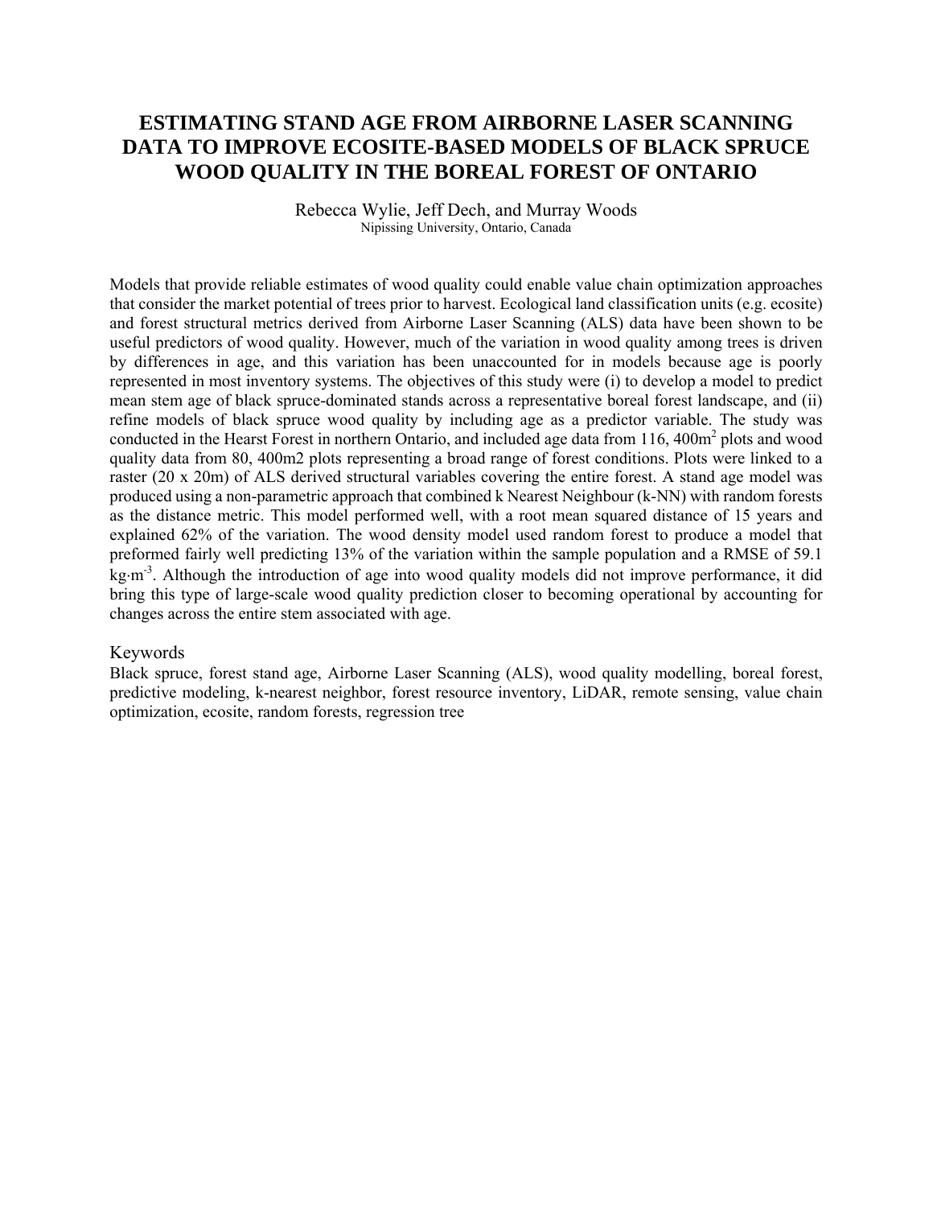# ESTIMATING STAND AGE FROM AIRBORNE LASER SCANNING DATA TO IMPROVE ECOSITE-BASED MODELS OF BLACK SPRUCE WOOD QUALITY IN THE BOREAL FOREST OF ONTARIO

Rebecca Wylie, Jeff Dech, and Murray Woods
Nipissing University, Ontario, Canada

Models that provide reliable estimates of wood quality could enable value chain optimization approaches that consider the market potential of trees prior to harvest. Ecological land classification units (e.g. ecosite) and forest structural metrics derived from Airborne Laser Scanning (ALS) data have been shown to be useful predictors of wood quality. However, much of the variation in wood quality among trees is driven by differences in age, and this variation has been unaccounted for in models because age is poorly represented in most inventory systems. The objectives of this study were (i) to develop a model to predict mean stem age of black spruce-dominated stands across a representative boreal forest landscape, and (ii) refine models of black spruce wood quality by including age as a predictor variable. The study was conducted in the Hearst Forest in northern Ontario, and included age data from 116, 400m$^2$ plots and wood quality data from 80, 400m2 plots representing a broad range of forest conditions. Plots were linked to a raster (20 x 20m) of ALS derived structural variables covering the entire forest. A stand age model was produced using a non-parametric approach that combined k Nearest Neighbour (k-NN) with random forests as the distance metric. This model performed well, with a root mean squared distance of 15 years and explained 62% of the variation. The wood density model used random forest to produce a model that preformed fairly well predicting 13% of the variation within the sample population and a RMSE of 59.1 kg·m$^{-3}$. Although the introduction of age into wood quality models did not improve performance, it did bring this type of large-scale wood quality prediction closer to becoming operational by accounting for changes across the entire stem associated with age.

## Keywords

Black spruce, forest stand age, Airborne Laser Scanning (ALS), wood quality modelling, boreal forest, predictive modeling, k-nearest neighbor, forest resource inventory, LiDAR, remote sensing, value chain optimization, ecosite, random forests, regression tree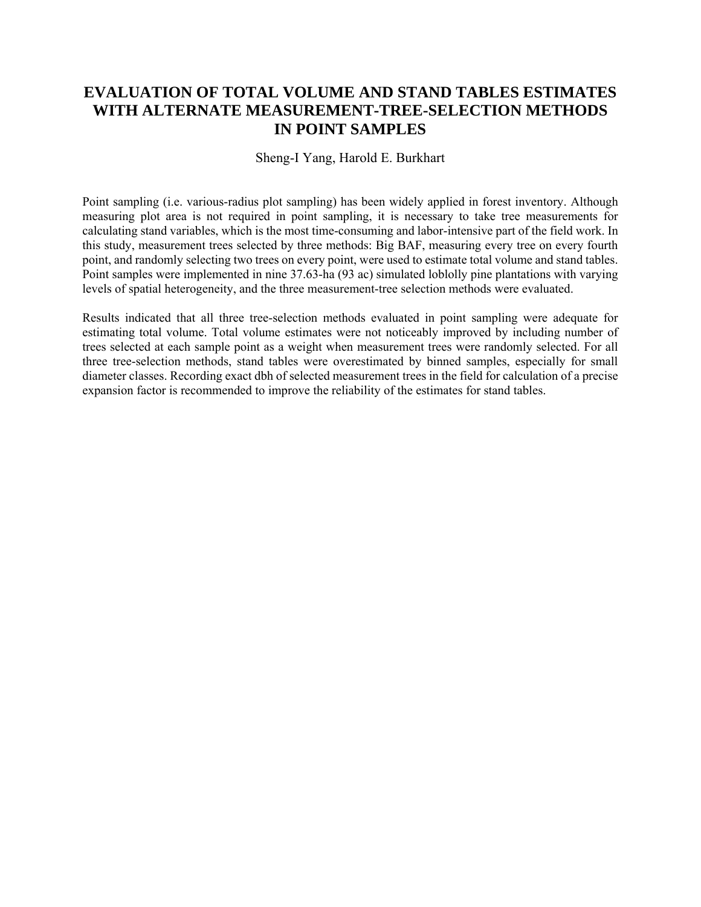# EVALUATION OF TOTAL VOLUME AND STAND TABLES ESTIMATES WITH ALTERNATE MEASUREMENT-TREE-SELECTION METHODS IN POINT SAMPLES

Sheng-I Yang, Harold E. Burkhart

Point sampling (i.e. various-radius plot sampling) has been widely applied in forest inventory. Although measuring plot area is not required in point sampling, it is necessary to take tree measurements for calculating stand variables, which is the most time-consuming and labor-intensive part of the field work. In this study, measurement trees selected by three methods: Big BAF, measuring every tree on every fourth point, and randomly selecting two trees on every point, were used to estimate total volume and stand tables. Point samples were implemented in nine 37.63-ha (93 ac) simulated loblolly pine plantations with varying levels of spatial heterogeneity, and the three measurement-tree selection methods were evaluated.

Results indicated that all three tree-selection methods evaluated in point sampling were adequate for estimating total volume. Total volume estimates were not noticeably improved by including number of trees selected at each sample point as a weight when measurement trees were randomly selected. For all three tree-selection methods, stand tables were overestimated by binned samples, especially for small diameter classes. Recording exact dbh of selected measurement trees in the field for calculation of a precise expansion factor is recommended to improve the reliability of the estimates for stand tables.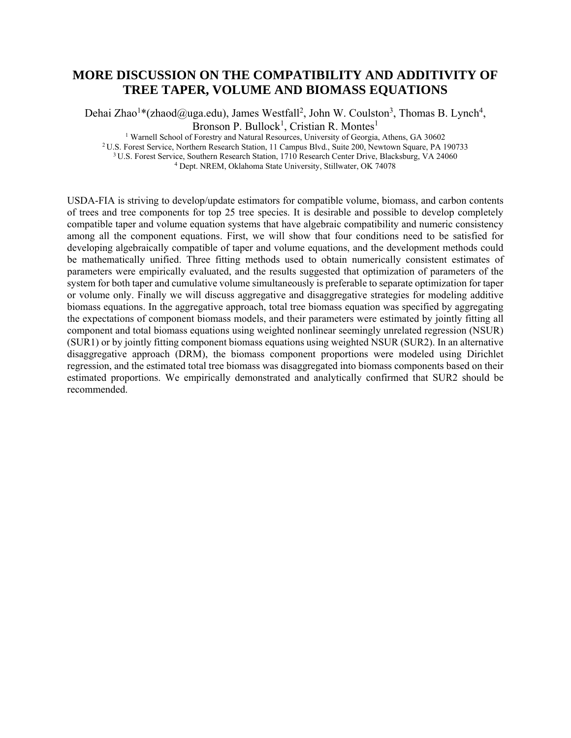# MORE DISCUSSION ON THE COMPATIBILITY AND ADDITIVITY OF TREE TAPER, VOLUME AND BIOMASS EQUATIONS

Dehai Zhao[1]*(zhaod@uga.edu), James Westfall[2], John W. Coulston[3], Thomas B. Lynch[4], Bronson P. Bullock[1], Cristian R. Montes[1]

[1] Warnell School of Forestry and Natural Resources, University of Georgia, Athens, GA 30602
[2] U.S. Forest Service, Northern Research Station, 11 Campus Blvd., Suite 200, Newtown Square, PA 190733
[3] U.S. Forest Service, Southern Research Station, 1710 Research Center Drive, Blacksburg, VA 24060
[4] Dept. NREM, Oklahoma State University, Stillwater, OK 74078

USDA-FIA is striving to develop/update estimators for compatible volume, biomass, and carbon contents of trees and tree components for top 25 tree species. It is desirable and possible to develop completely compatible taper and volume equation systems that have algebraic compatibility and numeric consistency among all the component equations. First, we will show that four conditions need to be satisfied for developing algebraically compatible of taper and volume equations, and the development methods could be mathematically unified. Three fitting methods used to obtain numerically consistent estimates of parameters were empirically evaluated, and the results suggested that optimization of parameters of the system for both taper and cumulative volume simultaneously is preferable to separate optimization for taper or volume only. Finally we will discuss aggregative and disaggregative strategies for modeling additive biomass equations. In the aggregative approach, total tree biomass equation was specified by aggregating the expectations of component biomass models, and their parameters were estimated by jointly fitting all component and total biomass equations using weighted nonlinear seemingly unrelated regression (NSUR) (SUR1) or by jointly fitting component biomass equations using weighted NSUR (SUR2). In an alternative disaggregative approach (DRM), the biomass component proportions were modeled using Dirichlet regression, and the estimated total tree biomass was disaggregated into biomass components based on their estimated proportions. We empirically demonstrated and analytically confirmed that SUR2 should be recommended.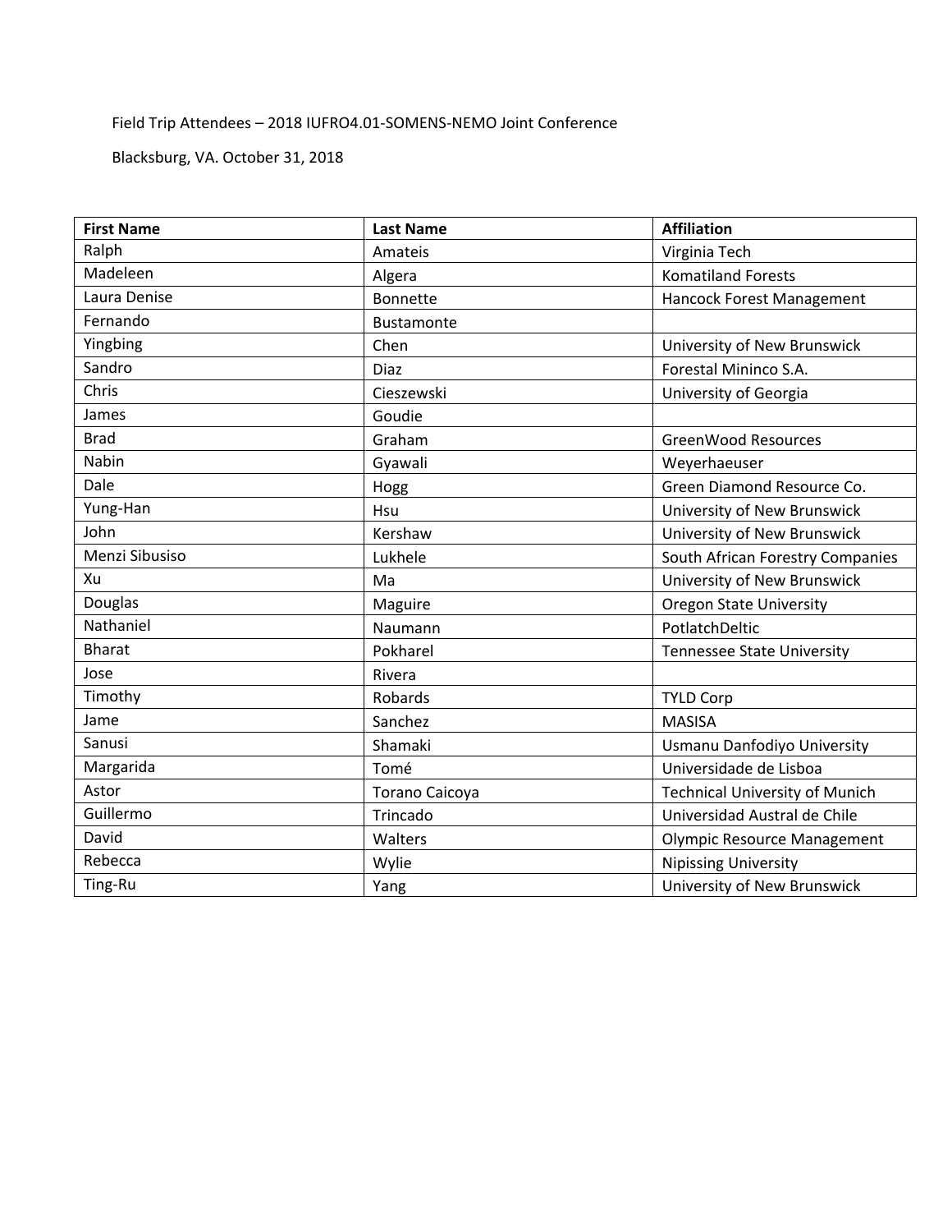Field Trip Attendees – 2018 IUFRO4.01-SOMENS-NEMO Joint Conference

Blacksburg, VA. October 31, 2018

| First Name | Last Name | Affiliation |
| --- | --- | --- |
| Ralph | Amateis | Virginia Tech |
| Madeleen | Algera | Komatiland Forests |
| Laura Denise | Bonnette | Hancock Forest Management |
| Fernando | Bustamonte | |
| Yingbing | Chen | University of New Brunswick |
| Sandro | Diaz | Forestal Mininco S.A. |
| Chris | Cieszewski | University of Georgia |
| James | Goudie | |
| Brad | Graham | GreenWood Resources |
| Nabin | Gyawali | Weyerhaeuser |
| Dale | Hogg | Green Diamond Resource Co. |
| Yung-Han | Hsu | University of New Brunswick |
| John | Kershaw | University of New Brunswick |
| Menzi Sibusiso | Lukhele | South African Forestry Companies |
| Xu | Ma | University of New Brunswick |
| Douglas | Maguire | Oregon State University |
| Nathaniel | Naumann | PotlatchDeltic |
| Bharat | Pokharel | Tennessee State University |
| Jose | Rivera | |
| Timothy | Robards | TYLD Corp |
| Jame | Sanchez | MASISA |
| Sanusi | Shamaki | Usmanu Danfodiyo University |
| Margarida | Tomé | Universidade de Lisboa |
| Astor | Torano Caicoya | Technical University of Munich |
| Guillermo | Trincado | Universidad Austral de Chile |
| David | Walters | Olympic Resource Management |
| Rebecca | Wylie | Nipissing University |
| Ting-Ru | Yang | University of New Brunswick |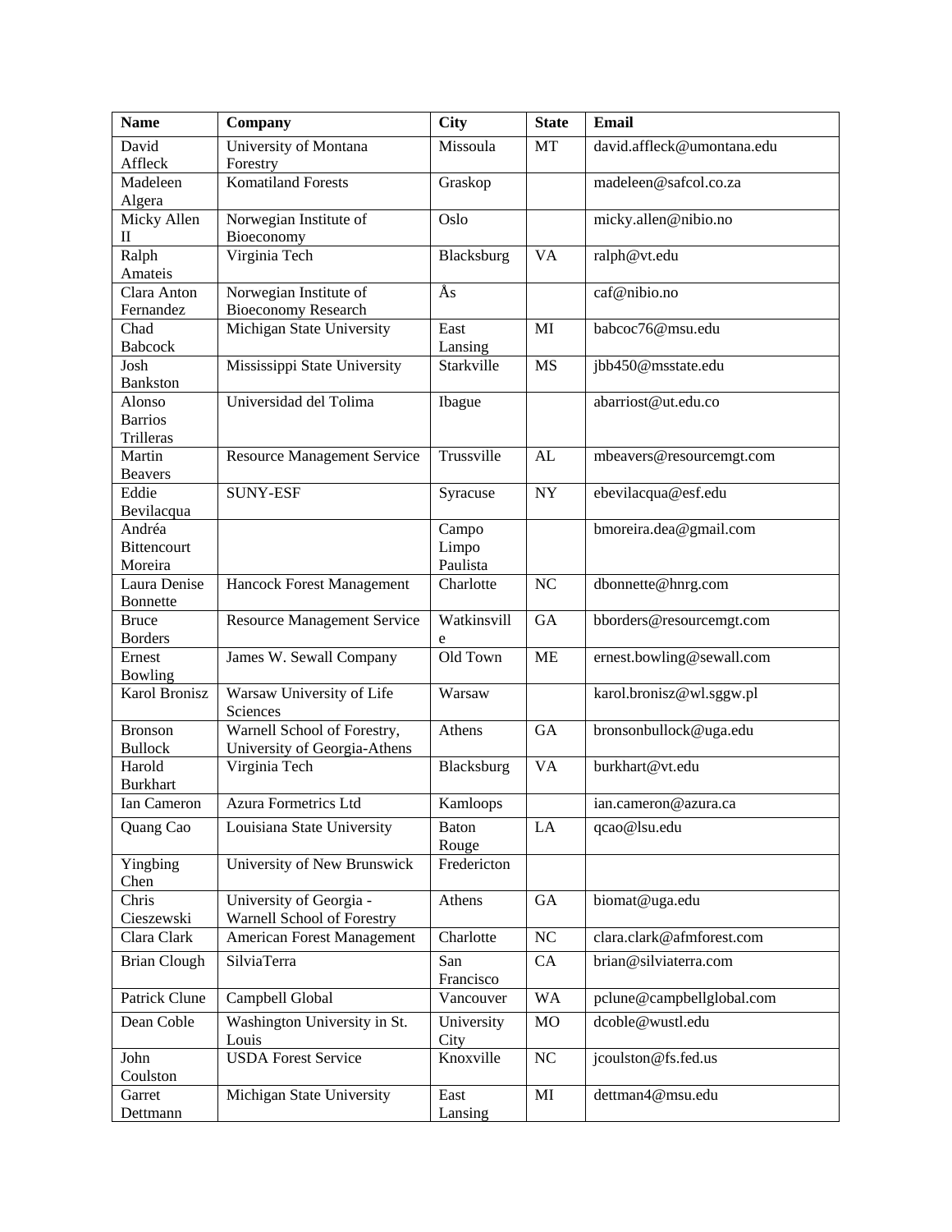| Name | Company | City | State | Email |
|---|---|---|---|---|
| David Affleck | University of Montana Forestry | Missoula | MT | david.affleck@umontana.edu |
| Madeleen Algera | Komatiland Forests | Graskop | | madeleen@safcol.co.za |
| Micky Allen II | Norwegian Institute of Bioeconomy | Oslo | | micky.allen@nibio.no |
| Ralph Amateis | Virginia Tech | Blacksburg | VA | ralph@vt.edu |
| Clara Anton Fernandez | Norwegian Institute of Bioeconomy Research | Ås | | caf@nibio.no |
| Chad Babcock | Michigan State University | East Lansing | MI | babcoc76@msu.edu |
| Josh Bankston | Mississippi State University | Starkville | MS | jbb450@msstate.edu |
| Alonso Barrios Trilleras | Universidad del Tolima | Ibague | | abarriost@ut.edu.co |
| Martin Beavers | Resource Management Service | Trussville | AL | mbeavers@resourcemgt.com |
| Eddie Bevilacqua | SUNY-ESF | Syracuse | NY | ebevilacqua@esf.edu |
| Andréa Bittencourt Moreira | | Campo Limpo Paulista | | bmoreira.dea@gmail.com |
| Laura Denise Bonnette | Hancock Forest Management | Charlotte | NC | dbonnette@hnrg.com |
| Bruce Borders | Resource Management Service | Watkinsville | GA | bborders@resourcemgt.com |
| Ernest Bowling | James W. Sewall Company | Old Town | ME | ernest.bowling@sewall.com |
| Karol Bronisz | Warsaw University of Life Sciences | Warsaw | | karol.bronisz@wl.sggw.pl |
| Bronson Bullock | Warnell School of Forestry, University of Georgia-Athens | Athens | GA | bronsonbullock@uga.edu |
| Harold Burkhart | Virginia Tech | Blacksburg | VA | burkhart@vt.edu |
| Ian Cameron | Azura Formetrics Ltd | Kamloops | | ian.cameron@azura.ca |
| Quang Cao | Louisiana State University | Baton Rouge | LA | qcao@lsu.edu |
| Yingbing Chen | University of New Brunswick | Fredericton | | |
| Chris Cieszewski | University of Georgia - Warnell School of Forestry | Athens | GA | biomat@uga.edu |
| Clara Clark | American Forest Management | Charlotte | NC | clara.clark@afmforest.com |
| Brian Clough | SilviaTerra | San Francisco | CA | brian@silviaterra.com |
| Patrick Clune | Campbell Global | Vancouver | WA | pclune@campbellglobal.com |
| Dean Coble | Washington University in St. Louis | University City | MO | dcoble@wustl.edu |
| John Coulston | USDA Forest Service | Knoxville | NC | jcoulston@fs.fed.us |
| Garret Dettmann | Michigan State University | East Lansing | MI | dettman4@msu.edu |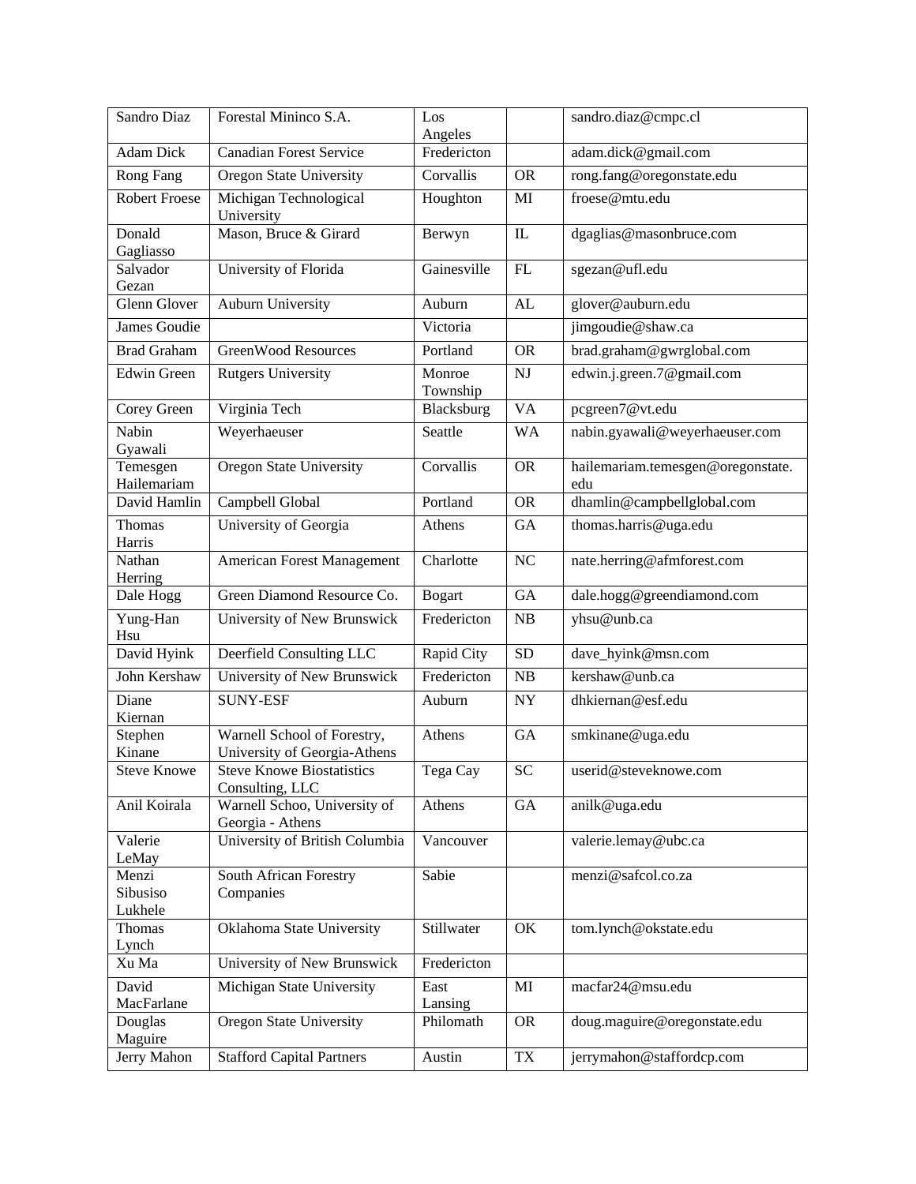| Sandro Diaz | Forestal Mininco S.A. | Los Angeles | | sandro.diaz@cmpc.cl |
|---|---|---|---|---|
| Adam Dick | Canadian Forest Service | Fredericton | | adam.dick@gmail.com |
| Rong Fang | Oregon State University | Corvallis | OR | rong.fang@oregonstate.edu |
| Robert Froese | Michigan Technological University | Houghton | MI | froese@mtu.edu |
| Donald Gagliasso | Mason, Bruce & Girard | Berwyn | IL | dgaglias@masonbruce.com |
| Salvador Gezan | University of Florida | Gainesville | FL | sgezan@ufl.edu |
| Glenn Glover | Auburn University | Auburn | AL | glover@auburn.edu |
| James Goudie | | Victoria | | jimgoudie@shaw.ca |
| Brad Graham | GreenWood Resources | Portland | OR | brad.graham@gwrglobal.com |
| Edwin Green | Rutgers University | Monroe Township | NJ | edwin.j.green.7@gmail.com |
| Corey Green | Virginia Tech | Blacksburg | VA | pcgreen7@vt.edu |
| Nabin Gyawali | Weyerhaeuser | Seattle | WA | nabin.gyawali@weyerhaeuser.com |
| Temesgen Hailemariam | Oregon State University | Corvallis | OR | hailemariam.temesgen@oregonstate.edu |
| David Hamlin | Campbell Global | Portland | OR | dhamlin@campbellglobal.com |
| Thomas Harris | University of Georgia | Athens | GA | thomas.harris@uga.edu |
| Nathan Herring | American Forest Management | Charlotte | NC | nate.herring@afmforest.com |
| Dale Hogg | Green Diamond Resource Co. | Bogart | GA | dale.hogg@greendiamond.com |
| Yung-Han Hsu | University of New Brunswick | Fredericton | NB | yhsu@unb.ca |
| David Hyink | Deerfield Consulting LLC | Rapid City | SD | dave_hyink@msn.com |
| John Kershaw | University of New Brunswick | Fredericton | NB | kershaw@unb.ca |
| Diane Kiernan | SUNY-ESF | Auburn | NY | dhkiernan@esf.edu |
| Stephen Kinane | Warnell School of Forestry, University of Georgia-Athens | Athens | GA | smkinane@uga.edu |
| Steve Knowe | Steve Knowe Biostatistics Consulting, LLC | Tega Cay | SC | userid@steveknowe.com |
| Anil Koirala | Warnell Schoo, University of Georgia - Athens | Athens | GA | anilk@uga.edu |
| Valerie LeMay | University of British Columbia | Vancouver | | valerie.lemay@ubc.ca |
| Menzi Sibusiso Lukhele | South African Forestry Companies | Sabie | | menzi@safcol.co.za |
| Thomas Lynch | Oklahoma State University | Stillwater | OK | tom.lynch@okstate.edu |
| Xu Ma | University of New Brunswick | Fredericton | | |
| David MacFarlane | Michigan State University | East Lansing | MI | macfar24@msu.edu |
| Douglas Maguire | Oregon State University | Philomath | OR | doug.maguire@oregonstate.edu |
| Jerry Mahon | Stafford Capital Partners | Austin | TX | jerrymahon@staffordcp.com |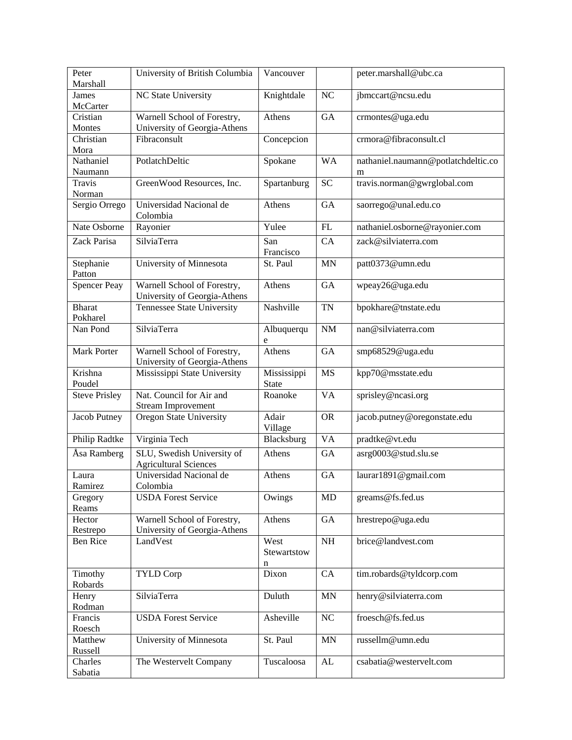| Peter Marshall | University of British Columbia | Vancouver | | peter.marshall@ubc.ca |
|---|---|---|---|---|
| James McCarter | NC State University | Knightdale | NC | jbmccart@ncsu.edu |
| Cristian Montes | Warnell School of Forestry, University of Georgia-Athens | Athens | GA | crmontes@uga.edu |
| Christian Mora | Fibraconsult | Concepcion | | crmora@fibraconsult.cl |
| Nathaniel Naumann | PotlatchDeltic | Spokane | WA | nathaniel.naumann@potlatchdeltic.com |
| Travis Norman | GreenWood Resources, Inc. | Spartanburg | SC | travis.norman@gwrglobal.com |
| Sergio Orrego | Universidad Nacional de Colombia | Athens | GA | saorrego@unal.edu.co |
| Nate Osborne | Rayonier | Yulee | FL | nathaniel.osborne@rayonier.com |
| Zack Parisa | SilviaTerra | San Francisco | CA | zack@silviaterra.com |
| Stephanie Patton | University of Minnesota | St. Paul | MN | patt0373@umn.edu |
| Spencer Peay | Warnell School of Forestry, University of Georgia-Athens | Athens | GA | wpeay26@uga.edu |
| Bharat Pokharel | Tennessee State University | Nashville | TN | bpokhare@tnstate.edu |
| Nan Pond | SilviaTerra | Albuquerque | NM | nan@silviaterra.com |
| Mark Porter | Warnell School of Forestry, University of Georgia-Athens | Athens | GA | smp68529@uga.edu |
| Krishna Poudel | Mississippi State University | Mississippi State | MS | kpp70@msstate.edu |
| Steve Prisley | Nat. Council for Air and Stream Improvement | Roanoke | VA | sprisley@ncasi.org |
| Jacob Putney | Oregon State University | Adair Village | OR | jacob.putney@oregonstate.edu |
| Philip Radtke | Virginia Tech | Blacksburg | VA | pradtke@vt.edu |
| Åsa Ramberg | SLU, Swedish University of Agricultural Sciences | Athens | GA | asrg0003@stud.slu.se |
| Laura Ramirez | Universidad Nacional de Colombia | Athens | GA | laurar1891@gmail.com |
| Gregory Reams | USDA Forest Service | Owings | MD | greams@fs.fed.us |
| Hector Restrepo | Warnell School of Forestry, University of Georgia-Athens | Athens | GA | hrestrepo@uga.edu |
| Ben Rice | LandVest | West Stewartstown | NH | brice@landvest.com |
| Timothy Robards | TYLD Corp | Dixon | CA | tim.robards@tyldcorp.com |
| Henry Rodman | SilviaTerra | Duluth | MN | henry@silviaterra.com |
| Francis Roesch | USDA Forest Service | Asheville | NC | froesch@fs.fed.us |
| Matthew Russell | University of Minnesota | St. Paul | MN | russellm@umn.edu |
| Charles Sabatia | The Westervelt Company | Tuscaloosa | AL | csabatia@westervelt.com |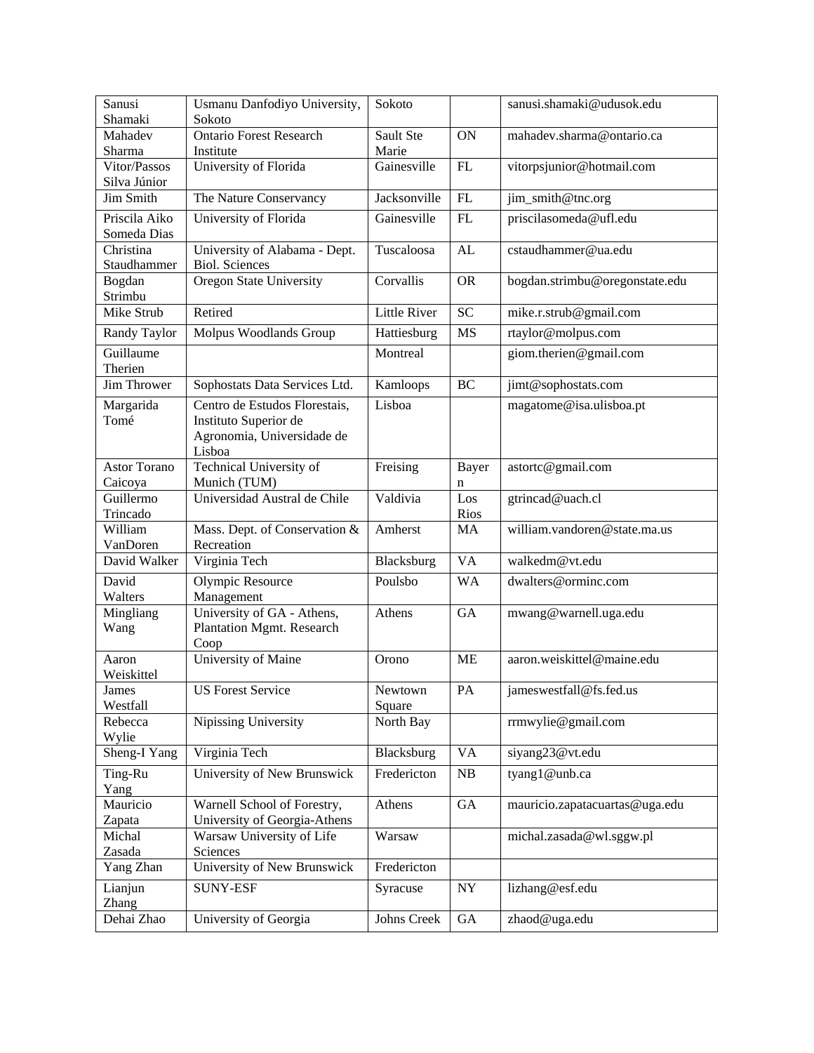| | | | | |
|---|---|---|---|---|
| Sanusi Shamaki | Usmanu Danfodiyo University, Sokoto | Sokoto | | sanusi.shamaki@udusok.edu |
| Mahadev Sharma | Ontario Forest Research Institute | Sault Ste Marie | ON | mahadev.sharma@ontario.ca |
| Vitor/Passos Silva Júnior | University of Florida | Gainesville | FL | vitorpsjunior@hotmail.com |
| Jim Smith | The Nature Conservancy | Jacksonville | FL | jim_smith@tnc.org |
| Priscila Aiko Someda Dias | University of Florida | Gainesville | FL | priscilasomeda@ufl.edu |
| Christina Staudhammer | University of Alabama - Dept. Biol. Sciences | Tuscaloosa | AL | cstaudhammer@ua.edu |
| Bogdan Strimbu | Oregon State University | Corvallis | OR | bogdan.strimbu@oregonstate.edu |
| Mike Strub | Retired | Little River | SC | mike.r.strub@gmail.com |
| Randy Taylor | Molpus Woodlands Group | Hattiesburg | MS | rtaylor@molpus.com |
| Guillaume Therien | | Montreal | | giom.therien@gmail.com |
| Jim Thrower | Sophostats Data Services Ltd. | Kamloops | BC | jimt@sophostats.com |
| Margarida Tomé | Centro de Estudos Florestais, Instituto Superior de Agronomia, Universidade de Lisboa | Lisboa | | magatome@isa.ulisboa.pt |
| Astor Torano Caicoya | Technical University of Munich (TUM) | Freising | Bayern | astortc@gmail.com |
| Guillermo Trincado | Universidad Austral de Chile | Valdivia | Los Rios | gtrincad@uach.cl |
| William VanDoren | Mass. Dept. of Conservation & Recreation | Amherst | MA | william.vandoren@state.ma.us |
| David Walker | Virginia Tech | Blacksburg | VA | walkedm@vt.edu |
| David Walters | Olympic Resource Management | Poulsbo | WA | dwalters@orminc.com |
| Mingliang Wang | University of GA - Athens, Plantation Mgmt. Research Coop | Athens | GA | mwang@warnell.uga.edu |
| Aaron Weiskittel | University of Maine | Orono | ME | aaron.weiskittel@maine.edu |
| James Westfall | US Forest Service | Newtown Square | PA | jameswestfall@fs.fed.us |
| Rebecca Wylie | Nipissing University | North Bay | | rrmwylie@gmail.com |
| Sheng-I Yang | Virginia Tech | Blacksburg | VA | siyang23@vt.edu |
| Ting-Ru Yang | University of New Brunswick | Fredericton | NB | tyang1@unb.ca |
| Mauricio Zapata | Warnell School of Forestry, University of Georgia-Athens | Athens | GA | mauricio.zapatacuartas@uga.edu |
| Michal Zasada | Warsaw University of Life Sciences | Warsaw | | michal.zasada@wl.sggw.pl |
| Yang Zhan | University of New Brunswick | Fredericton | | |
| Lianjun Zhang | SUNY-ESF | Syracuse | NY | lizhang@esf.edu |
| Dehai Zhao | University of Georgia | Johns Creek | GA | zhaod@uga.edu |